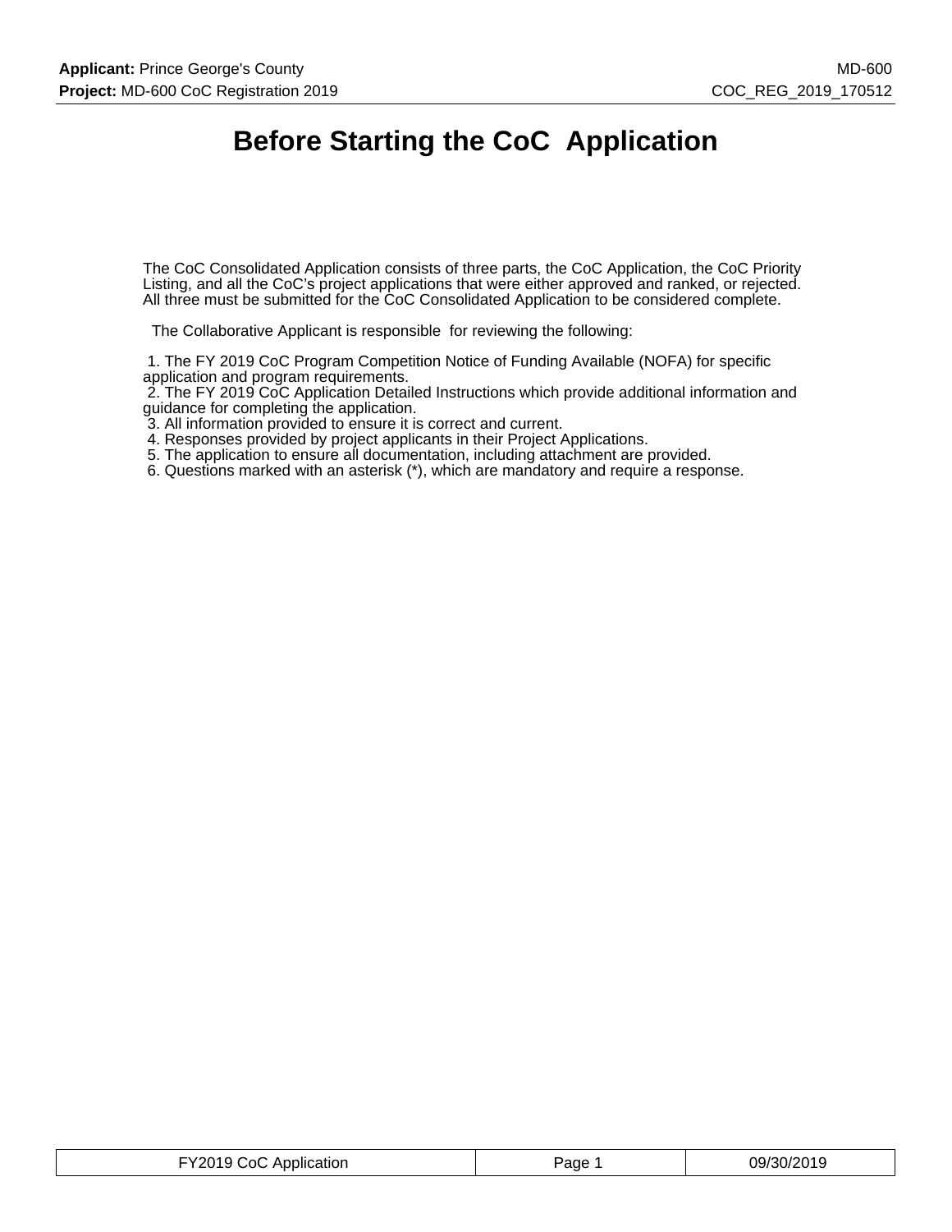# Before Starting the CoC Application

The CoC Consolidated Application consists of three parts, the CoC Application, the CoC Priority Listing, and all the CoC's project applications that were either approved and ranked, or rejected. All three must be submitted for the CoC Consolidated Application to be considered complete.

The Collaborative Applicant is responsible for reviewing the following:

1. The FY 2019 CoC Program Competition Notice of Funding Available (NOFA) for specific application and program requirements.
2. The FY 2019 CoC Application Detailed Instructions which provide additional information and guidance for completing the application.
3. All information provided to ensure it is correct and current.
4. Responses provided by project applicants in their Project Applications.
5. The application to ensure all documentation, including attachment are provided.
6. Questions marked with an asterisk (*), which are mandatory and require a response.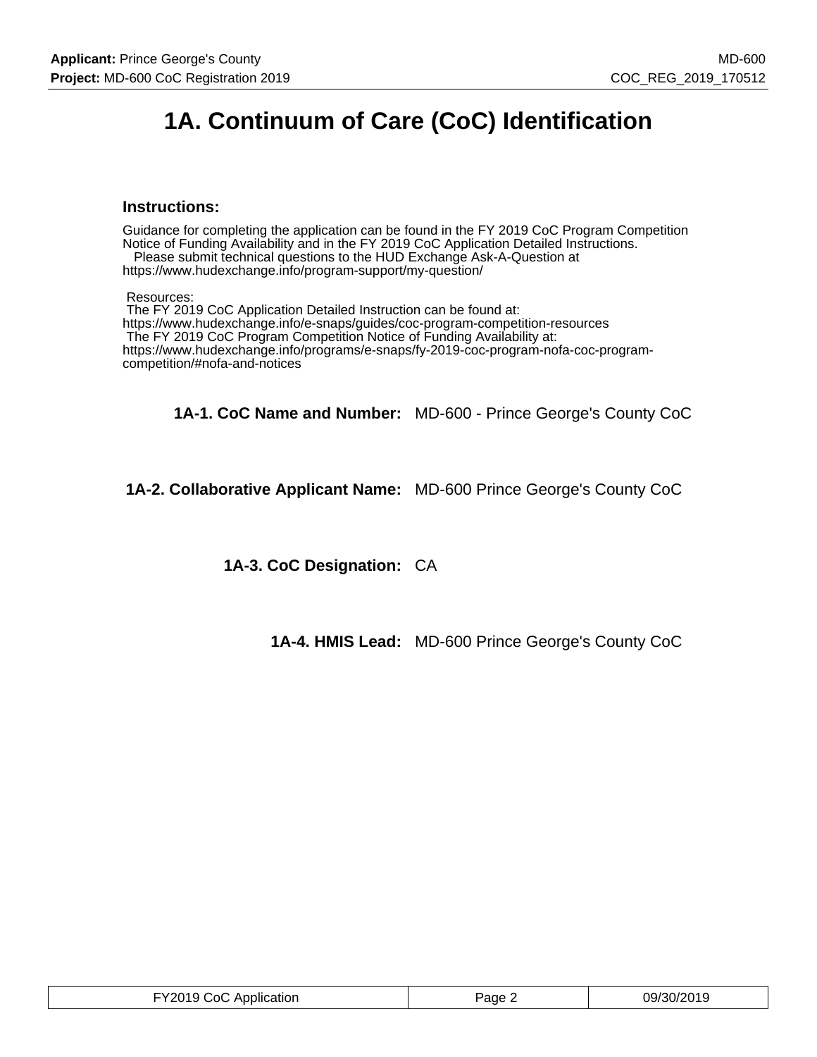# 1A. Continuum of Care (CoC) Identification

### Instructions:

Guidance for completing the application can be found in the FY 2019 CoC Program Competition Notice of Funding Availability and in the FY 2019 CoC Application Detailed Instructions.
Please submit technical questions to the HUD Exchange Ask-A-Question at https://www.hudexchange.info/program-support/my-question/

Resources:
The FY 2019 CoC Application Detailed Instruction can be found at: https://www.hudexchange.info/e-snaps/guides/coc-program-competition-resources
The FY 2019 CoC Program Competition Notice of Funding Availability at: https://www.hudexchange.info/programs/e-snaps/fy-2019-coc-program-nofa-coc-program-competition/#nofa-and-notices

**1A-1. CoC Name and Number:** MD-600 - Prince George's County CoC

**1A-2. Collaborative Applicant Name:** MD-600 Prince George's County CoC

**1A-3. CoC Designation:** CA

**1A-4. HMIS Lead:** MD-600 Prince George's County CoC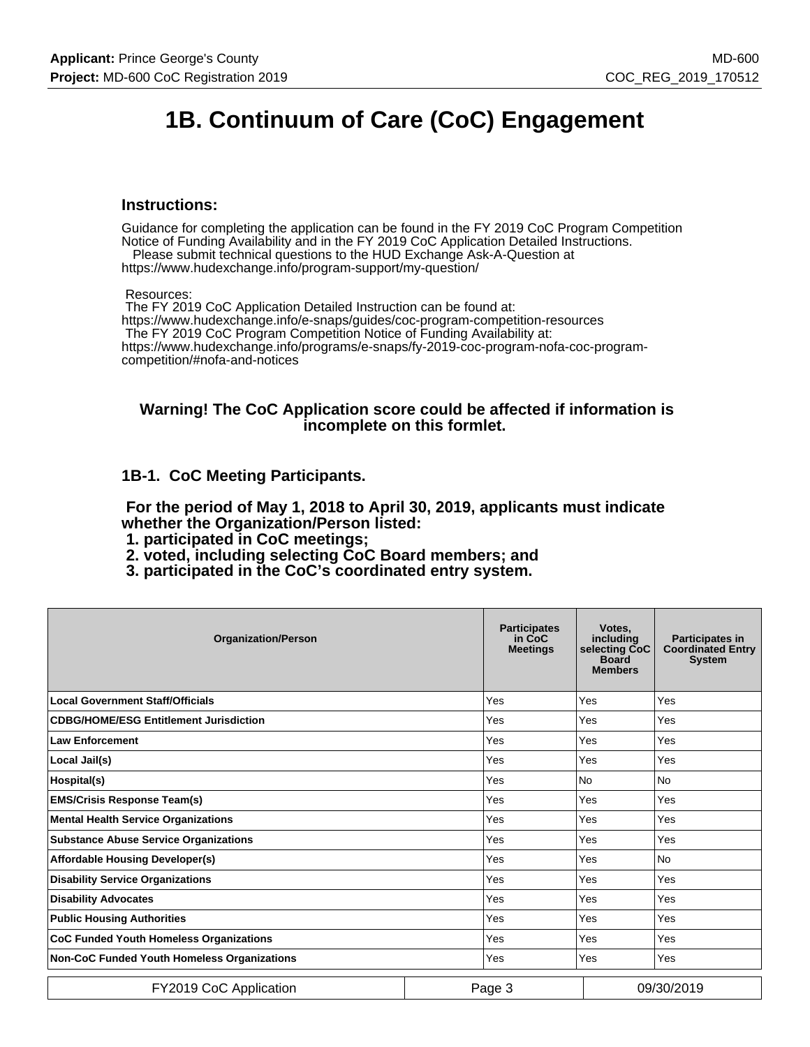# 1B. Continuum of Care (CoC) Engagement

### Instructions:

Guidance for completing the application can be found in the FY 2019 CoC Program Competition Notice of Funding Availability and in the FY 2019 CoC Application Detailed Instructions.
Please submit technical questions to the HUD Exchange Ask-A-Question at https://www.hudexchange.info/program-support/my-question/

Resources:
The FY 2019 CoC Application Detailed Instruction can be found at: https://www.hudexchange.info/e-snaps/guides/coc-program-competition-resources
The FY 2019 CoC Program Competition Notice of Funding Availability at: https://www.hudexchange.info/programs/e-snaps/fy-2019-coc-program-nofa-coc-program-competition/#nofa-and-notices

**Warning! The CoC Application score could be affected if information is incomplete on this formlet.**

### 1B-1. CoC Meeting Participants.

**For the period of May 1, 2018 to April 30, 2019, applicants must indicate whether the Organization/Person listed:**
**1. participated in CoC meetings;**
**2. voted, including selecting CoC Board members; and**
**3. participated in the CoC's coordinated entry system.**

| Organization/Person | Participates in CoC Meetings | Votes, including selecting CoC Board Members | Participates in Coordinated Entry System |
|---|---|---|---|
| **Local Government Staff/Officials** | Yes | Yes | Yes |
| **CDBG/HOME/ESG Entitlement Jurisdiction** | Yes | Yes | Yes |
| **Law Enforcement** | Yes | Yes | Yes |
| **Local Jail(s)** | Yes | Yes | Yes |
| **Hospital(s)** | Yes | No | No |
| **EMS/Crisis Response Team(s)** | Yes | Yes | Yes |
| **Mental Health Service Organizations** | Yes | Yes | Yes |
| **Substance Abuse Service Organizations** | Yes | Yes | Yes |
| **Affordable Housing Developer(s)** | Yes | Yes | No |
| **Disability Service Organizations** | Yes | Yes | Yes |
| **Disability Advocates** | Yes | Yes | Yes |
| **Public Housing Authorities** | Yes | Yes | Yes |
| **CoC Funded Youth Homeless Organizations** | Yes | Yes | Yes |
| **Non-CoC Funded Youth Homeless Organizations** | Yes | Yes | Yes |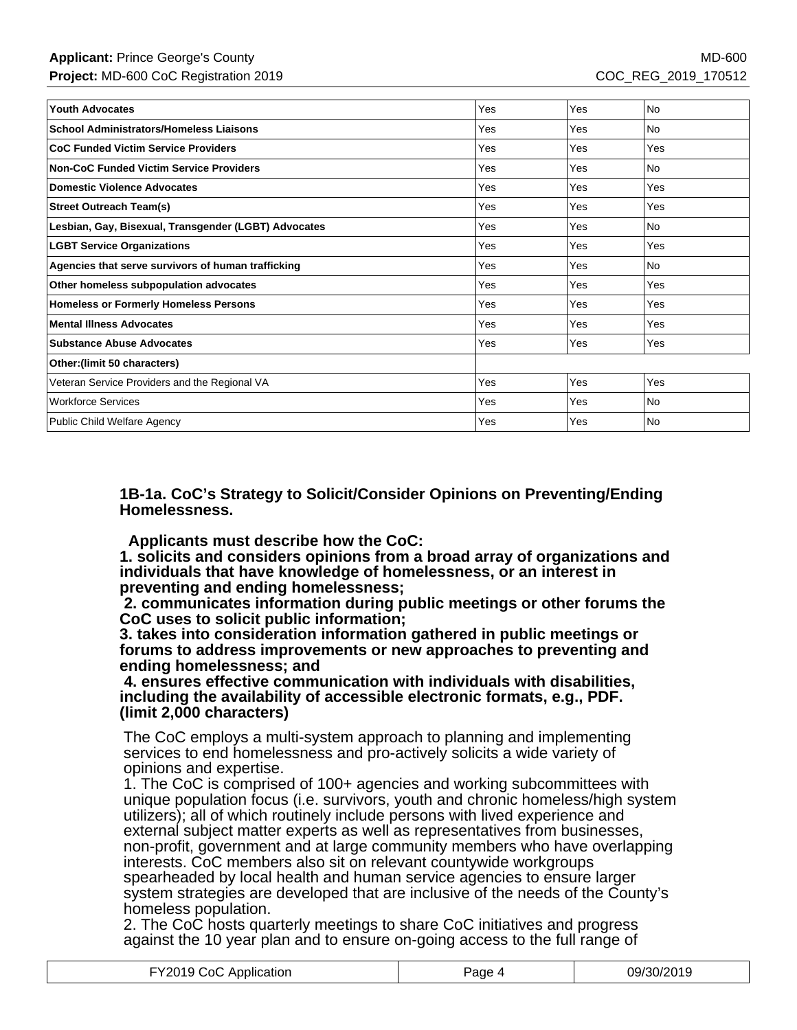| | | | |
|---|---|---|---|
| **Youth Advocates** | Yes | Yes | No |
| **School Administrators/Homeless Liaisons** | Yes | Yes | No |
| **CoC Funded Victim Service Providers** | Yes | Yes | Yes |
| **Non-CoC Funded Victim Service Providers** | Yes | Yes | No |
| **Domestic Violence Advocates** | Yes | Yes | Yes |
| **Street Outreach Team(s)** | Yes | Yes | Yes |
| **Lesbian, Gay, Bisexual, Transgender (LGBT) Advocates** | Yes | Yes | No |
| **LGBT Service Organizations** | Yes | Yes | Yes |
| **Agencies that serve survivors of human trafficking** | Yes | Yes | No |
| **Other homeless subpopulation advocates** | Yes | Yes | Yes |
| **Homeless or Formerly Homeless Persons** | Yes | Yes | Yes |
| **Mental Illness Advocates** | Yes | Yes | Yes |
| **Substance Abuse Advocates** | Yes | Yes | Yes |
| **Other:(limit 50 characters)** | | | |
| Veteran Service Providers and the Regional VA | Yes | Yes | Yes |
| Workforce Services | Yes | Yes | No |
| Public Child Welfare Agency | Yes | Yes | No |

### 1B-1a. CoC's Strategy to Solicit/Consider Opinions on Preventing/Ending Homelessness.

**Applicants must describe how the CoC:**
**1. solicits and considers opinions from a broad array of organizations and individuals that have knowledge of homelessness, or an interest in preventing and ending homelessness;**
**2. communicates information during public meetings or other forums the CoC uses to solicit public information;**
**3. takes into consideration information gathered in public meetings or forums to address improvements or new approaches to preventing and ending homelessness; and**
**4. ensures effective communication with individuals with disabilities, including the availability of accessible electronic formats, e.g., PDF. (limit 2,000 characters)**

The CoC employs a multi-system approach to planning and implementing services to end homelessness and pro-actively solicits a wide variety of opinions and expertise.
1. The CoC is comprised of 100+ agencies and working subcommittees with unique population focus (i.e. survivors, youth and chronic homeless/high system utilizers); all of which routinely include persons with lived experience and external subject matter experts as well as representatives from businesses, non-profit, government and at large community members who have overlapping interests. CoC members also sit on relevant countywide workgroups spearheaded by local health and human service agencies to ensure larger system strategies are developed that are inclusive of the needs of the County's homeless population.
2. The CoC hosts quarterly meetings to share CoC initiatives and progress against the 10 year plan and to ensure on-going access to the full range of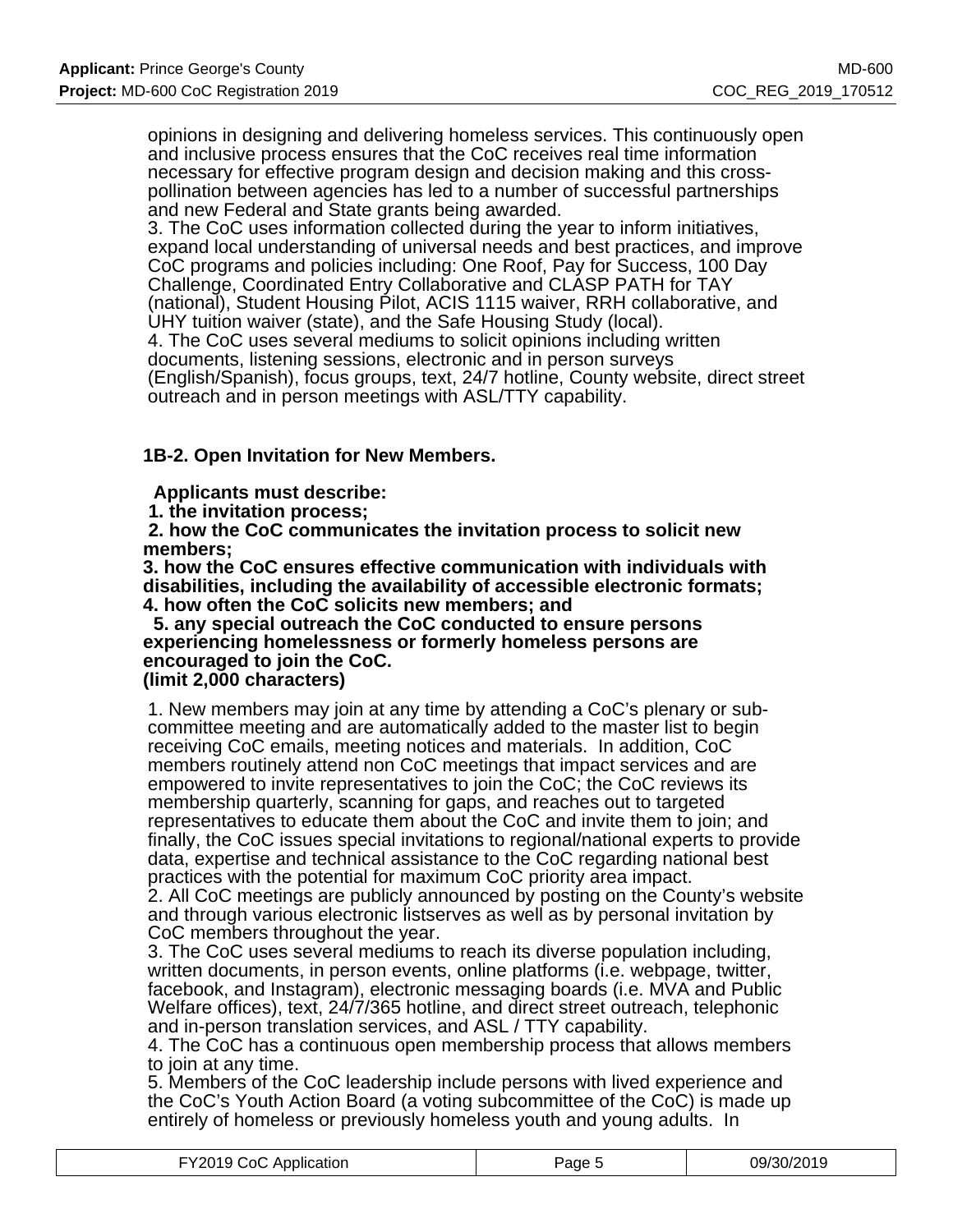opinions in designing and delivering homeless services. This continuously open and inclusive process ensures that the CoC receives real time information necessary for effective program design and decision making and this cross-pollination between agencies has led to a number of successful partnerships and new Federal and State grants being awarded.
3. The CoC uses information collected during the year to inform initiatives, expand local understanding of universal needs and best practices, and improve CoC programs and policies including: One Roof, Pay for Success, 100 Day Challenge, Coordinated Entry Collaborative and CLASP PATH for TAY (national), Student Housing Pilot, ACIS 1115 waiver, RRH collaborative, and UHY tuition waiver (state), and the Safe Housing Study (local).
4. The CoC uses several mediums to solicit opinions including written documents, listening sessions, electronic and in person surveys (English/Spanish), focus groups, text, 24/7 hotline, County website, direct street outreach and in person meetings with ASL/TTY capability.

### 1B-2. Open Invitation for New Members.

**Applicants must describe:**
**1. the invitation process;**
**2. how the CoC communicates the invitation process to solicit new members;**
**3. how the CoC ensures effective communication with individuals with disabilities, including the availability of accessible electronic formats;**
**4. how often the CoC solicits new members; and**
**5. any special outreach the CoC conducted to ensure persons experiencing homelessness or formerly homeless persons are encouraged to join the CoC.**
**(limit 2,000 characters)**

1. New members may join at any time by attending a CoC's plenary or sub-committee meeting and are automatically added to the master list to begin receiving CoC emails, meeting notices and materials. In addition, CoC members routinely attend non CoC meetings that impact services and are empowered to invite representatives to join the CoC; the CoC reviews its membership quarterly, scanning for gaps, and reaches out to targeted representatives to educate them about the CoC and invite them to join; and finally, the CoC issues special invitations to regional/national experts to provide data, expertise and technical assistance to the CoC regarding national best practices with the potential for maximum CoC priority area impact.
2. All CoC meetings are publicly announced by posting on the County's website and through various electronic listserves as well as by personal invitation by CoC members throughout the year.
3. The CoC uses several mediums to reach its diverse population including, written documents, in person events, online platforms (i.e. webpage, twitter, facebook, and Instagram), electronic messaging boards (i.e. MVA and Public Welfare offices), text, 24/7/365 hotline, and direct street outreach, telephonic and in-person translation services, and ASL / TTY capability.
4. The CoC has a continuous open membership process that allows members to join at any time.
5. Members of the CoC leadership include persons with lived experience and the CoC's Youth Action Board (a voting subcommittee of the CoC) is made up entirely of homeless or previously homeless youth and young adults. In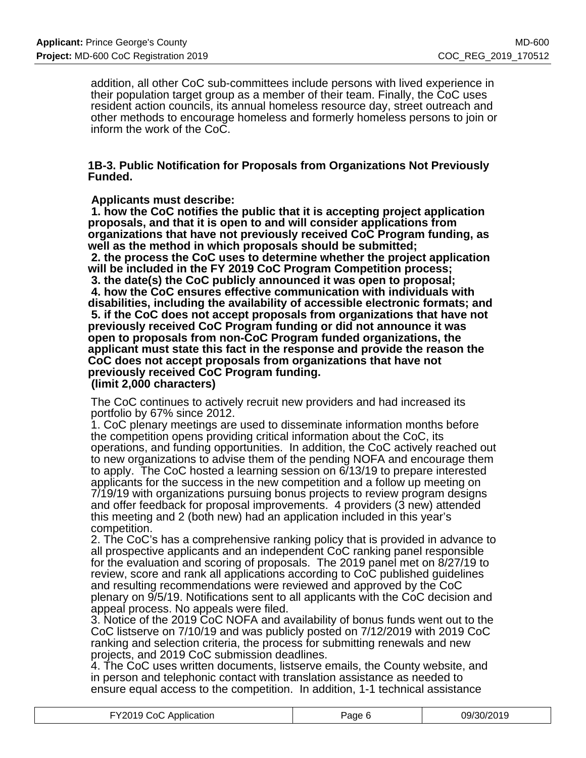addition, all other CoC sub-committees include persons with lived experience in their population target group as a member of their team. Finally, the CoC uses resident action councils, its annual homeless resource day, street outreach and other methods to encourage homeless and formerly homeless persons to join or inform the work of the CoC.

### 1B-3. Public Notification for Proposals from Organizations Not Previously Funded.

**Applicants must describe:**
**1. how the CoC notifies the public that it is accepting project application proposals, and that it is open to and will consider applications from organizations that have not previously received CoC Program funding, as well as the method in which proposals should be submitted;**
**2. the process the CoC uses to determine whether the project application will be included in the FY 2019 CoC Program Competition process;**
**3. the date(s) the CoC publicly announced it was open to proposal;**
**4. how the CoC ensures effective communication with individuals with disabilities, including the availability of accessible electronic formats; and**
**5. if the CoC does not accept proposals from organizations that have not previously received CoC Program funding or did not announce it was open to proposals from non-CoC Program funded organizations, the applicant must state this fact in the response and provide the reason the CoC does not accept proposals from organizations that have not previously received CoC Program funding.**
**(limit 2,000 characters)**

The CoC continues to actively recruit new providers and had increased its portfolio by 67% since 2012.
1. CoC plenary meetings are used to disseminate information months before the competition opens providing critical information about the CoC, its operations, and funding opportunities. In addition, the CoC actively reached out to new organizations to advise them of the pending NOFA and encourage them to apply. The CoC hosted a learning session on 6/13/19 to prepare interested applicants for the success in the new competition and a follow up meeting on 7/19/19 with organizations pursuing bonus projects to review program designs and offer feedback for proposal improvements. 4 providers (3 new) attended this meeting and 2 (both new) had an application included in this year's competition.
2. The CoC's has a comprehensive ranking policy that is provided in advance to all prospective applicants and an independent CoC ranking panel responsible for the evaluation and scoring of proposals. The 2019 panel met on 8/27/19 to review, score and rank all applications according to CoC published guidelines and resulting recommendations were reviewed and approved by the CoC plenary on 9/5/19. Notifications sent to all applicants with the CoC decision and appeal process. No appeals were filed.
3. Notice of the 2019 CoC NOFA and availability of bonus funds went out to the CoC listserve on 7/10/19 and was publicly posted on 7/12/2019 with 2019 CoC ranking and selection criteria, the process for submitting renewals and new projects, and 2019 CoC submission deadlines.
4. The CoC uses written documents, listserve emails, the County website, and in person and telephonic contact with translation assistance as needed to ensure equal access to the competition. In addition, 1-1 technical assistance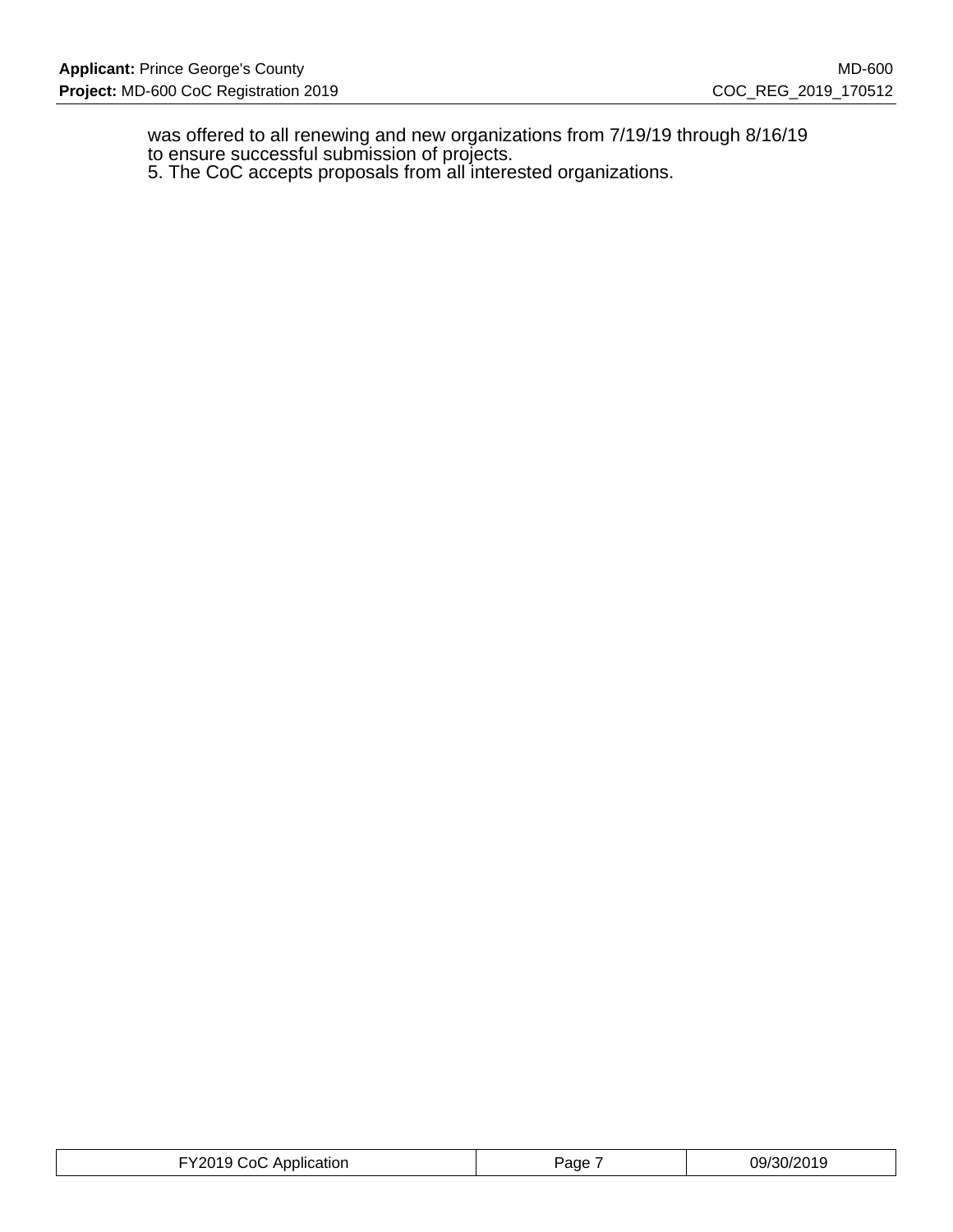was offered to all renewing and new organizations from 7/19/19 through 8/16/19 to ensure successful submission of projects.
5. The CoC accepts proposals from all interested organizations.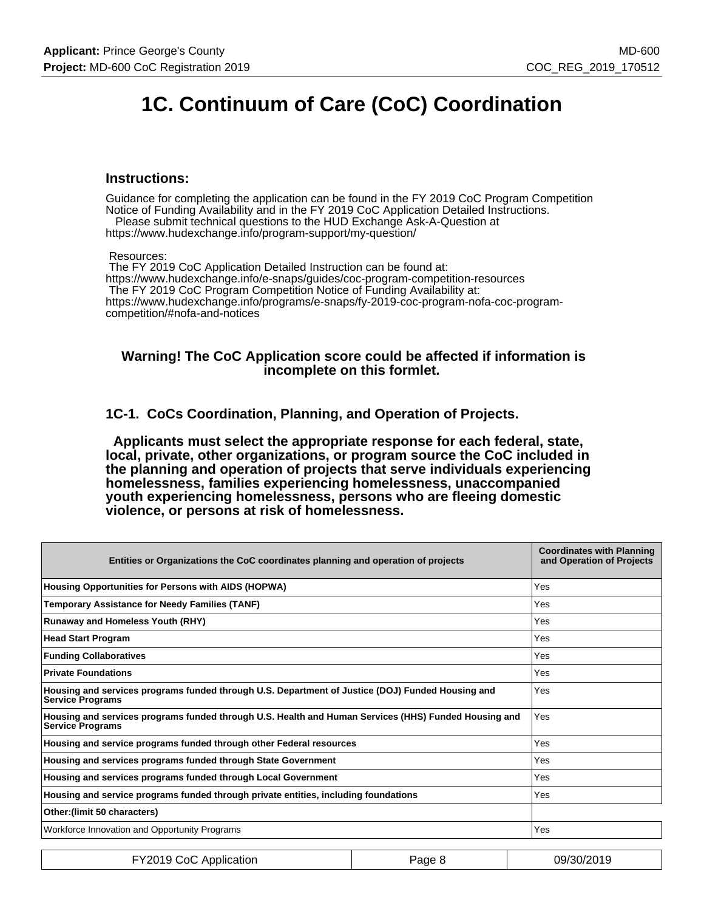# 1C. Continuum of Care (CoC) Coordination

### Instructions:

Guidance for completing the application can be found in the FY 2019 CoC Program Competition Notice of Funding Availability and in the FY 2019 CoC Application Detailed Instructions.
Please submit technical questions to the HUD Exchange Ask-A-Question at https://www.hudexchange.info/program-support/my-question/

Resources:
The FY 2019 CoC Application Detailed Instruction can be found at: https://www.hudexchange.info/e-snaps/guides/coc-program-competition-resources
The FY 2019 CoC Program Competition Notice of Funding Availability at: https://www.hudexchange.info/programs/e-snaps/fy-2019-coc-program-nofa-coc-program-competition/#nofa-and-notices

**Warning! The CoC Application score could be affected if information is incomplete on this formlet.**

### 1C-1. CoCs Coordination, Planning, and Operation of Projects.

**Applicants must select the appropriate response for each federal, state, local, private, other organizations, or program source the CoC included in the planning and operation of projects that serve individuals experiencing homelessness, families experiencing homelessness, unaccompanied youth experiencing homelessness, persons who are fleeing domestic violence, or persons at risk of homelessness.**

| Entities or Organizations the CoC coordinates planning and operation of projects | Coordinates with Planning and Operation of Projects |
|---|---|
| **Housing Opportunities for Persons with AIDS (HOPWA)** | Yes |
| **Temporary Assistance for Needy Families (TANF)** | Yes |
| **Runaway and Homeless Youth (RHY)** | Yes |
| **Head Start Program** | Yes |
| **Funding Collaboratives** | Yes |
| **Private Foundations** | Yes |
| **Housing and services programs funded through U.S. Department of Justice (DOJ) Funded Housing and Service Programs** | Yes |
| **Housing and services programs funded through U.S. Health and Human Services (HHS) Funded Housing and Service Programs** | Yes |
| **Housing and service programs funded through other Federal resources** | Yes |
| **Housing and services programs funded through State Government** | Yes |
| **Housing and services programs funded through Local Government** | Yes |
| **Housing and service programs funded through private entities, including foundations** | Yes |
| **Other:(limit 50 characters)** | |
| Workforce Innovation and Opportunity Programs | Yes |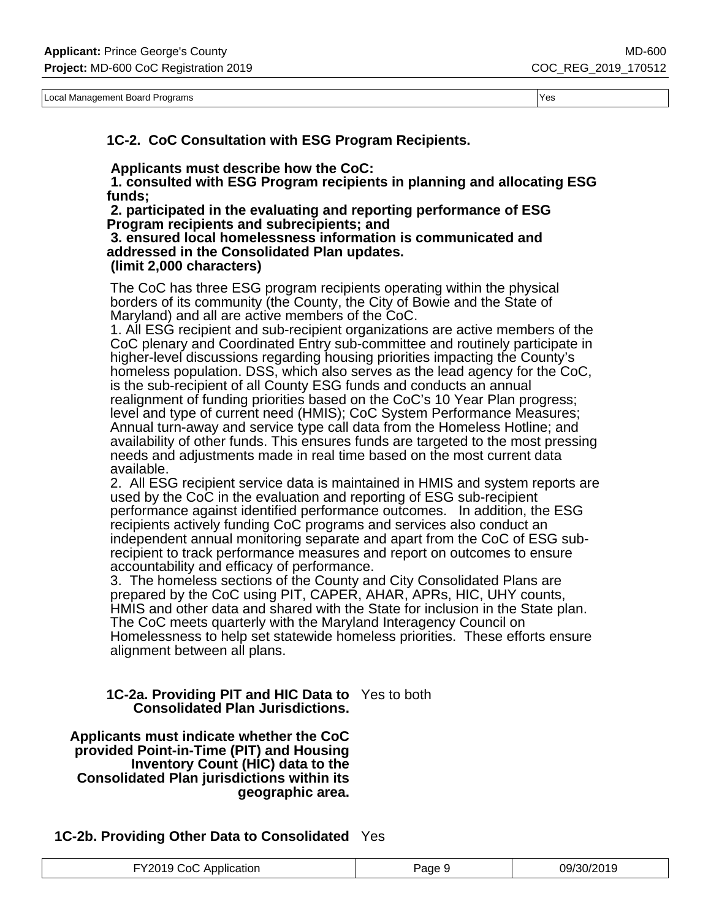| Local Management Board Programs | Yes |
|---|---|

### 1C-2. CoC Consultation with ESG Program Recipients.

**Applicants must describe how the CoC:**
**1. consulted with ESG Program recipients in planning and allocating ESG funds;**
**2. participated in the evaluating and reporting performance of ESG Program recipients and subrecipients; and**
**3. ensured local homelessness information is communicated and addressed in the Consolidated Plan updates.**
**(limit 2,000 characters)**

The CoC has three ESG program recipients operating within the physical borders of its community (the County, the City of Bowie and the State of Maryland) and all are active members of the CoC.
1. All ESG recipient and sub-recipient organizations are active members of the CoC plenary and Coordinated Entry sub-committee and routinely participate in higher-level discussions regarding housing priorities impacting the County's homeless population. DSS, which also serves as the lead agency for the CoC, is the sub-recipient of all County ESG funds and conducts an annual realignment of funding priorities based on the CoC's 10 Year Plan progress; level and type of current need (HMIS); CoC System Performance Measures; Annual turn-away and service type call data from the Homeless Hotline; and availability of other funds. This ensures funds are targeted to the most pressing needs and adjustments made in real time based on the most current data available.
2. All ESG recipient service data is maintained in HMIS and system reports are used by the CoC in the evaluation and reporting of ESG sub-recipient performance against identified performance outcomes. In addition, the ESG recipients actively funding CoC programs and services also conduct an independent annual monitoring separate and apart from the CoC of ESG sub-recipient to track performance measures and report on outcomes to ensure accountability and efficacy of performance.
3. The homeless sections of the County and City Consolidated Plans are prepared by the CoC using PIT, CAPER, AHAR, APRs, HIC, UHY counts, HMIS and other data and shared with the State for inclusion in the State plan. The CoC meets quarterly with the Maryland Interagency Council on Homelessness to help set statewide homeless priorities. These efforts ensure alignment between all plans.

**1C-2a. Providing PIT and HIC Data to Consolidated Plan Jurisdictions.** Yes to both

**Applicants must indicate whether the CoC provided Point-in-Time (PIT) and Housing Inventory Count (HIC) data to the Consolidated Plan jurisdictions within its geographic area.**

**1C-2b. Providing Other Data to Consolidated** Yes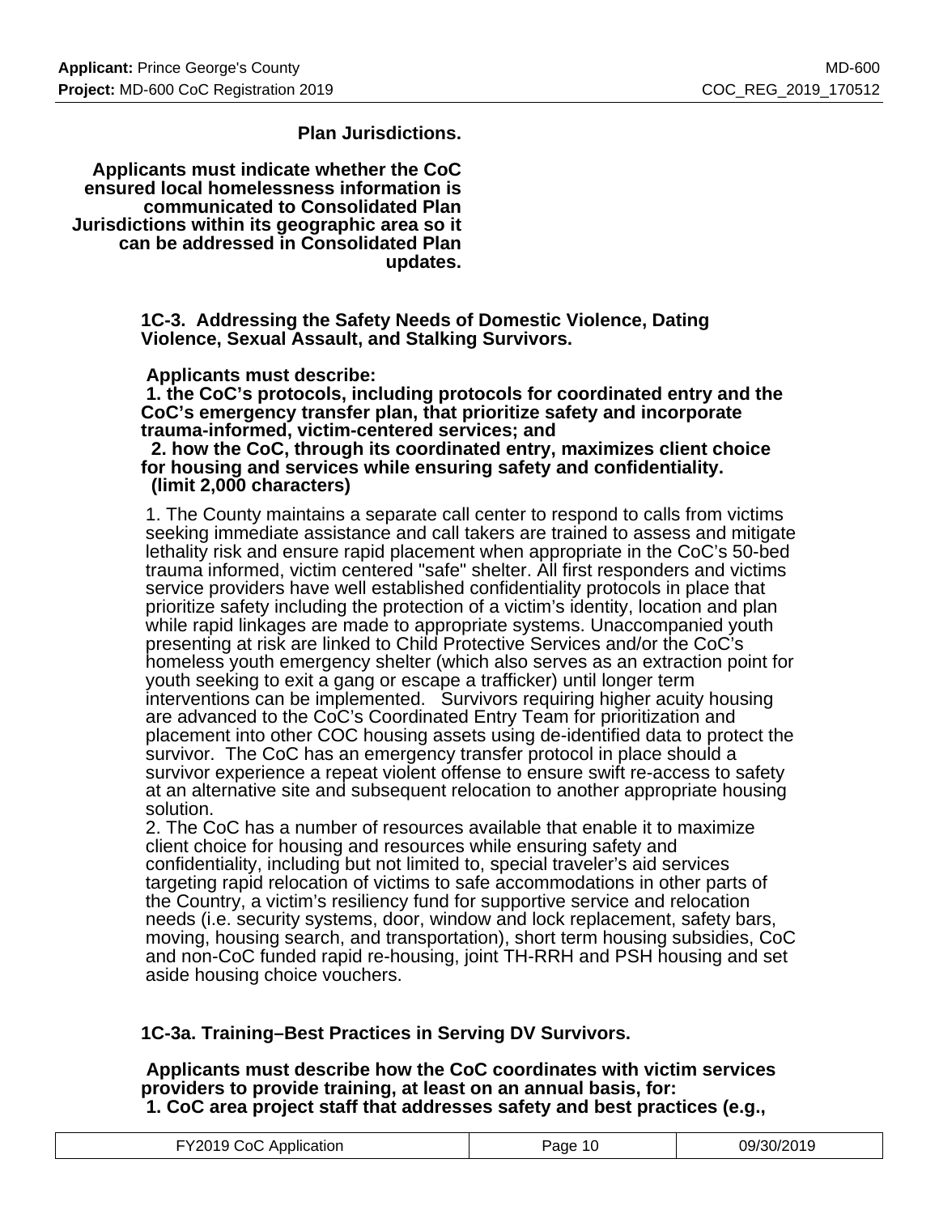**Plan Jurisdictions.**

**Applicants must indicate whether the CoC ensured local homelessness information is communicated to Consolidated Plan Jurisdictions within its geographic area so it can be addressed in Consolidated Plan updates.**

**1C-3. Addressing the Safety Needs of Domestic Violence, Dating Violence, Sexual Assault, and Stalking Survivors.**

**Applicants must describe:**
**1. the CoC's protocols, including protocols for coordinated entry and the CoC's emergency transfer plan, that prioritize safety and incorporate trauma-informed, victim-centered services; and**
**2. how the CoC, through its coordinated entry, maximizes client choice for housing and services while ensuring safety and confidentiality.**
**(limit 2,000 characters)**

1. The County maintains a separate call center to respond to calls from victims seeking immediate assistance and call takers are trained to assess and mitigate lethality risk and ensure rapid placement when appropriate in the CoC's 50-bed trauma informed, victim centered "safe" shelter. All first responders and victims service providers have well established confidentiality protocols in place that prioritize safety including the protection of a victim's identity, location and plan while rapid linkages are made to appropriate systems. Unaccompanied youth presenting at risk are linked to Child Protective Services and/or the CoC's homeless youth emergency shelter (which also serves as an extraction point for youth seeking to exit a gang or escape a trafficker) until longer term interventions can be implemented. Survivors requiring higher acuity housing are advanced to the CoC's Coordinated Entry Team for prioritization and placement into other COC housing assets using de-identified data to protect the survivor. The CoC has an emergency transfer protocol in place should a survivor experience a repeat violent offense to ensure swift re-access to safety at an alternative site and subsequent relocation to another appropriate housing solution.
2. The CoC has a number of resources available that enable it to maximize client choice for housing and resources while ensuring safety and confidentiality, including but not limited to, special traveler's aid services targeting rapid relocation of victims to safe accommodations in other parts of the Country, a victim's resiliency fund for supportive service and relocation needs (i.e. security systems, door, window and lock replacement, safety bars, moving, housing search, and transportation), short term housing subsidies, CoC and non-CoC funded rapid re-housing, joint TH-RRH and PSH housing and set aside housing choice vouchers.

**1C-3a. Training–Best Practices in Serving DV Survivors.**

**Applicants must describe how the CoC coordinates with victim services providers to provide training, at least on an annual basis, for:**
**1. CoC area project staff that addresses safety and best practices (e.g.,**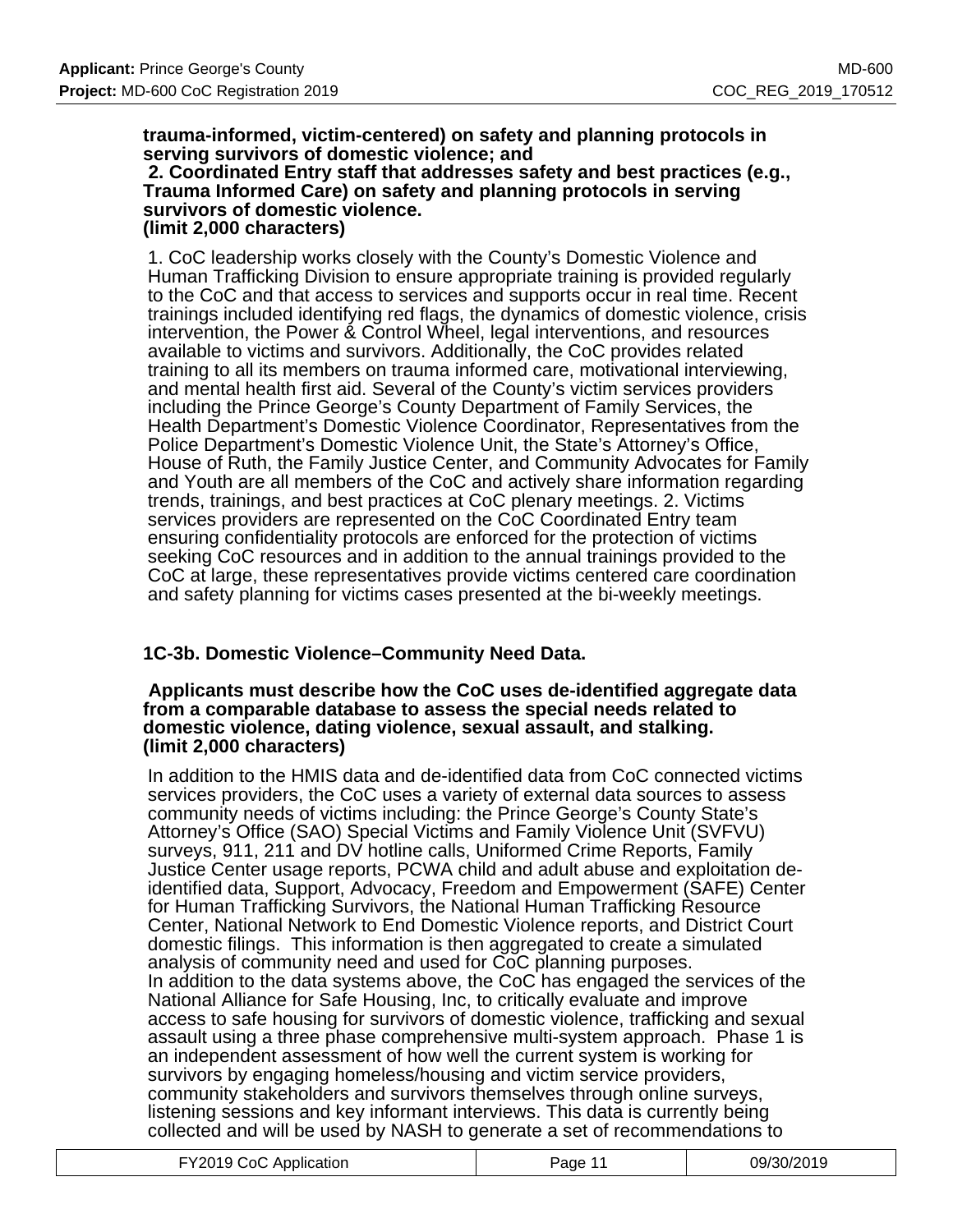**trauma-informed, victim-centered) on safety and planning protocols in serving survivors of domestic violence; and**
**2. Coordinated Entry staff that addresses safety and best practices (e.g., Trauma Informed Care) on safety and planning protocols in serving survivors of domestic violence.**
**(limit 2,000 characters)**

1. CoC leadership works closely with the County's Domestic Violence and Human Trafficking Division to ensure appropriate training is provided regularly to the CoC and that access to services and supports occur in real time. Recent trainings included identifying red flags, the dynamics of domestic violence, crisis intervention, the Power & Control Wheel, legal interventions, and resources available to victims and survivors. Additionally, the CoC provides related training to all its members on trauma informed care, motivational interviewing, and mental health first aid. Several of the County's victim services providers including the Prince George's County Department of Family Services, the Health Department's Domestic Violence Coordinator, Representatives from the Police Department's Domestic Violence Unit, the State's Attorney's Office, House of Ruth, the Family Justice Center, and Community Advocates for Family and Youth are all members of the CoC and actively share information regarding trends, trainings, and best practices at CoC plenary meetings. 2. Victims services providers are represented on the CoC Coordinated Entry team ensuring confidentiality protocols are enforced for the protection of victims seeking CoC resources and in addition to the annual trainings provided to the CoC at large, these representatives provide victims centered care coordination and safety planning for victims cases presented at the bi-weekly meetings.

### 1C-3b. Domestic Violence–Community Need Data.

**Applicants must describe how the CoC uses de-identified aggregate data from a comparable database to assess the special needs related to domestic violence, dating violence, sexual assault, and stalking.**
**(limit 2,000 characters)**

In addition to the HMIS data and de-identified data from CoC connected victims services providers, the CoC uses a variety of external data sources to assess community needs of victims including: the Prince George's County State's Attorney's Office (SAO) Special Victims and Family Violence Unit (SVFVU) surveys, 911, 211 and DV hotline calls, Uniformed Crime Reports, Family Justice Center usage reports, PCWA child and adult abuse and exploitation de-identified data, Support, Advocacy, Freedom and Empowerment (SAFE) Center for Human Trafficking Survivors, the National Human Trafficking Resource Center, National Network to End Domestic Violence reports, and District Court domestic filings. This information is then aggregated to create a simulated analysis of community need and used for CoC planning purposes.
In addition to the data systems above, the CoC has engaged the services of the National Alliance for Safe Housing, Inc, to critically evaluate and improve access to safe housing for survivors of domestic violence, trafficking and sexual assault using a three phase comprehensive multi-system approach. Phase 1 is an independent assessment of how well the current system is working for survivors by engaging homeless/housing and victim service providers, community stakeholders and survivors themselves through online surveys, listening sessions and key informant interviews. This data is currently being collected and will be used by NASH to generate a set of recommendations to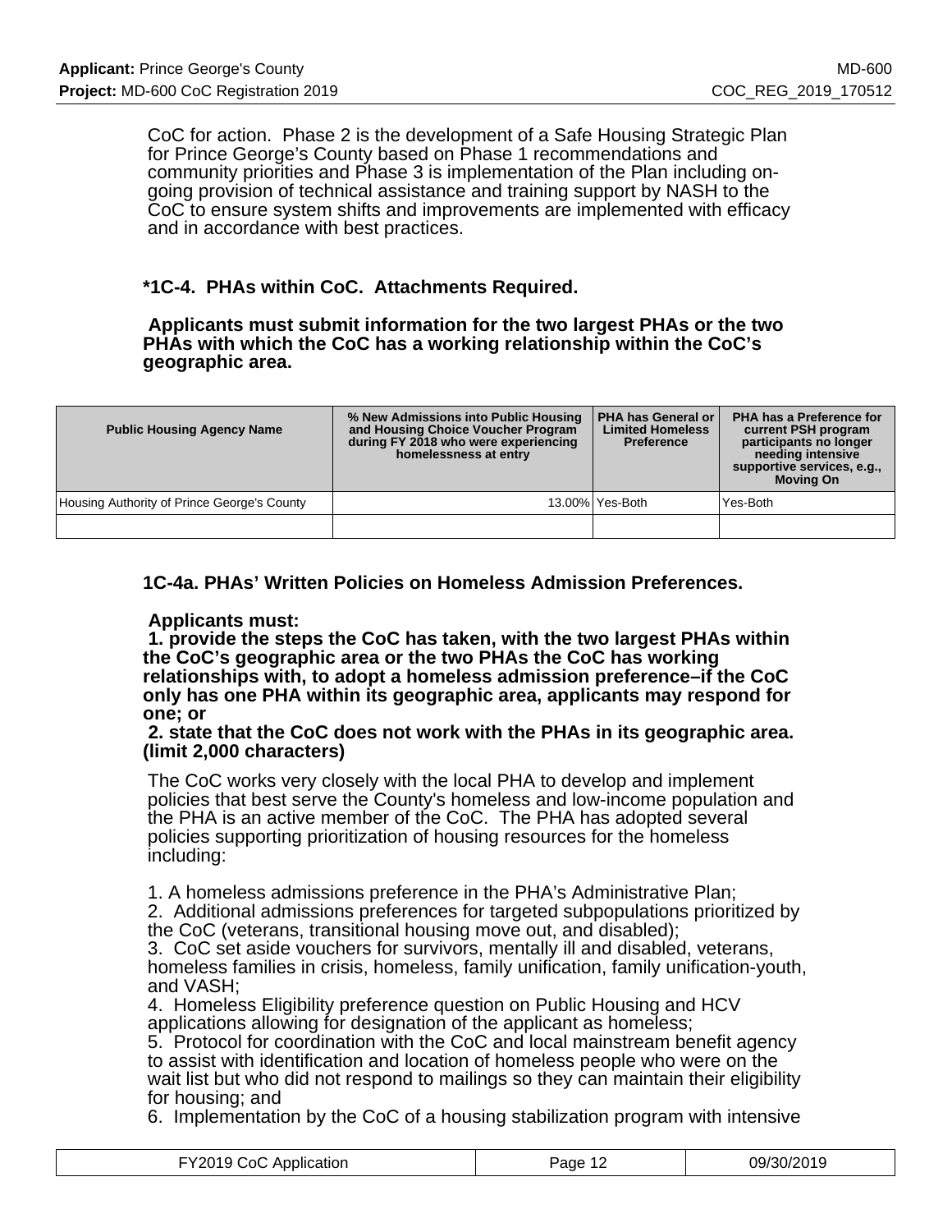CoC for action. Phase 2 is the development of a Safe Housing Strategic Plan for Prince George's County based on Phase 1 recommendations and community priorities and Phase 3 is implementation of the Plan including on-going provision of technical assistance and training support by NASH to the CoC to ensure system shifts and improvements are implemented with efficacy and in accordance with best practices.

### *1C-4. PHAs within CoC. Attachments Required.

**Applicants must submit information for the two largest PHAs or the two PHAs with which the CoC has a working relationship within the CoC's geographic area.**

| Public Housing Agency Name | % New Admissions into Public Housing and Housing Choice Voucher Program during FY 2018 who were experiencing homelessness at entry | PHA has General or Limited Homeless Preference | PHA has a Preference for current PSH program participants no longer needing intensive supportive services, e.g., Moving On |
|---|---|---|---|
| Housing Authority of Prince George's County | 13.00% | Yes-Both | Yes-Both |
| | | | |

### 1C-4a. PHAs' Written Policies on Homeless Admission Preferences.

**Applicants must:**
**1. provide the steps the CoC has taken, with the two largest PHAs within the CoC's geographic area or the two PHAs the CoC has working relationships with, to adopt a homeless admission preference–if the CoC only has one PHA within its geographic area, applicants may respond for one; or**
**2. state that the CoC does not work with the PHAs in its geographic area. (limit 2,000 characters)**

The CoC works very closely with the local PHA to develop and implement policies that best serve the County's homeless and low-income population and the PHA is an active member of the CoC. The PHA has adopted several policies supporting prioritization of housing resources for the homeless including:

1. A homeless admissions preference in the PHA's Administrative Plan;
2. Additional admissions preferences for targeted subpopulations prioritized by the CoC (veterans, transitional housing move out, and disabled);
3. CoC set aside vouchers for survivors, mentally ill and disabled, veterans, homeless families in crisis, homeless, family unification, family unification-youth, and VASH;
4. Homeless Eligibility preference question on Public Housing and HCV applications allowing for designation of the applicant as homeless;
5. Protocol for coordination with the CoC and local mainstream benefit agency to assist with identification and location of homeless people who were on the wait list but who did not respond to mailings so they can maintain their eligibility for housing; and
6. Implementation by the CoC of a housing stabilization program with intensive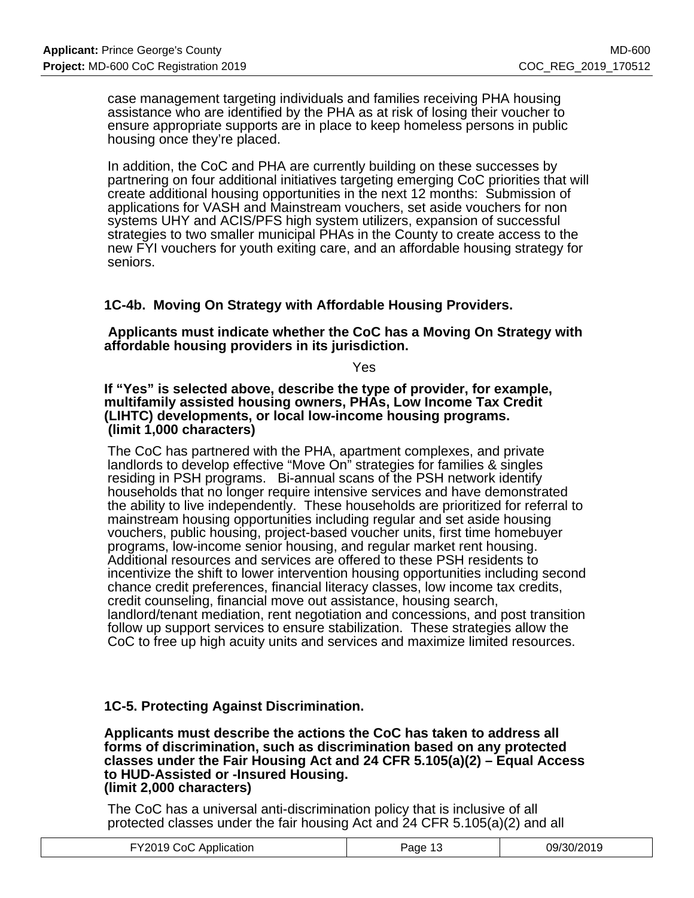case management targeting individuals and families receiving PHA housing assistance who are identified by the PHA as at risk of losing their voucher to ensure appropriate supports are in place to keep homeless persons in public housing once they're placed.

In addition, the CoC and PHA are currently building on these successes by partnering on four additional initiatives targeting emerging CoC priorities that will create additional housing opportunities in the next 12 months: Submission of applications for VASH and Mainstream vouchers, set aside vouchers for non systems UHY and ACIS/PFS high system utilizers, expansion of successful strategies to two smaller municipal PHAs in the County to create access to the new FYI vouchers for youth exiting care, and an affordable housing strategy for seniors.

### 1C-4b. Moving On Strategy with Affordable Housing Providers.

**Applicants must indicate whether the CoC has a Moving On Strategy with affordable housing providers in its jurisdiction.**

Yes

**If "Yes" is selected above, describe the type of provider, for example, multifamily assisted housing owners, PHAs, Low Income Tax Credit (LIHTC) developments, or local low-income housing programs. (limit 1,000 characters)**

The CoC has partnered with the PHA, apartment complexes, and private landlords to develop effective "Move On" strategies for families & singles residing in PSH programs. Bi-annual scans of the PSH network identify households that no longer require intensive services and have demonstrated the ability to live independently. These households are prioritized for referral to mainstream housing opportunities including regular and set aside housing vouchers, public housing, project-based voucher units, first time homebuyer programs, low-income senior housing, and regular market rent housing. Additional resources and services are offered to these PSH residents to incentivize the shift to lower intervention housing opportunities including second chance credit preferences, financial literacy classes, low income tax credits, credit counseling, financial move out assistance, housing search, landlord/tenant mediation, rent negotiation and concessions, and post transition follow up support services to ensure stabilization. These strategies allow the CoC to free up high acuity units and services and maximize limited resources.

### 1C-5. Protecting Against Discrimination.

**Applicants must describe the actions the CoC has taken to address all forms of discrimination, such as discrimination based on any protected classes under the Fair Housing Act and 24 CFR 5.105(a)(2) – Equal Access to HUD-Assisted or -Insured Housing. (limit 2,000 characters)**

The CoC has a universal anti-discrimination policy that is inclusive of all protected classes under the fair housing Act and 24 CFR 5.105(a)(2) and all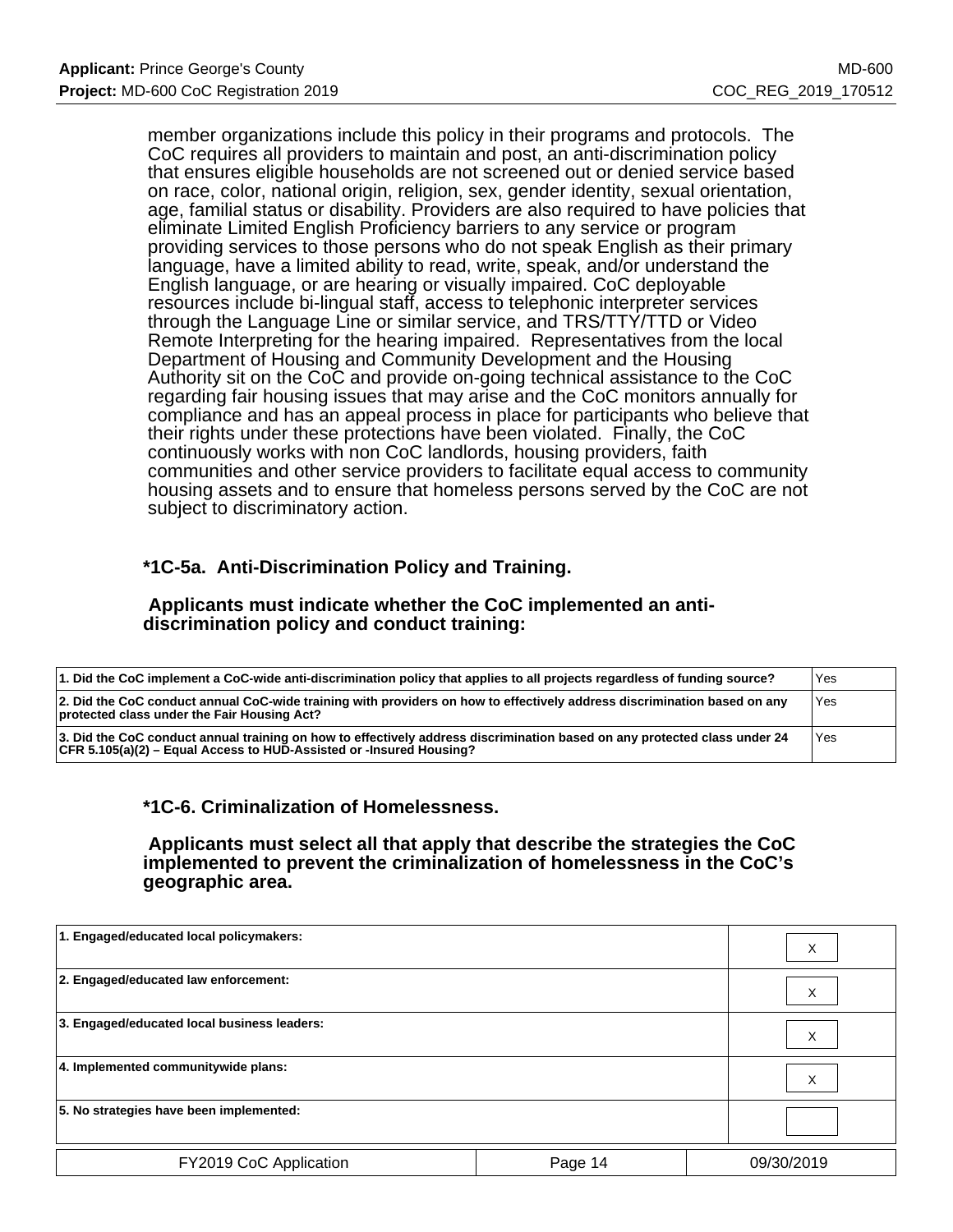member organizations include this policy in their programs and protocols. The CoC requires all providers to maintain and post, an anti-discrimination policy that ensures eligible households are not screened out or denied service based on race, color, national origin, religion, sex, gender identity, sexual orientation, age, familial status or disability. Providers are also required to have policies that eliminate Limited English Proficiency barriers to any service or program providing services to those persons who do not speak English as their primary language, have a limited ability to read, write, speak, and/or understand the English language, or are hearing or visually impaired. CoC deployable resources include bi-lingual staff, access to telephonic interpreter services through the Language Line or similar service, and TRS/TTY/TTD or Video Remote Interpreting for the hearing impaired. Representatives from the local Department of Housing and Community Development and the Housing Authority sit on the CoC and provide on-going technical assistance to the CoC regarding fair housing issues that may arise and the CoC monitors annually for compliance and has an appeal process in place for participants who believe that their rights under these protections have been violated. Finally, the CoC continuously works with non CoC landlords, housing providers, faith communities and other service providers to facilitate equal access to community housing assets and to ensure that homeless persons served by the CoC are not subject to discriminatory action.

### *1C-5a. Anti-Discrimination Policy and Training.

**Applicants must indicate whether the CoC implemented an anti-discrimination policy and conduct training:**

| | |
|---|---|
| **1. Did the CoC implement a CoC-wide anti-discrimination policy that applies to all projects regardless of funding source?** | Yes |
| **2. Did the CoC conduct annual CoC-wide training with providers on how to effectively address discrimination based on any protected class under the Fair Housing Act?** | Yes |
| **3. Did the CoC conduct annual training on how to effectively address discrimination based on any protected class under 24 CFR 5.105(a)(2) – Equal Access to HUD-Assisted or -Insured Housing?** | Yes |

### *1C-6. Criminalization of Homelessness.

**Applicants must select all that apply that describe the strategies the CoC implemented to prevent the criminalization of homelessness in the CoC's geographic area.**

| | |
|---|---|
| **1. Engaged/educated local policymakers:** | X |
| **2. Engaged/educated law enforcement:** | X |
| **3. Engaged/educated local business leaders:** | X |
| **4. Implemented communitywide plans:** | X |
| **5. No strategies have been implemented:** | |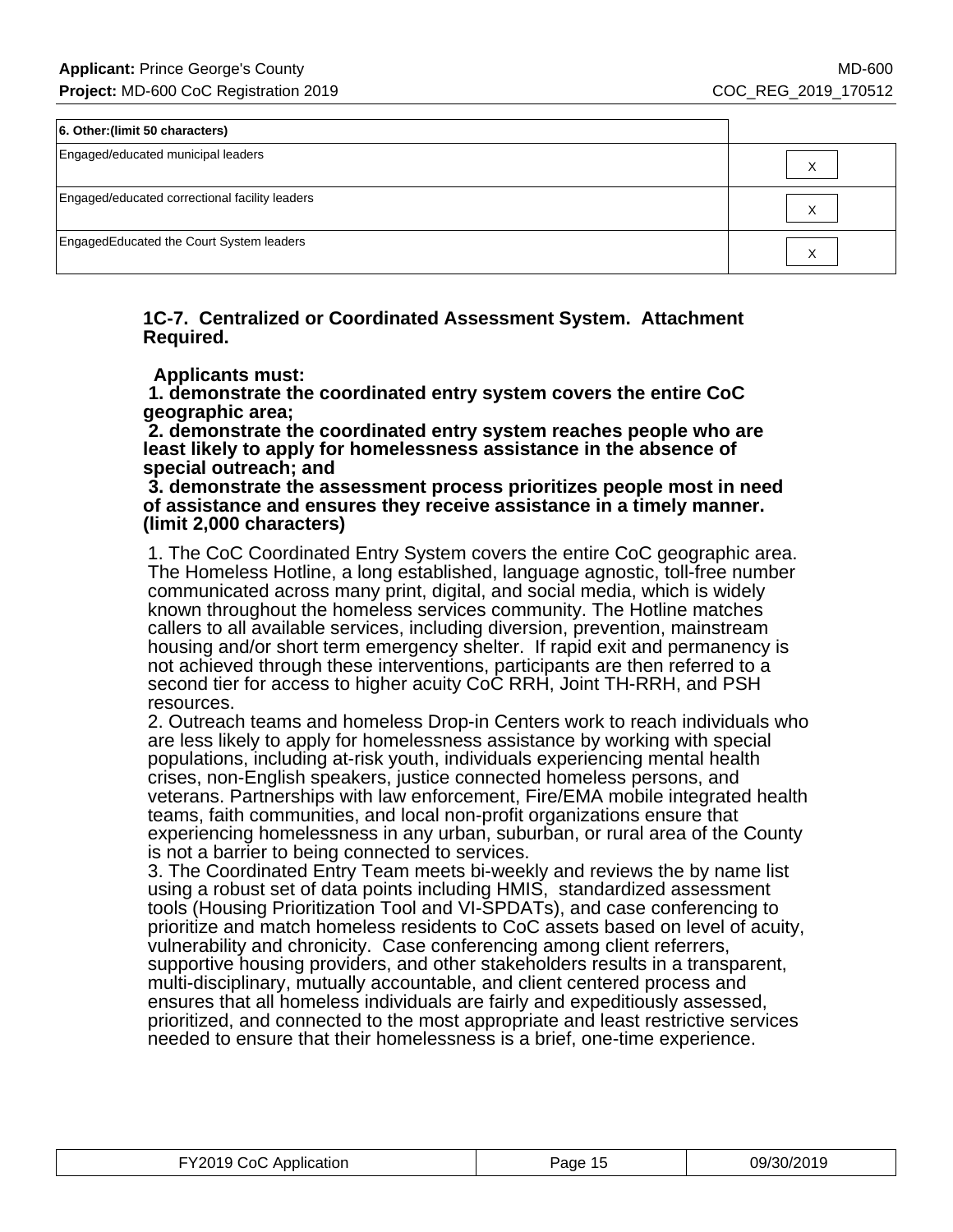| 6. Other:(limit 50 characters) | |
|---|---|
| Engaged/educated municipal leaders | X |
| Engaged/educated correctional facility leaders | X |
| EngagedEducated the Court System leaders | X |

**1C-7. Centralized or Coordinated Assessment System. Attachment Required.**

**Applicants must:**
**1. demonstrate the coordinated entry system covers the entire CoC geographic area;**
**2. demonstrate the coordinated entry system reaches people who are least likely to apply for homelessness assistance in the absence of special outreach; and**
**3. demonstrate the assessment process prioritizes people most in need of assistance and ensures they receive assistance in a timely manner. (limit 2,000 characters)**

1. The CoC Coordinated Entry System covers the entire CoC geographic area. The Homeless Hotline, a long established, language agnostic, toll-free number communicated across many print, digital, and social media, which is widely known throughout the homeless services community. The Hotline matches callers to all available services, including diversion, prevention, mainstream housing and/or short term emergency shelter. If rapid exit and permanency is not achieved through these interventions, participants are then referred to a second tier for access to higher acuity CoC RRH, Joint TH-RRH, and PSH resources.
2. Outreach teams and homeless Drop-in Centers work to reach individuals who are less likely to apply for homelessness assistance by working with special populations, including at-risk youth, individuals experiencing mental health crises, non-English speakers, justice connected homeless persons, and veterans. Partnerships with law enforcement, Fire/EMA mobile integrated health teams, faith communities, and local non-profit organizations ensure that experiencing homelessness in any urban, suburban, or rural area of the County is not a barrier to being connected to services.
3. The Coordinated Entry Team meets bi-weekly and reviews the by name list using a robust set of data points including HMIS, standardized assessment tools (Housing Prioritization Tool and VI-SPDATs), and case conferencing to prioritize and match homeless residents to CoC assets based on level of acuity, vulnerability and chronicity. Case conferencing among client referrers, supportive housing providers, and other stakeholders results in a transparent, multi-disciplinary, mutually accountable, and client centered process and ensures that all homeless individuals are fairly and expeditiously assessed, prioritized, and connected to the most appropriate and least restrictive services needed to ensure that their homelessness is a brief, one-time experience.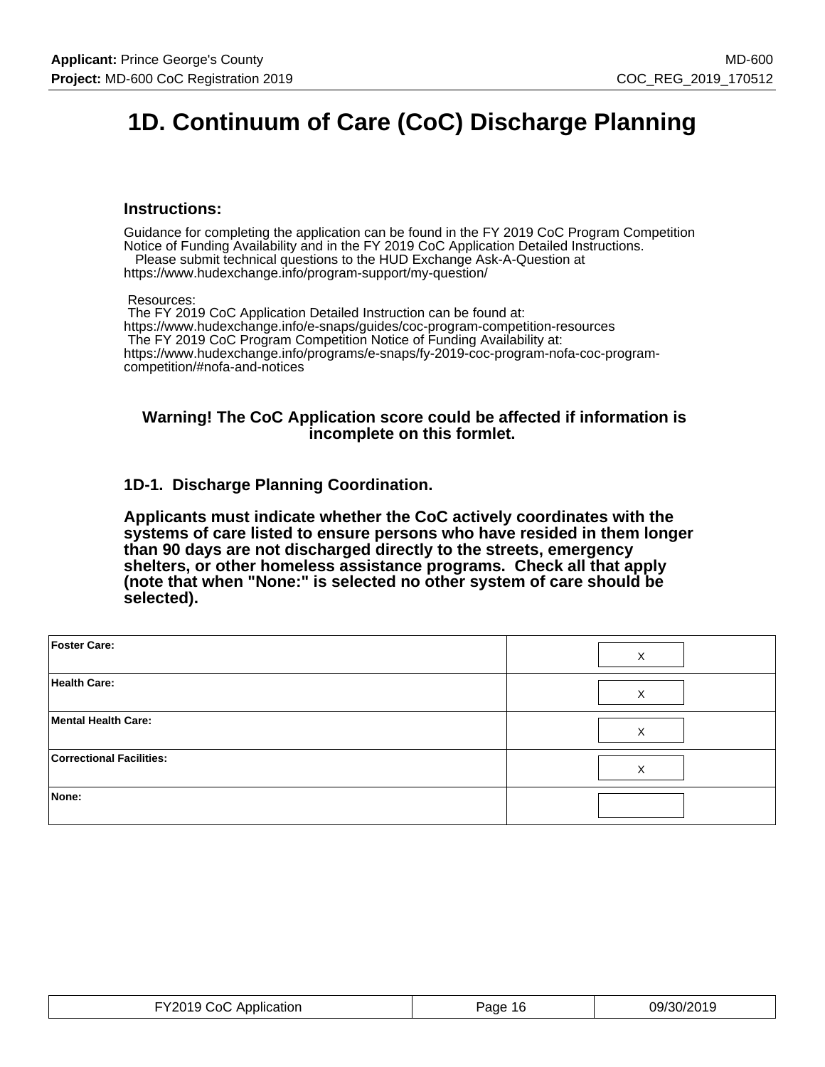# 1D. Continuum of Care (CoC) Discharge Planning

### Instructions:

Guidance for completing the application can be found in the FY 2019 CoC Program Competition Notice of Funding Availability and in the FY 2019 CoC Application Detailed Instructions.
Please submit technical questions to the HUD Exchange Ask-A-Question at https://www.hudexchange.info/program-support/my-question/

Resources:
The FY 2019 CoC Application Detailed Instruction can be found at: https://www.hudexchange.info/e-snaps/guides/coc-program-competition-resources
The FY 2019 CoC Program Competition Notice of Funding Availability at: https://www.hudexchange.info/programs/e-snaps/fy-2019-coc-program-nofa-coc-program-competition/#nofa-and-notices

**Warning! The CoC Application score could be affected if information is incomplete on this formlet.**

### 1D-1. Discharge Planning Coordination.

**Applicants must indicate whether the CoC actively coordinates with the systems of care listed to ensure persons who have resided in them longer than 90 days are not discharged directly to the streets, emergency shelters, or other homeless assistance programs. Check all that apply (note that when "None:" is selected no other system of care should be selected).**

| | |
|---|---|
| **Foster Care:** | X |
| **Health Care:** | X |
| **Mental Health Care:** | X |
| **Correctional Facilities:** | X |
| **None:** | |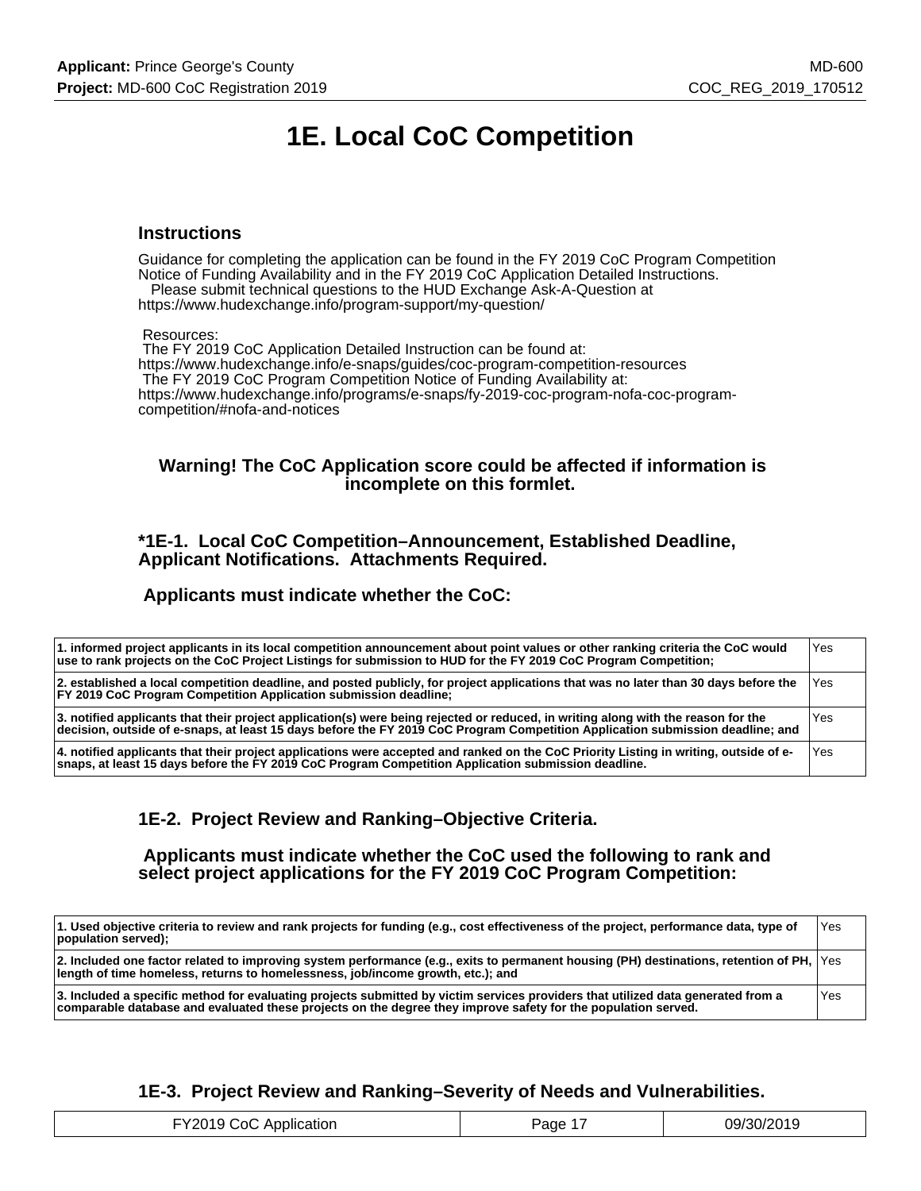# 1E. Local CoC Competition

### Instructions

Guidance for completing the application can be found in the FY 2019 CoC Program Competition Notice of Funding Availability and in the FY 2019 CoC Application Detailed Instructions.
Please submit technical questions to the HUD Exchange Ask-A-Question at https://www.hudexchange.info/program-support/my-question/

Resources:
The FY 2019 CoC Application Detailed Instruction can be found at:
https://www.hudexchange.info/e-snaps/guides/coc-program-competition-resources
The FY 2019 CoC Program Competition Notice of Funding Availability at:
https://www.hudexchange.info/programs/e-snaps/fy-2019-coc-program-nofa-coc-program-competition/#nofa-and-notices

**Warning! The CoC Application score could be affected if information is incomplete on this formlet.**

### *1E-1. Local CoC Competition–Announcement, Established Deadline, Applicant Notifications. Attachments Required.

**Applicants must indicate whether the CoC:**

| | |
|---|---|
| **1. informed project applicants in its local competition announcement about point values or other ranking criteria the CoC would use to rank projects on the CoC Project Listings for submission to HUD for the FY 2019 CoC Program Competition;** | Yes |
| **2. established a local competition deadline, and posted publicly, for project applications that was no later than 30 days before the FY 2019 CoC Program Competition Application submission deadline;** | Yes |
| **3. notified applicants that their project application(s) were being rejected or reduced, in writing along with the reason for the decision, outside of e-snaps, at least 15 days before the FY 2019 CoC Program Competition Application submission deadline; and** | Yes |
| **4. notified applicants that their project applications were accepted and ranked on the CoC Priority Listing in writing, outside of e-snaps, at least 15 days before the FY 2019 CoC Program Competition Application submission deadline.** | Yes |

### 1E-2. Project Review and Ranking–Objective Criteria.

**Applicants must indicate whether the CoC used the following to rank and select project applications for the FY 2019 CoC Program Competition:**

| | |
|---|---|
| **1. Used objective criteria to review and rank projects for funding (e.g., cost effectiveness of the project, performance data, type of population served);** | Yes |
| **2. Included one factor related to improving system performance (e.g., exits to permanent housing (PH) destinations, retention of PH, length of time homeless, returns to homelessness, job/income growth, etc.); and** | Yes |
| **3. Included a specific method for evaluating projects submitted by victim services providers that utilized data generated from a comparable database and evaluated these projects on the degree they improve safety for the population served.** | Yes |

### 1E-3. Project Review and Ranking–Severity of Needs and Vulnerabilities.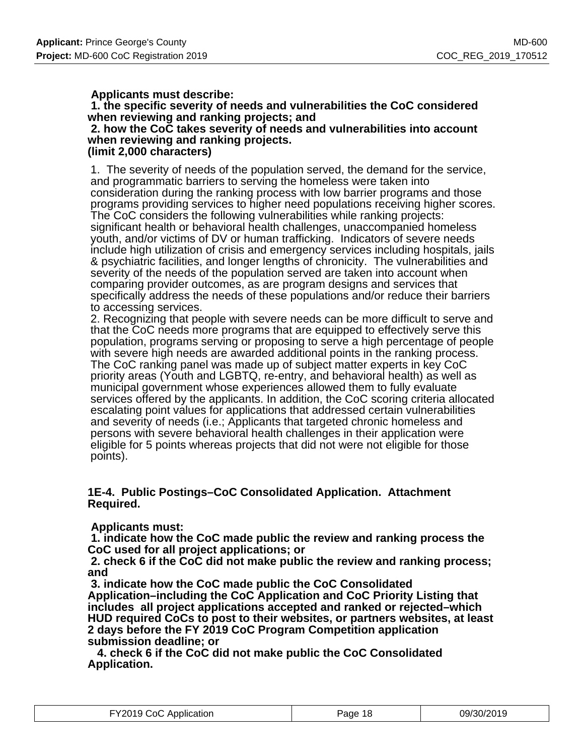**Applicants must describe:**
**1. the specific severity of needs and vulnerabilities the CoC considered when reviewing and ranking projects; and**
**2. how the CoC takes severity of needs and vulnerabilities into account when reviewing and ranking projects.**
**(limit 2,000 characters)**

1. The severity of needs of the population served, the demand for the service, and programmatic barriers to serving the homeless were taken into consideration during the ranking process with low barrier programs and those programs providing services to higher need populations receiving higher scores. The CoC considers the following vulnerabilities while ranking projects: significant health or behavioral health challenges, unaccompanied homeless youth, and/or victims of DV or human trafficking. Indicators of severe needs include high utilization of crisis and emergency services including hospitals, jails & psychiatric facilities, and longer lengths of chronicity. The vulnerabilities and severity of the needs of the population served are taken into account when comparing provider outcomes, as are program designs and services that specifically address the needs of these populations and/or reduce their barriers to accessing services.
2. Recognizing that people with severe needs can be more difficult to serve and that the CoC needs more programs that are equipped to effectively serve this population, programs serving or proposing to serve a high percentage of people with severe high needs are awarded additional points in the ranking process. The CoC ranking panel was made up of subject matter experts in key CoC priority areas (Youth and LGBTQ, re-entry, and behavioral health) as well as municipal government whose experiences allowed them to fully evaluate services offered by the applicants. In addition, the CoC scoring criteria allocated escalating point values for applications that addressed certain vulnerabilities and severity of needs (i.e.; Applicants that targeted chronic homeless and persons with severe behavioral health challenges in their application were eligible for 5 points whereas projects that did not were not eligible for those points).

**1E-4. Public Postings–CoC Consolidated Application. Attachment Required.**

**Applicants must:**
**1. indicate how the CoC made public the review and ranking process the CoC used for all project applications; or**
**2. check 6 if the CoC did not make public the review and ranking process; and**
**3. indicate how the CoC made public the CoC Consolidated Application–including the CoC Application and CoC Priority Listing that includes all project applications accepted and ranked or rejected–which HUD required CoCs to post to their websites, or partners websites, at least 2 days before the FY 2019 CoC Program Competition application submission deadline; or**
**4. check 6 if the CoC did not make public the CoC Consolidated Application.**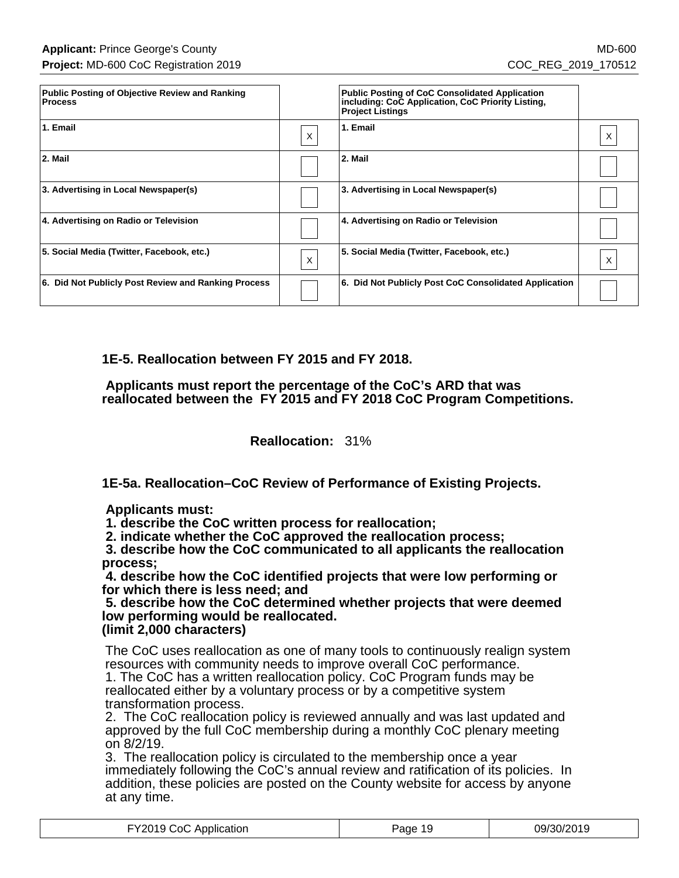| Public Posting of Objective Review and Ranking Process | | Public Posting of CoC Consolidated Application including: CoC Application, CoC Priority Listing, Project Listings | |
|---|---|---|---|
| 1. Email | X | 1. Email | X |
| 2. Mail | | 2. Mail | |
| 3. Advertising in Local Newspaper(s) | | 3. Advertising in Local Newspaper(s) | |
| 4. Advertising on Radio or Television | | 4. Advertising on Radio or Television | |
| 5. Social Media (Twitter, Facebook, etc.) | X | 5. Social Media (Twitter, Facebook, etc.) | X |
| 6. Did Not Publicly Post Review and Ranking Process | | 6. Did Not Publicly Post CoC Consolidated Application | |

### 1E-5. Reallocation between FY 2015 and FY 2018.

**Applicants must report the percentage of the CoC's ARD that was reallocated between the FY 2015 and FY 2018 CoC Program Competitions.**

**Reallocation:** 31%

### 1E-5a. Reallocation–CoC Review of Performance of Existing Projects.

**Applicants must:**
**1. describe the CoC written process for reallocation;**
**2. indicate whether the CoC approved the reallocation process;**
**3. describe how the CoC communicated to all applicants the reallocation process;**
**4. describe how the CoC identified projects that were low performing or for which there is less need; and**
**5. describe how the CoC determined whether projects that were deemed low performing would be reallocated.**
**(limit 2,000 characters)**

The CoC uses reallocation as one of many tools to continuously realign system resources with community needs to improve overall CoC performance.
1. The CoC has a written reallocation policy. CoC Program funds may be reallocated either by a voluntary process or by a competitive system transformation process.
2. The CoC reallocation policy is reviewed annually and was last updated and approved by the full CoC membership during a monthly CoC plenary meeting on 8/2/19.
3. The reallocation policy is circulated to the membership once a year immediately following the CoC's annual review and ratification of its policies. In addition, these policies are posted on the County website for access by anyone at any time.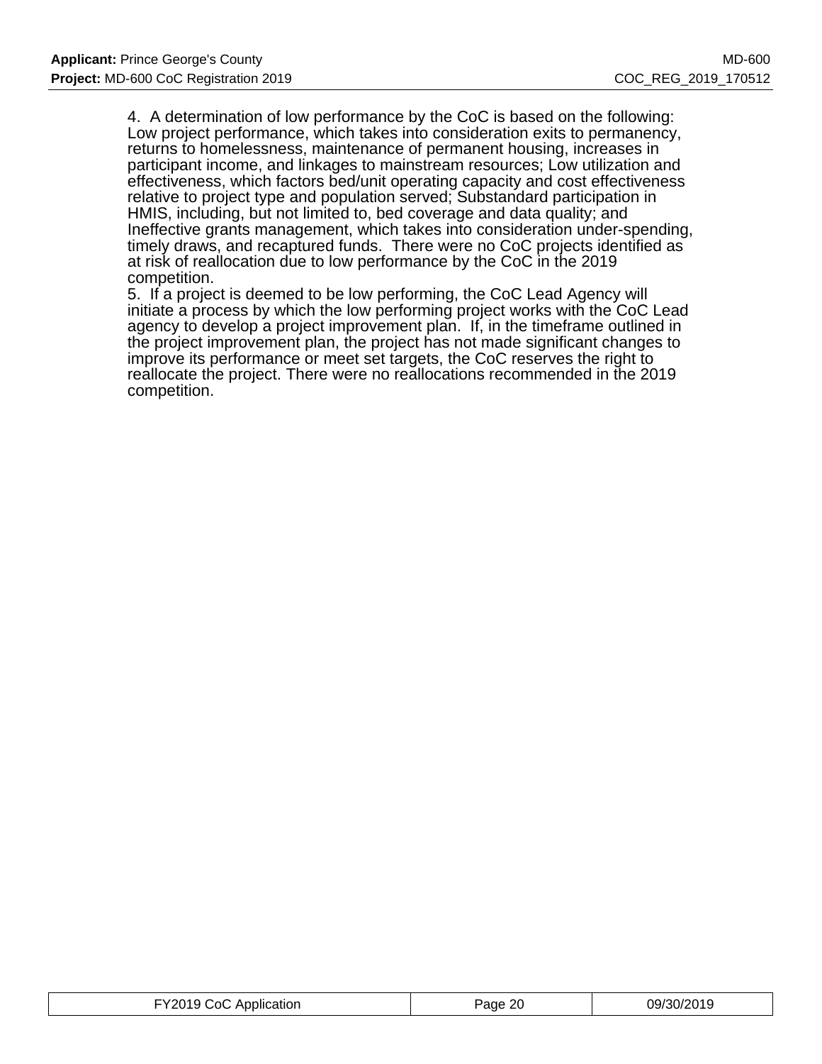4. A determination of low performance by the CoC is based on the following: Low project performance, which takes into consideration exits to permanency, returns to homelessness, maintenance of permanent housing, increases in participant income, and linkages to mainstream resources; Low utilization and effectiveness, which factors bed/unit operating capacity and cost effectiveness relative to project type and population served; Substandard participation in HMIS, including, but not limited to, bed coverage and data quality; and Ineffective grants management, which takes into consideration under-spending, timely draws, and recaptured funds. There were no CoC projects identified as at risk of reallocation due to low performance by the CoC in the 2019 competition.

5. If a project is deemed to be low performing, the CoC Lead Agency will initiate a process by which the low performing project works with the CoC Lead agency to develop a project improvement plan. If, in the timeframe outlined in the project improvement plan, the project has not made significant changes to improve its performance or meet set targets, the CoC reserves the right to reallocate the project. There were no reallocations recommended in the 2019 competition.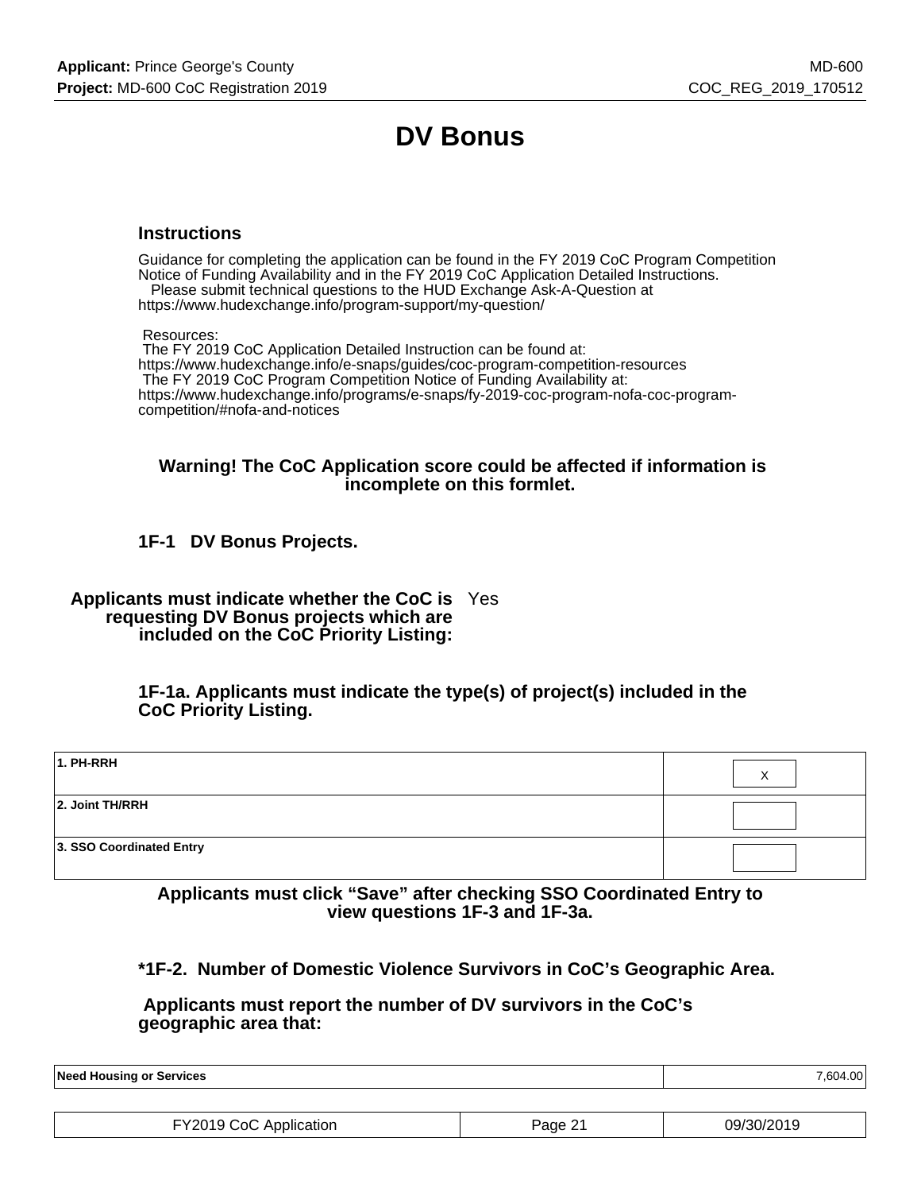# DV Bonus

### Instructions

Guidance for completing the application can be found in the FY 2019 CoC Program Competition Notice of Funding Availability and in the FY 2019 CoC Application Detailed Instructions.
Please submit technical questions to the HUD Exchange Ask-A-Question at
https://www.hudexchange.info/program-support/my-question/

Resources:
The FY 2019 CoC Application Detailed Instruction can be found at:
https://www.hudexchange.info/e-snaps/guides/coc-program-competition-resources
The FY 2019 CoC Program Competition Notice of Funding Availability at:
https://www.hudexchange.info/programs/e-snaps/fy-2019-coc-program-nofa-coc-program-competition/#nofa-and-notices

**Warning! The CoC Application score could be affected if information is incomplete on this formlet.**

### 1F-1 DV Bonus Projects.

**Applicants must indicate whether the CoC is requesting DV Bonus projects which are included on the CoC Priority Listing:** Yes

**1F-1a. Applicants must indicate the type(s) of project(s) included in the CoC Priority Listing.**

| | |
|---|---|
| 1. PH-RRH | X |
| 2. Joint TH/RRH | |
| 3. SSO Coordinated Entry | |

**Applicants must click “Save” after checking SSO Coordinated Entry to view questions 1F-3 and 1F-3a.**

**\*1F-2. Number of Domestic Violence Survivors in CoC’s Geographic Area.**

**Applicants must report the number of DV survivors in the CoC’s geographic area that:**

| | |
|---|---|
| Need Housing or Services | 7,604.00 |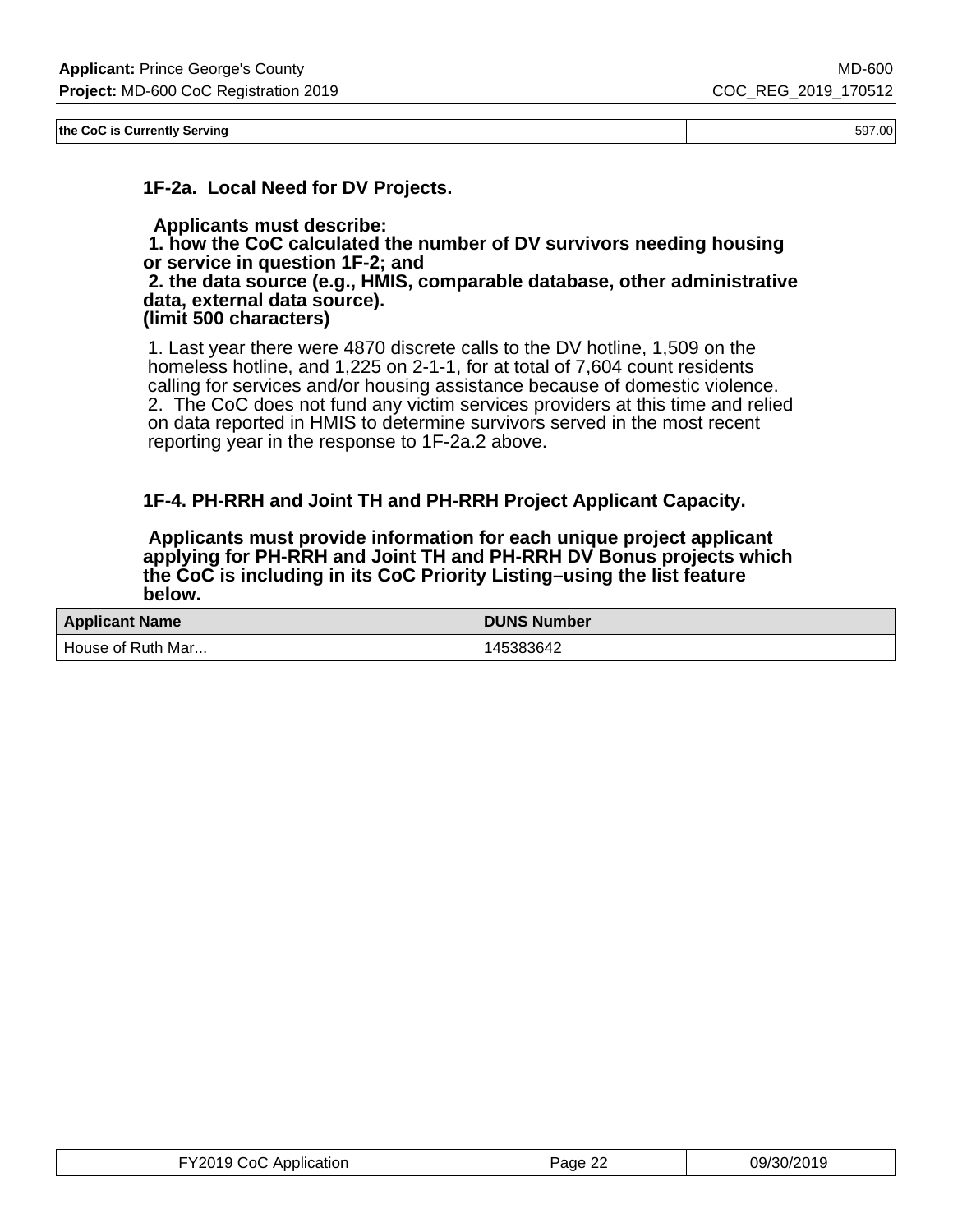| the CoC is Currently Serving | 597.00 |
|---|---|

### 1F-2a. Local Need for DV Projects.

**Applicants must describe:**
**1. how the CoC calculated the number of DV survivors needing housing or service in question 1F-2; and**
**2. the data source (e.g., HMIS, comparable database, other administrative data, external data source).**
**(limit 500 characters)**

1. Last year there were 4870 discrete calls to the DV hotline, 1,509 on the homeless hotline, and 1,225 on 2-1-1, for at total of 7,604 count residents calling for services and/or housing assistance because of domestic violence.
2. The CoC does not fund any victim services providers at this time and relied on data reported in HMIS to determine survivors served in the most recent reporting year in the response to 1F-2a.2 above.

### 1F-4. PH-RRH and Joint TH and PH-RRH Project Applicant Capacity.

**Applicants must provide information for each unique project applicant applying for PH-RRH and Joint TH and PH-RRH DV Bonus projects which the CoC is including in its CoC Priority Listing–using the list feature below.**

| Applicant Name | DUNS Number |
|---|---|
| House of Ruth Mar... | 145383642 |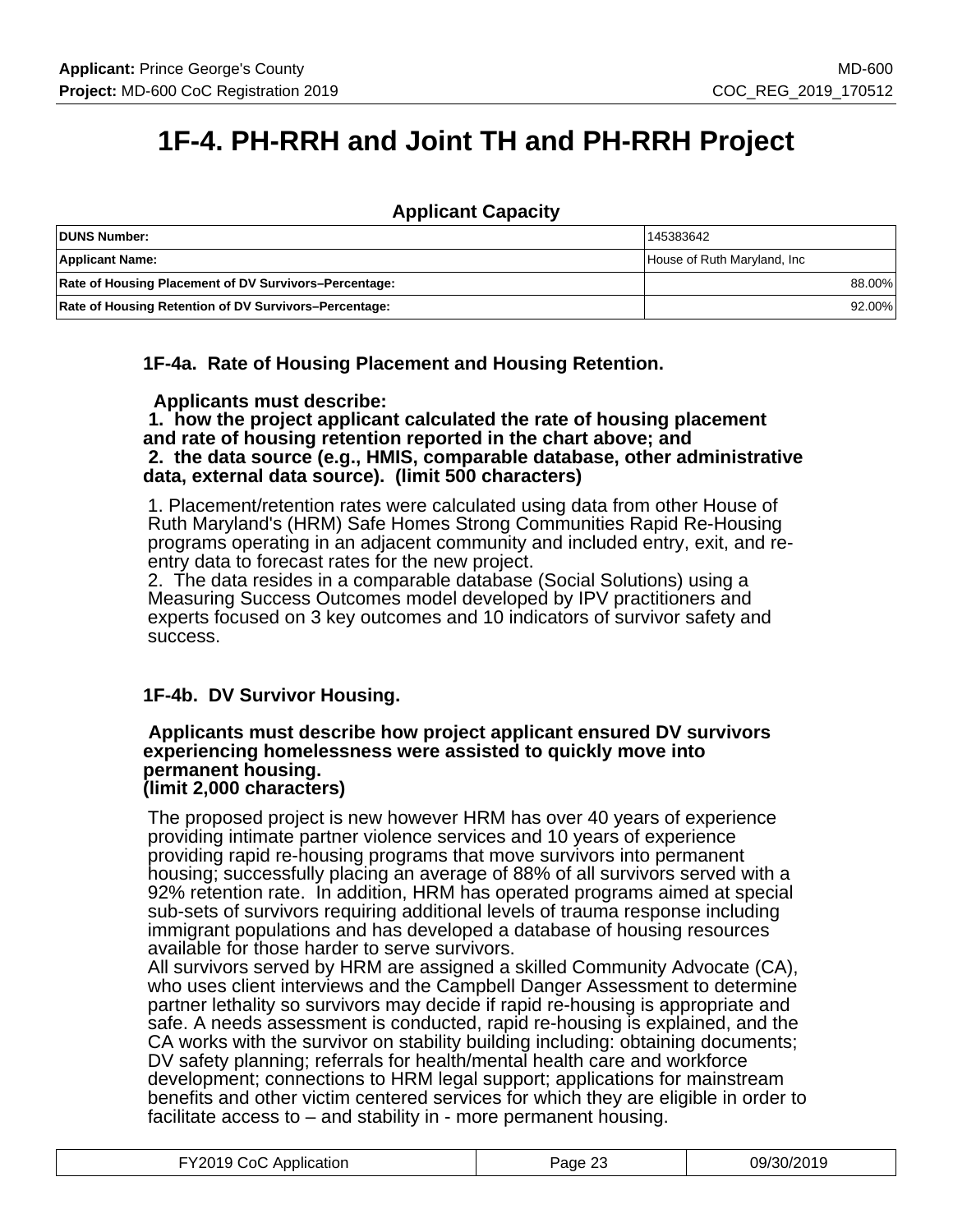# 1F-4. PH-RRH and Joint TH and PH-RRH Project

## Applicant Capacity

| | |
|---|---|
| **DUNS Number:** | 145383642 |
| **Applicant Name:** | House of Ruth Maryland, Inc |
| **Rate of Housing Placement of DV Survivors–Percentage:** | 88.00% |
| **Rate of Housing Retention of DV Survivors–Percentage:** | 92.00% |

### 1F-4a. Rate of Housing Placement and Housing Retention.

**Applicants must describe:**
**1. how the project applicant calculated the rate of housing placement and rate of housing retention reported in the chart above; and**
**2. the data source (e.g., HMIS, comparable database, other administrative data, external data source). (limit 500 characters)**

1. Placement/retention rates were calculated using data from other House of Ruth Maryland's (HRM) Safe Homes Strong Communities Rapid Re-Housing programs operating in an adjacent community and included entry, exit, and re-entry data to forecast rates for the new project.
2. The data resides in a comparable database (Social Solutions) using a Measuring Success Outcomes model developed by IPV practitioners and experts focused on 3 key outcomes and 10 indicators of survivor safety and success.

### 1F-4b. DV Survivor Housing.

**Applicants must describe how project applicant ensured DV survivors experiencing homelessness were assisted to quickly move into permanent housing.**
**(limit 2,000 characters)**

The proposed project is new however HRM has over 40 years of experience providing intimate partner violence services and 10 years of experience providing rapid re-housing programs that move survivors into permanent housing; successfully placing an average of 88% of all survivors served with a 92% retention rate. In addition, HRM has operated programs aimed at special sub-sets of survivors requiring additional levels of trauma response including immigrant populations and has developed a database of housing resources available for those harder to serve survivors.
All survivors served by HRM are assigned a skilled Community Advocate (CA), who uses client interviews and the Campbell Danger Assessment to determine partner lethality so survivors may decide if rapid re-housing is appropriate and safe. A needs assessment is conducted, rapid re-housing is explained, and the CA works with the survivor on stability building including: obtaining documents; DV safety planning; referrals for health/mental health care and workforce development; connections to HRM legal support; applications for mainstream benefits and other victim centered services for which they are eligible in order to facilitate access to – and stability in - more permanent housing.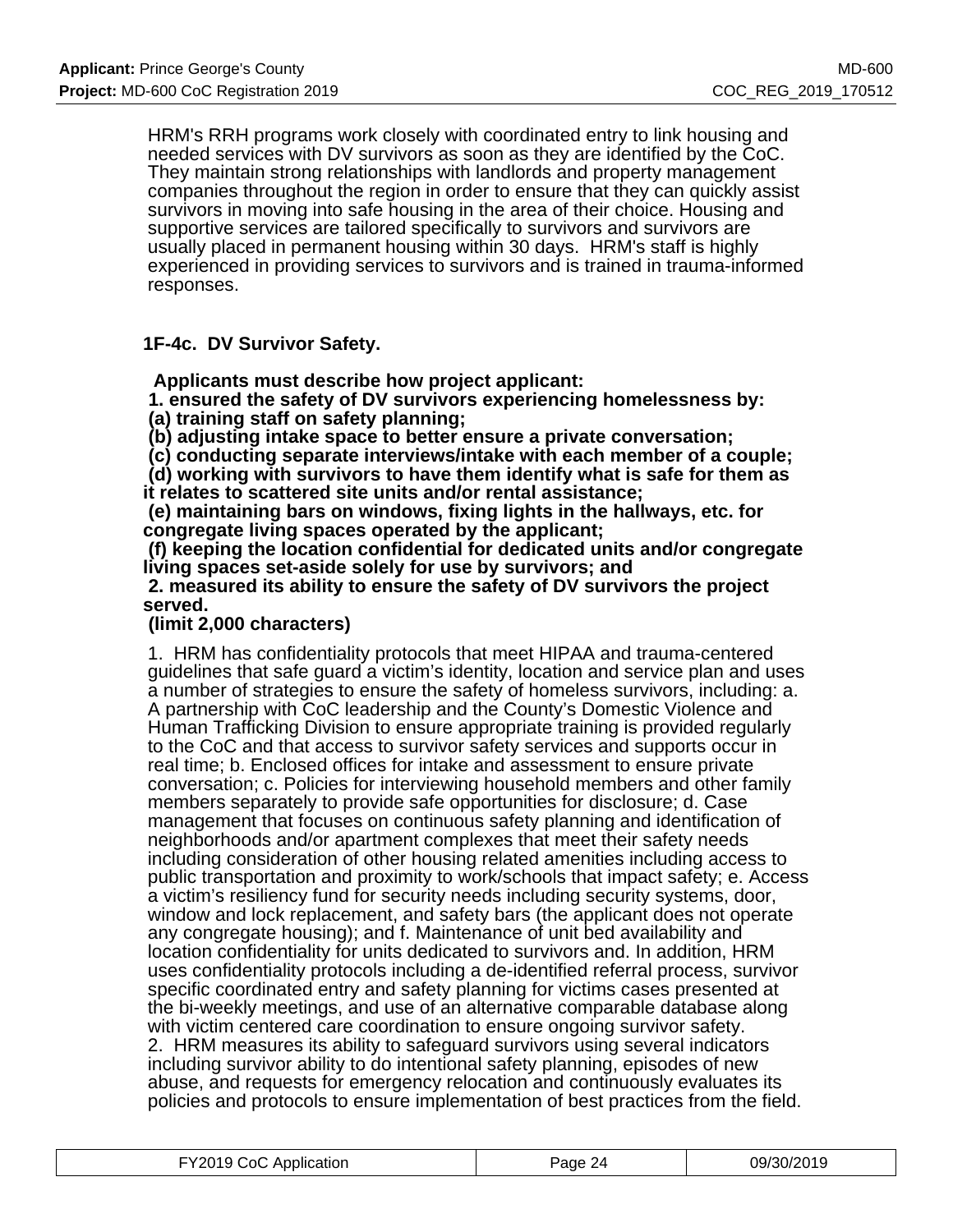HRM's RRH programs work closely with coordinated entry to link housing and needed services with DV survivors as soon as they are identified by the CoC. They maintain strong relationships with landlords and property management companies throughout the region in order to ensure that they can quickly assist survivors in moving into safe housing in the area of their choice. Housing and supportive services are tailored specifically to survivors and survivors are usually placed in permanent housing within 30 days. HRM's staff is highly experienced in providing services to survivors and is trained in trauma-informed responses.

### 1F-4c. DV Survivor Safety.

**Applicants must describe how project applicant:**
**1. ensured the safety of DV survivors experiencing homelessness by:**
**(a) training staff on safety planning;**
**(b) adjusting intake space to better ensure a private conversation;**
**(c) conducting separate interviews/intake with each member of a couple;**
**(d) working with survivors to have them identify what is safe for them as it relates to scattered site units and/or rental assistance;**
**(e) maintaining bars on windows, fixing lights in the hallways, etc. for congregate living spaces operated by the applicant;**
**(f) keeping the location confidential for dedicated units and/or congregate living spaces set-aside solely for use by survivors; and**
**2. measured its ability to ensure the safety of DV survivors the project served.**
**(limit 2,000 characters)**

1. HRM has confidentiality protocols that meet HIPAA and trauma-centered guidelines that safe guard a victim's identity, location and service plan and uses a number of strategies to ensure the safety of homeless survivors, including: a. A partnership with CoC leadership and the County's Domestic Violence and Human Trafficking Division to ensure appropriate training is provided regularly to the CoC and that access to survivor safety services and supports occur in real time; b. Enclosed offices for intake and assessment to ensure private conversation; c. Policies for interviewing household members and other family members separately to provide safe opportunities for disclosure; d. Case management that focuses on continuous safety planning and identification of neighborhoods and/or apartment complexes that meet their safety needs including consideration of other housing related amenities including access to public transportation and proximity to work/schools that impact safety; e. Access a victim's resiliency fund for security needs including security systems, door, window and lock replacement, and safety bars (the applicant does not operate any congregate housing); and f. Maintenance of unit bed availability and location confidentiality for units dedicated to survivors and. In addition, HRM uses confidentiality protocols including a de-identified referral process, survivor specific coordinated entry and safety planning for victims cases presented at the bi-weekly meetings, and use of an alternative comparable database along with victim centered care coordination to ensure ongoing survivor safety.
2. HRM measures its ability to safeguard survivors using several indicators including survivor ability to do intentional safety planning, episodes of new abuse, and requests for emergency relocation and continuously evaluates its policies and protocols to ensure implementation of best practices from the field.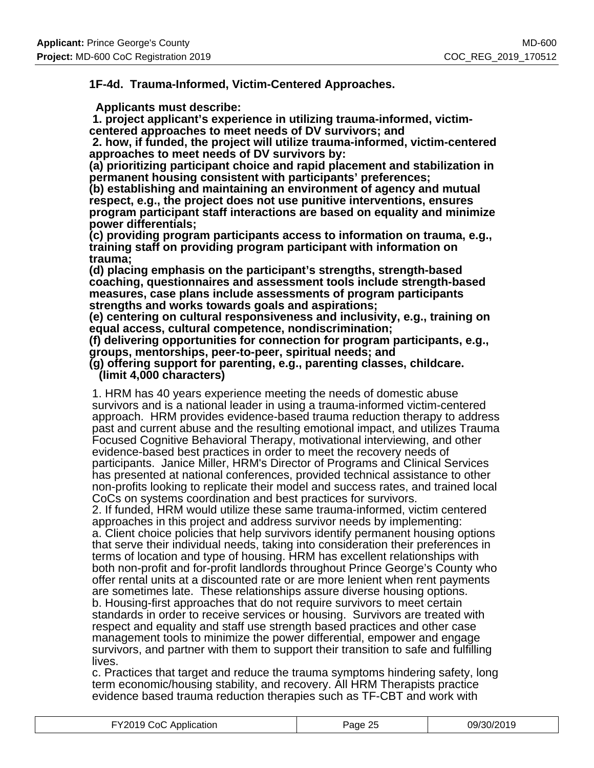### 1F-4d. Trauma-Informed, Victim-Centered Approaches.

**Applicants must describe:**
**1. project applicant's experience in utilizing trauma-informed, victim-centered approaches to meet needs of DV survivors; and**
**2. how, if funded, the project will utilize trauma-informed, victim-centered approaches to meet needs of DV survivors by:**
**(a) prioritizing participant choice and rapid placement and stabilization in permanent housing consistent with participants' preferences;**
**(b) establishing and maintaining an environment of agency and mutual respect, e.g., the project does not use punitive interventions, ensures program participant staff interactions are based on equality and minimize power differentials;**
**(c) providing program participants access to information on trauma, e.g., training staff on providing program participant with information on trauma;**
**(d) placing emphasis on the participant's strengths, strength-based coaching, questionnaires and assessment tools include strength-based measures, case plans include assessments of program participants strengths and works towards goals and aspirations;**
**(e) centering on cultural responsiveness and inclusivity, e.g., training on equal access, cultural competence, nondiscrimination;**
**(f) delivering opportunities for connection for program participants, e.g., groups, mentorships, peer-to-peer, spiritual needs; and**
**(g) offering support for parenting, e.g., parenting classes, childcare.**
**(limit 4,000 characters)**

1. HRM has 40 years experience meeting the needs of domestic abuse survivors and is a national leader in using a trauma-informed victim-centered approach. HRM provides evidence-based trauma reduction therapy to address past and current abuse and the resulting emotional impact, and utilizes Trauma Focused Cognitive Behavioral Therapy, motivational interviewing, and other evidence-based best practices in order to meet the recovery needs of participants. Janice Miller, HRM's Director of Programs and Clinical Services has presented at national conferences, provided technical assistance to other non-profits looking to replicate their model and success rates, and trained local CoCs on systems coordination and best practices for survivors.
2. If funded, HRM would utilize these same trauma-informed, victim centered approaches in this project and address survivor needs by implementing:
a. Client choice policies that help survivors identify permanent housing options that serve their individual needs, taking into consideration their preferences in terms of location and type of housing. HRM has excellent relationships with both non-profit and for-profit landlords throughout Prince George's County who offer rental units at a discounted rate or are more lenient when rent payments are sometimes late. These relationships assure diverse housing options.
b. Housing-first approaches that do not require survivors to meet certain standards in order to receive services or housing. Survivors are treated with respect and equality and staff use strength based practices and other case management tools to minimize the power differential, empower and engage survivors, and partner with them to support their transition to safe and fulfilling lives.
c. Practices that target and reduce the trauma symptoms hindering safety, long term economic/housing stability, and recovery. All HRM Therapists practice evidence based trauma reduction therapies such as TF-CBT and work with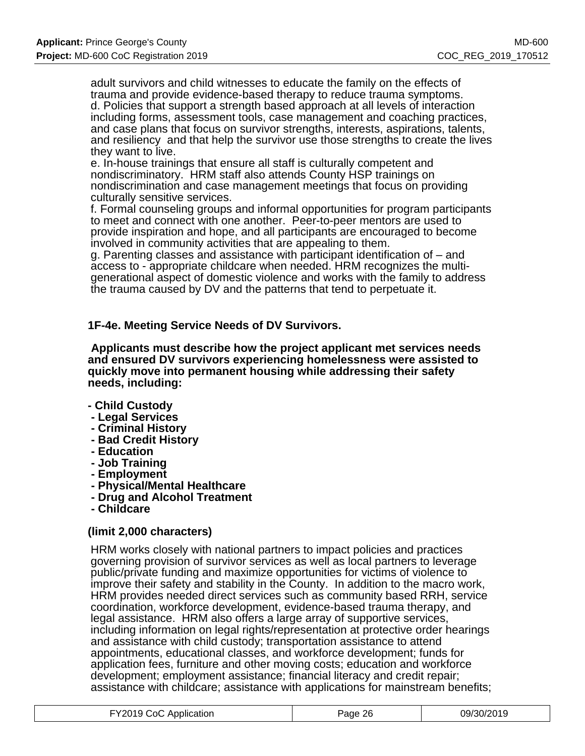adult survivors and child witnesses to educate the family on the effects of trauma and provide evidence-based therapy to reduce trauma symptoms.
d. Policies that support a strength based approach at all levels of interaction including forms, assessment tools, case management and coaching practices, and case plans that focus on survivor strengths, interests, aspirations, talents, and resiliency and that help the survivor use those strengths to create the lives they want to live.
e. In-house trainings that ensure all staff is culturally competent and nondiscriminatory. HRM staff also attends County HSP trainings on nondiscrimination and case management meetings that focus on providing culturally sensitive services.
f. Formal counseling groups and informal opportunities for program participants to meet and connect with one another. Peer-to-peer mentors are used to provide inspiration and hope, and all participants are encouraged to become involved in community activities that are appealing to them.
g. Parenting classes and assistance with participant identification of – and access to - appropriate childcare when needed. HRM recognizes the multi-generational aspect of domestic violence and works with the family to address the trauma caused by DV and the patterns that tend to perpetuate it.

**1F-4e. Meeting Service Needs of DV Survivors.**

**Applicants must describe how the project applicant met services needs and ensured DV survivors experiencing homelessness were assisted to quickly move into permanent housing while addressing their safety needs, including:**

- **Child Custody**
- **Legal Services**
- **Criminal History**
- **Bad Credit History**
- **Education**
- **Job Training**
- **Employment**
- **Physical/Mental Healthcare**
- **Drug and Alcohol Treatment**
- **Childcare**

**(limit 2,000 characters)**

HRM works closely with national partners to impact policies and practices governing provision of survivor services as well as local partners to leverage public/private funding and maximize opportunities for victims of violence to improve their safety and stability in the County. In addition to the macro work, HRM provides needed direct services such as community based RRH, service coordination, workforce development, evidence-based trauma therapy, and legal assistance. HRM also offers a large array of supportive services, including information on legal rights/representation at protective order hearings and assistance with child custody; transportation assistance to attend appointments, educational classes, and workforce development; funds for application fees, furniture and other moving costs; education and workforce development; employment assistance; financial literacy and credit repair; assistance with childcare; assistance with applications for mainstream benefits;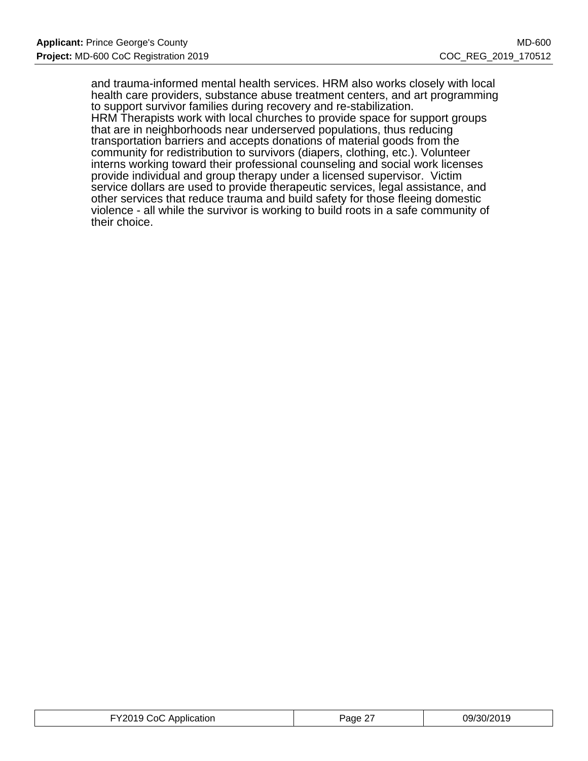and trauma-informed mental health services. HRM also works closely with local health care providers, substance abuse treatment centers, and art programming to support survivor families during recovery and re-stabilization.
HRM Therapists work with local churches to provide space for support groups that are in neighborhoods near underserved populations, thus reducing transportation barriers and accepts donations of material goods from the community for redistribution to survivors (diapers, clothing, etc.). Volunteer interns working toward their professional counseling and social work licenses provide individual and group therapy under a licensed supervisor. Victim service dollars are used to provide therapeutic services, legal assistance, and other services that reduce trauma and build safety for those fleeing domestic violence - all while the survivor is working to build roots in a safe community of their choice.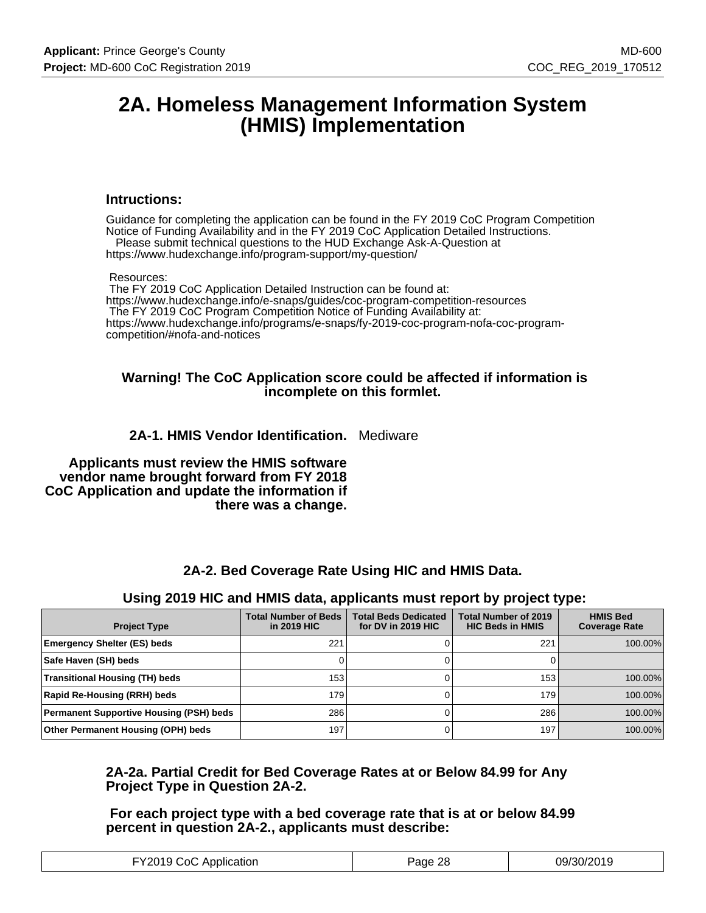# 2A. Homeless Management Information System (HMIS) Implementation

### Intructions:

Guidance for completing the application can be found in the FY 2019 CoC Program Competition Notice of Funding Availability and in the FY 2019 CoC Application Detailed Instructions.
Please submit technical questions to the HUD Exchange Ask-A-Question at https://www.hudexchange.info/program-support/my-question/

Resources:
The FY 2019 CoC Application Detailed Instruction can be found at: https://www.hudexchange.info/e-snaps/guides/coc-program-competition-resources
The FY 2019 CoC Program Competition Notice of Funding Availability at: https://www.hudexchange.info/programs/e-snaps/fy-2019-coc-program-nofa-coc-program-competition/#nofa-and-notices

**Warning! The CoC Application score could be affected if information is incomplete on this formlet.**

**2A-1. HMIS Vendor Identification.** Mediware

**Applicants must review the HMIS software vendor name brought forward from FY 2018 CoC Application and update the information if there was a change.**

### 2A-2. Bed Coverage Rate Using HIC and HMIS Data.

**Using 2019 HIC and HMIS data, applicants must report by project type:**

| Project Type | Total Number of Beds in 2019 HIC | Total Beds Dedicated for DV in 2019 HIC | Total Number of 2019 HIC Beds in HMIS | HMIS Bed Coverage Rate |
|---|---|---|---|---|
| Emergency Shelter (ES) beds | 221 | 0 | 221 | 100.00% |
| Safe Haven (SH) beds | 0 | 0 | 0 | |
| Transitional Housing (TH) beds | 153 | 0 | 153 | 100.00% |
| Rapid Re-Housing (RRH) beds | 179 | 0 | 179 | 100.00% |
| Permanent Supportive Housing (PSH) beds | 286 | 0 | 286 | 100.00% |
| Other Permanent Housing (OPH) beds | 197 | 0 | 197 | 100.00% |

**2A-2a. Partial Credit for Bed Coverage Rates at or Below 84.99 for Any Project Type in Question 2A-2.**

**For each project type with a bed coverage rate that is at or below 84.99 percent in question 2A-2., applicants must describe:**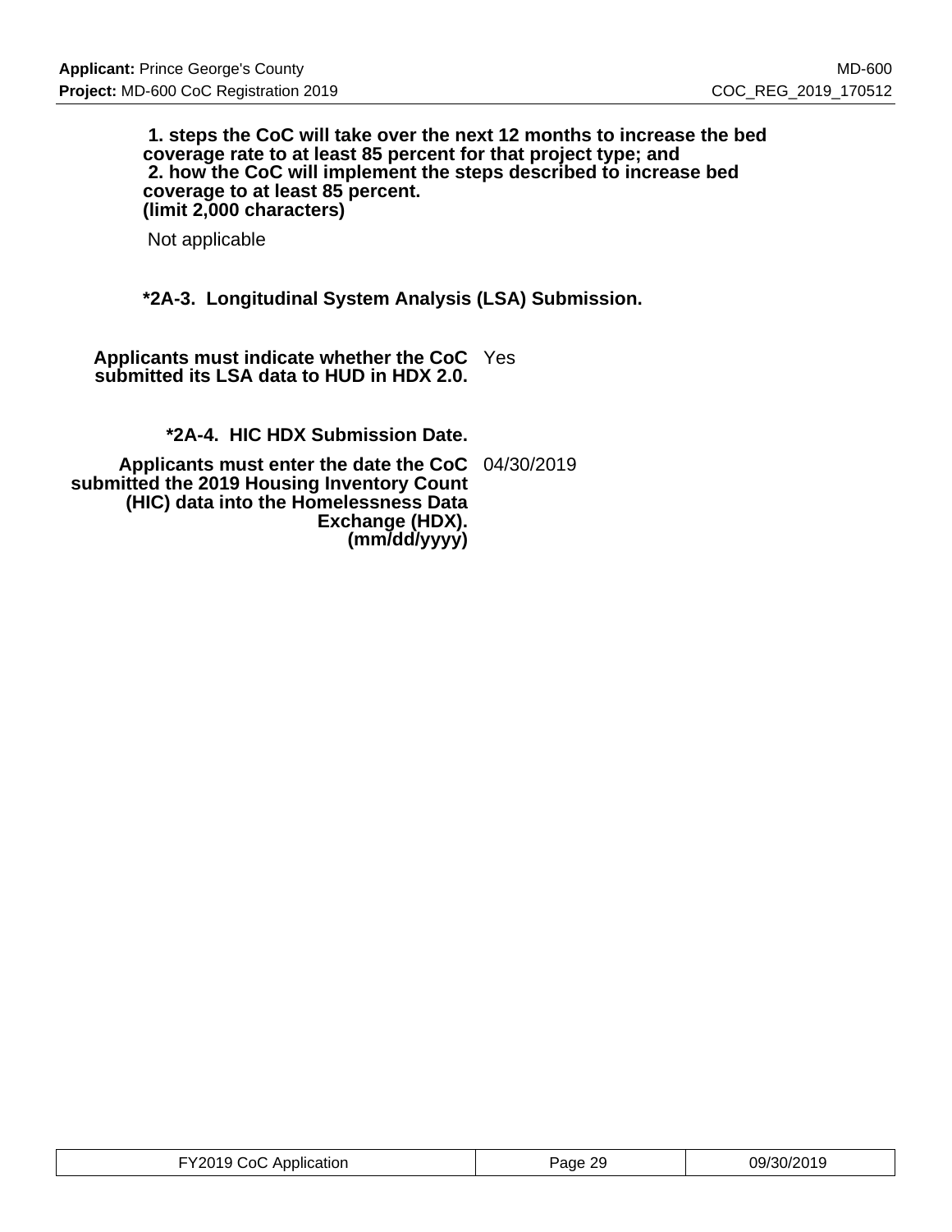**1. steps the CoC will take over the next 12 months to increase the bed coverage rate to at least 85 percent for that project type; and**
**2. how the CoC will implement the steps described to increase bed coverage to at least 85 percent.**
**(limit 2,000 characters)**

Not applicable

### *2A-3. Longitudinal System Analysis (LSA) Submission.

| | |
|---|---|
| **Applicants must indicate whether the CoC submitted its LSA data to HUD in HDX 2.0.** | Yes |

### *2A-4. HIC HDX Submission Date.

| | |
|---|---|
| **Applicants must enter the date the CoC submitted the 2019 Housing Inventory Count (HIC) data into the Homelessness Data Exchange (HDX). (mm/dd/yyyy)** | 04/30/2019 |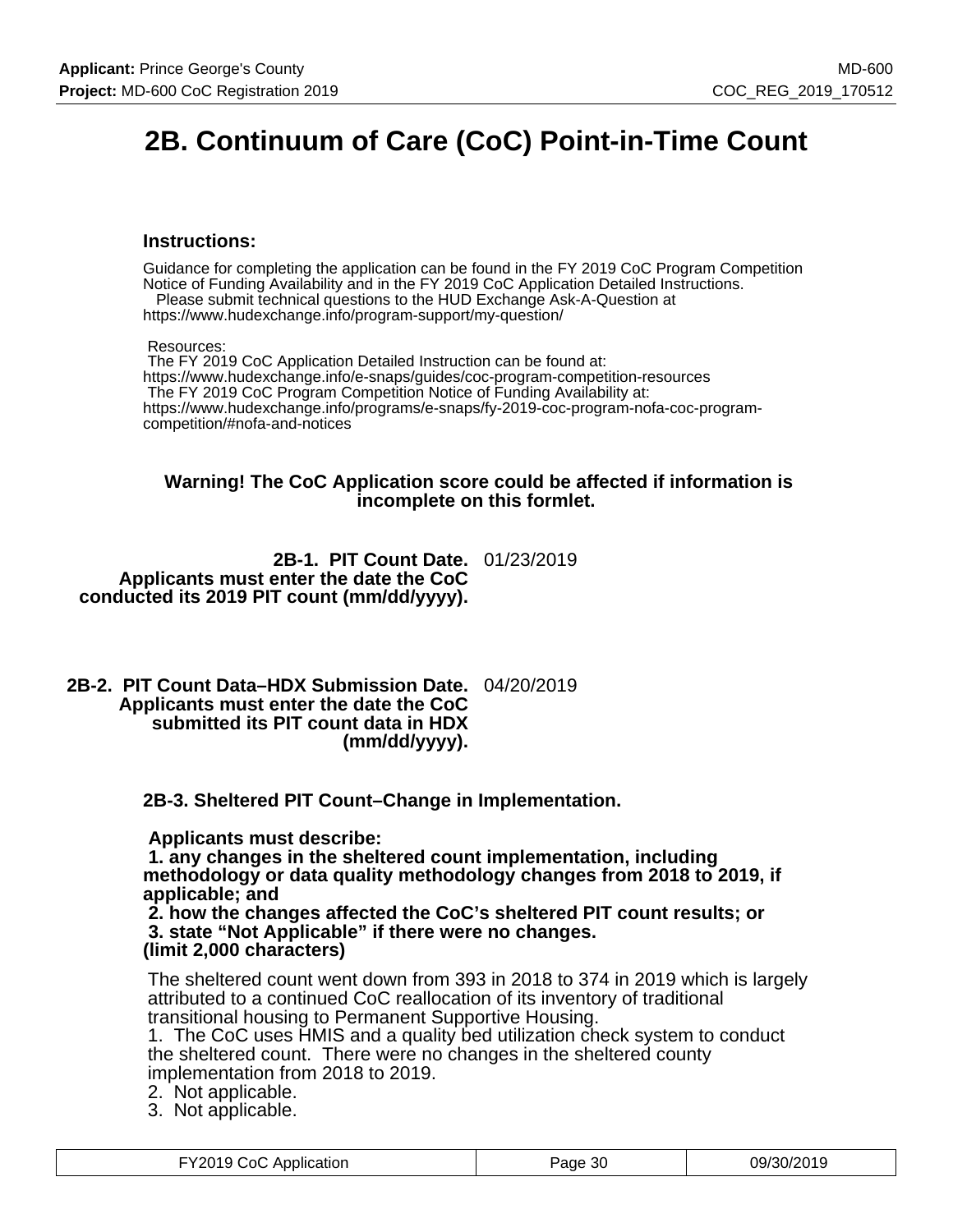# 2B. Continuum of Care (CoC) Point-in-Time Count

### Instructions:

Guidance for completing the application can be found in the FY 2019 CoC Program Competition Notice of Funding Availability and in the FY 2019 CoC Application Detailed Instructions.
Please submit technical questions to the HUD Exchange Ask-A-Question at https://www.hudexchange.info/program-support/my-question/

Resources:
The FY 2019 CoC Application Detailed Instruction can be found at: https://www.hudexchange.info/e-snaps/guides/coc-program-competition-resources
The FY 2019 CoC Program Competition Notice of Funding Availability at: https://www.hudexchange.info/programs/e-snaps/fy-2019-coc-program-nofa-coc-program-competition/#nofa-and-notices

**Warning! The CoC Application score could be affected if information is incomplete on this formlet.**

**2B-1. PIT Count Date. Applicants must enter the date the CoC conducted its 2019 PIT count (mm/dd/yyyy).** 01/23/2019

**2B-2. PIT Count Data–HDX Submission Date. Applicants must enter the date the CoC submitted its PIT count data in HDX (mm/dd/yyyy).** 04/20/2019

**2B-3. Sheltered PIT Count–Change in Implementation.**

**Applicants must describe:**
**1. any changes in the sheltered count implementation, including methodology or data quality methodology changes from 2018 to 2019, if applicable; and**
**2. how the changes affected the CoC's sheltered PIT count results; or**
**3. state "Not Applicable" if there were no changes.**
**(limit 2,000 characters)**

The sheltered count went down from 393 in 2018 to 374 in 2019 which is largely attributed to a continued CoC reallocation of its inventory of traditional transitional housing to Permanent Supportive Housing.
1. The CoC uses HMIS and a quality bed utilization check system to conduct the sheltered count. There were no changes in the sheltered county implementation from 2018 to 2019.
2. Not applicable.
3. Not applicable.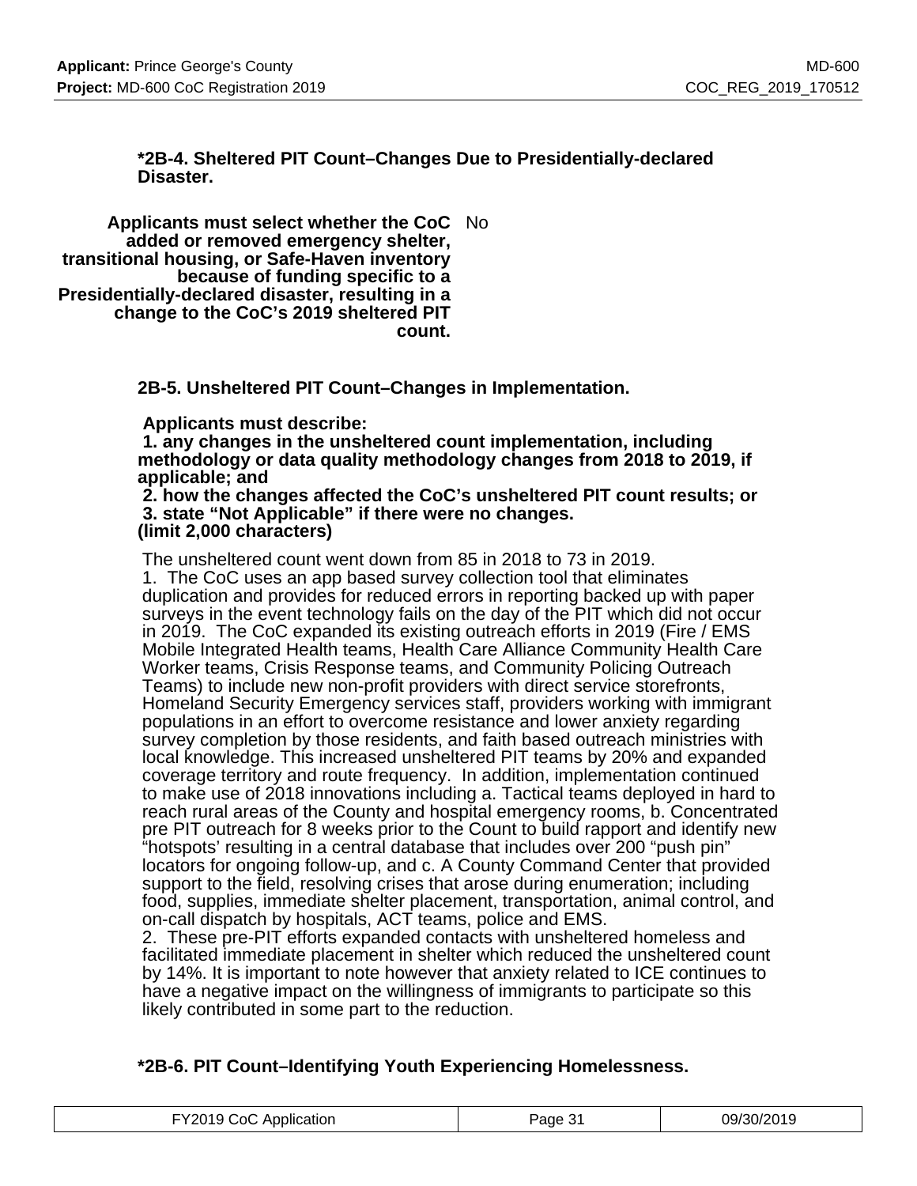**\*2B-4. Sheltered PIT Count–Changes Due to Presidentially-declared Disaster.**

| | |
|---|---|
| **Applicants must select whether the CoC added or removed emergency shelter, transitional housing, or Safe-Haven inventory because of funding specific to a Presidentially-declared disaster, resulting in a change to the CoC's 2019 sheltered PIT count.** | No |

**2B-5. Unsheltered PIT Count–Changes in Implementation.**

**Applicants must describe:**
**1. any changes in the unsheltered count implementation, including methodology or data quality methodology changes from 2018 to 2019, if applicable; and**
**2. how the changes affected the CoC's unsheltered PIT count results; or**
**3. state "Not Applicable" if there were no changes.**
**(limit 2,000 characters)**

The unsheltered count went down from 85 in 2018 to 73 in 2019.
1. The CoC uses an app based survey collection tool that eliminates duplication and provides for reduced errors in reporting backed up with paper surveys in the event technology fails on the day of the PIT which did not occur in 2019. The CoC expanded its existing outreach efforts in 2019 (Fire / EMS Mobile Integrated Health teams, Health Care Alliance Community Health Care Worker teams, Crisis Response teams, and Community Policing Outreach Teams) to include new non-profit providers with direct service storefronts, Homeland Security Emergency services staff, providers working with immigrant populations in an effort to overcome resistance and lower anxiety regarding survey completion by those residents, and faith based outreach ministries with local knowledge. This increased unsheltered PIT teams by 20% and expanded coverage territory and route frequency. In addition, implementation continued to make use of 2018 innovations including a. Tactical teams deployed in hard to reach rural areas of the County and hospital emergency rooms, b. Concentrated pre PIT outreach for 8 weeks prior to the Count to build rapport and identify new "hotspots' resulting in a central database that includes over 200 "push pin" locators for ongoing follow-up, and c. A County Command Center that provided support to the field, resolving crises that arose during enumeration; including food, supplies, immediate shelter placement, transportation, animal control, and on-call dispatch by hospitals, ACT teams, police and EMS.
2. These pre-PIT efforts expanded contacts with unsheltered homeless and facilitated immediate placement in shelter which reduced the unsheltered count by 14%. It is important to note however that anxiety related to ICE continues to have a negative impact on the willingness of immigrants to participate so this likely contributed in some part to the reduction.

**\*2B-6. PIT Count–Identifying Youth Experiencing Homelessness.**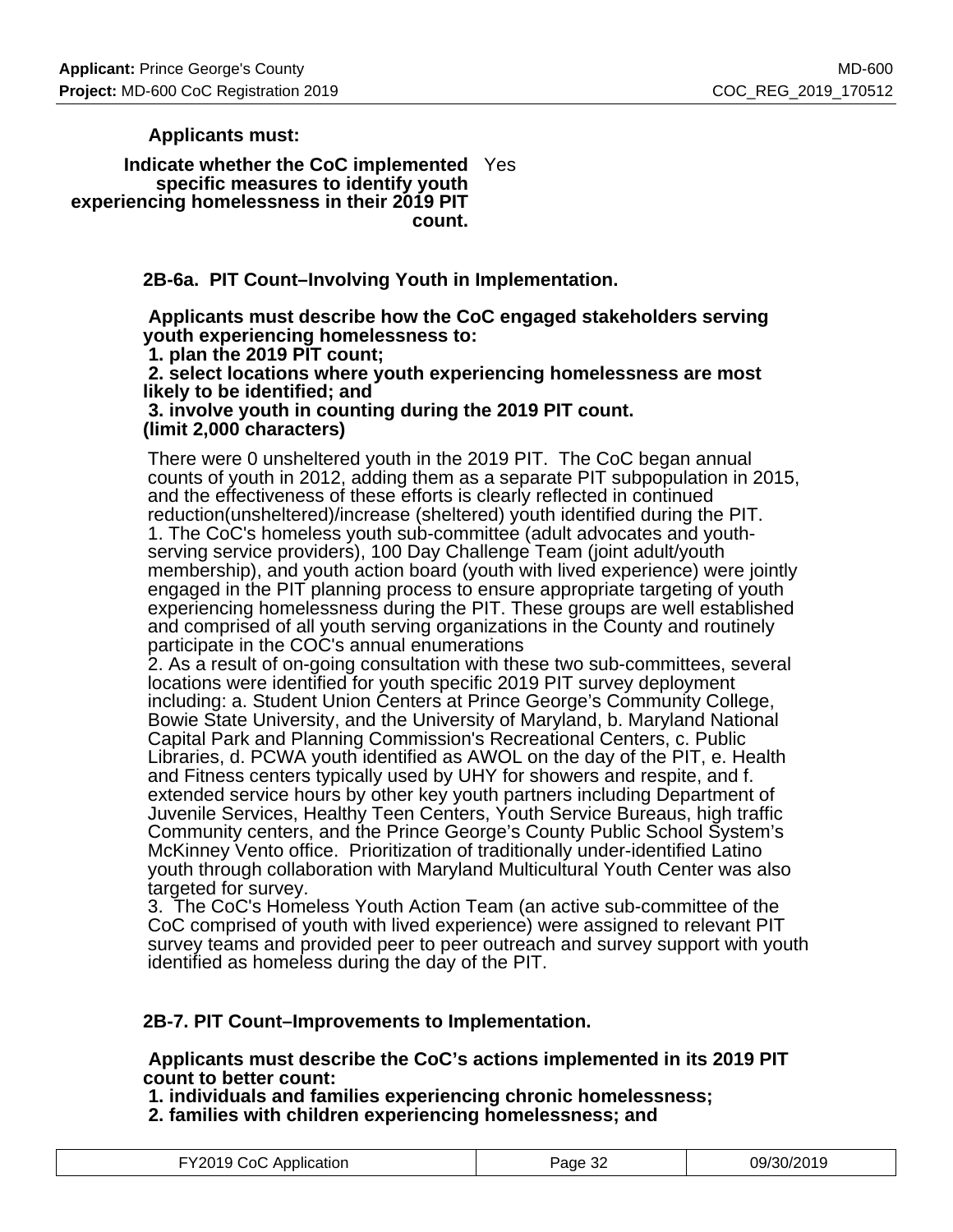**Applicants must:**

**Indicate whether the CoC implemented specific measures to identify youth experiencing homelessness in their 2019 PIT count.** Yes

### 2B-6a. PIT Count–Involving Youth in Implementation.

**Applicants must describe how the CoC engaged stakeholders serving youth experiencing homelessness to:**
**1. plan the 2019 PIT count;**
**2. select locations where youth experiencing homelessness are most likely to be identified; and**
**3. involve youth in counting during the 2019 PIT count.**
**(limit 2,000 characters)**

There were 0 unsheltered youth in the 2019 PIT. The CoC began annual counts of youth in 2012, adding them as a separate PIT subpopulation in 2015, and the effectiveness of these efforts is clearly reflected in continued reduction(unsheltered)/increase (sheltered) youth identified during the PIT.
1. The CoC's homeless youth sub-committee (adult advocates and youth-serving service providers), 100 Day Challenge Team (joint adult/youth membership), and youth action board (youth with lived experience) were jointly engaged in the PIT planning process to ensure appropriate targeting of youth experiencing homelessness during the PIT. These groups are well established and comprised of all youth serving organizations in the County and routinely participate in the COC's annual enumerations
2. As a result of on-going consultation with these two sub-committees, several locations were identified for youth specific 2019 PIT survey deployment including: a. Student Union Centers at Prince George's Community College, Bowie State University, and the University of Maryland, b. Maryland National Capital Park and Planning Commission's Recreational Centers, c. Public Libraries, d. PCWA youth identified as AWOL on the day of the PIT, e. Health and Fitness centers typically used by UHY for showers and respite, and f. extended service hours by other key youth partners including Department of Juvenile Services, Healthy Teen Centers, Youth Service Bureaus, high traffic Community centers, and the Prince George's County Public School System's McKinney Vento office. Prioritization of traditionally under-identified Latino youth through collaboration with Maryland Multicultural Youth Center was also targeted for survey.
3. The CoC's Homeless Youth Action Team (an active sub-committee of the CoC comprised of youth with lived experience) were assigned to relevant PIT survey teams and provided peer to peer outreach and survey support with youth identified as homeless during the day of the PIT.

### 2B-7. PIT Count–Improvements to Implementation.

**Applicants must describe the CoC's actions implemented in its 2019 PIT count to better count:**
**1. individuals and families experiencing chronic homelessness;**
**2. families with children experiencing homelessness; and**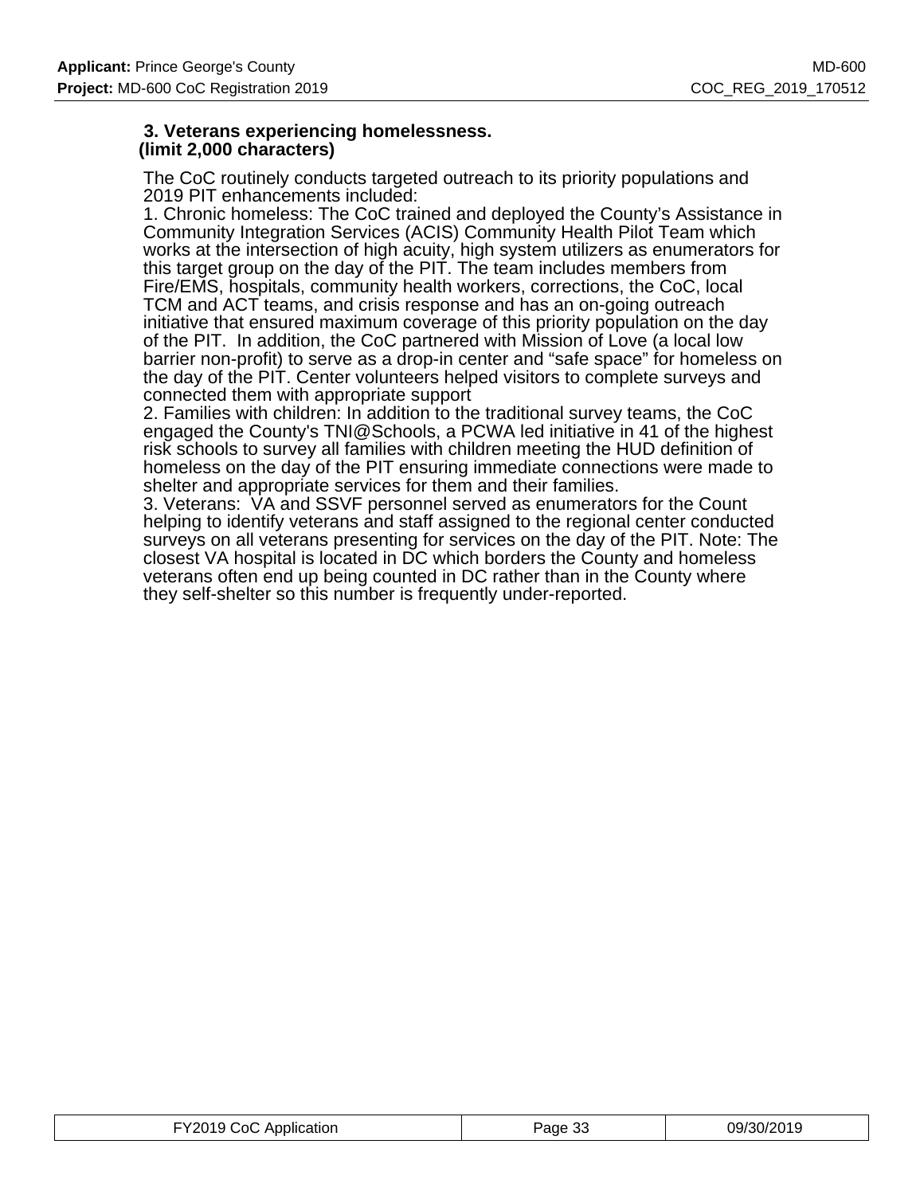### 3. Veterans experiencing homelessness.
**(limit 2,000 characters)**

The CoC routinely conducts targeted outreach to its priority populations and 2019 PIT enhancements included:
1. Chronic homeless: The CoC trained and deployed the County's Assistance in Community Integration Services (ACIS) Community Health Pilot Team which works at the intersection of high acuity, high system utilizers as enumerators for this target group on the day of the PIT. The team includes members from Fire/EMS, hospitals, community health workers, corrections, the CoC, local TCM and ACT teams, and crisis response and has an on-going outreach initiative that ensured maximum coverage of this priority population on the day of the PIT. In addition, the CoC partnered with Mission of Love (a local low barrier non-profit) to serve as a drop-in center and "safe space" for homeless on the day of the PIT. Center volunteers helped visitors to complete surveys and connected them with appropriate support
2. Families with children: In addition to the traditional survey teams, the CoC engaged the County's TNI@Schools, a PCWA led initiative in 41 of the highest risk schools to survey all families with children meeting the HUD definition of homeless on the day of the PIT ensuring immediate connections were made to shelter and appropriate services for them and their families.
3. Veterans: VA and SSVF personnel served as enumerators for the Count helping to identify veterans and staff assigned to the regional center conducted surveys on all veterans presenting for services on the day of the PIT. Note: The closest VA hospital is located in DC which borders the County and homeless veterans often end up being counted in DC rather than in the County where they self-shelter so this number is frequently under-reported.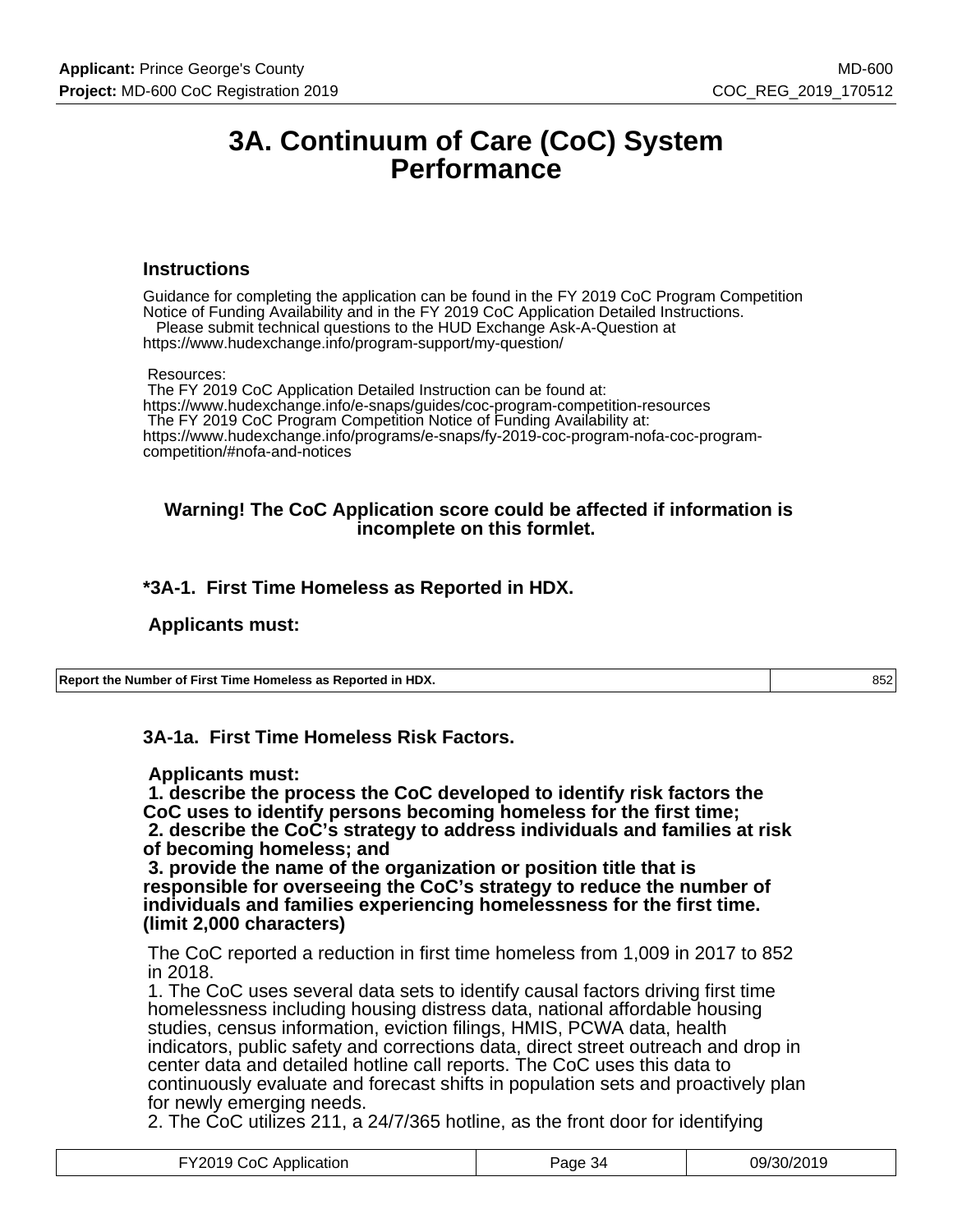# 3A. Continuum of Care (CoC) System Performance

## Instructions

Guidance for completing the application can be found in the FY 2019 CoC Program Competition Notice of Funding Availability and in the FY 2019 CoC Application Detailed Instructions.
Please submit technical questions to the HUD Exchange Ask-A-Question at https://www.hudexchange.info/program-support/my-question/

Resources:
The FY 2019 CoC Application Detailed Instruction can be found at: https://www.hudexchange.info/e-snaps/guides/coc-program-competition-resources
The FY 2019 CoC Program Competition Notice of Funding Availability at: https://www.hudexchange.info/programs/e-snaps/fy-2019-coc-program-nofa-coc-program-competition/#nofa-and-notices

**Warning! The CoC Application score could be affected if information is incomplete on this formlet.**

### *3A-1. First Time Homeless as Reported in HDX.

**Applicants must:**

| Report the Number of First Time Homeless as Reported in HDX. | 852 |
|---|---|

### 3A-1a. First Time Homeless Risk Factors.

**Applicants must:**
**1. describe the process the CoC developed to identify risk factors the CoC uses to identify persons becoming homeless for the first time;**
**2. describe the CoC's strategy to address individuals and families at risk of becoming homeless; and**
**3. provide the name of the organization or position title that is responsible for overseeing the CoC's strategy to reduce the number of individuals and families experiencing homelessness for the first time. (limit 2,000 characters)**

The CoC reported a reduction in first time homeless from 1,009 in 2017 to 852 in 2018.
1. The CoC uses several data sets to identify causal factors driving first time homelessness including housing distress data, national affordable housing studies, census information, eviction filings, HMIS, PCWA data, health indicators, public safety and corrections data, direct street outreach and drop in center data and detailed hotline call reports. The CoC uses this data to continuously evaluate and forecast shifts in population sets and proactively plan for newly emerging needs.
2. The CoC utilizes 211, a 24/7/365 hotline, as the front door for identifying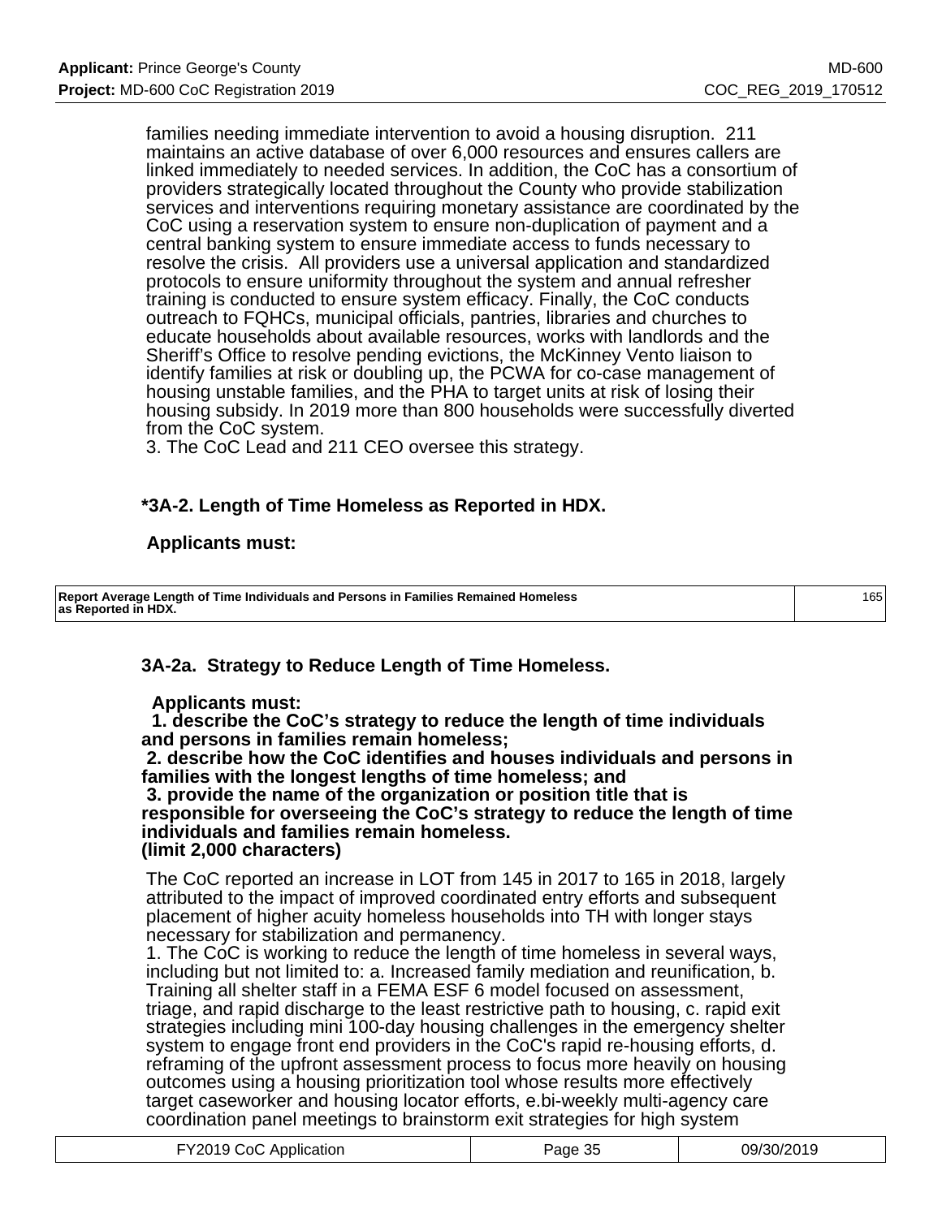families needing immediate intervention to avoid a housing disruption. 211 maintains an active database of over 6,000 resources and ensures callers are linked immediately to needed services. In addition, the CoC has a consortium of providers strategically located throughout the County who provide stabilization services and interventions requiring monetary assistance are coordinated by the CoC using a reservation system to ensure non-duplication of payment and a central banking system to ensure immediate access to funds necessary to resolve the crisis. All providers use a universal application and standardized protocols to ensure uniformity throughout the system and annual refresher training is conducted to ensure system efficacy. Finally, the CoC conducts outreach to FQHCs, municipal officials, pantries, libraries and churches to educate households about available resources, works with landlords and the Sheriff's Office to resolve pending evictions, the McKinney Vento liaison to identify families at risk or doubling up, the PCWA for co-case management of housing unstable families, and the PHA to target units at risk of losing their housing subsidy. In 2019 more than 800 households were successfully diverted from the CoC system.
3. The CoC Lead and 211 CEO oversee this strategy.

### *3A-2. Length of Time Homeless as Reported in HDX.

**Applicants must:**

| Report Average Length of Time Individuals and Persons in Families Remained Homeless as Reported in HDX. | 165 |
|---|---|

### 3A-2a. Strategy to Reduce Length of Time Homeless.

**Applicants must:**
**1. describe the CoC's strategy to reduce the length of time individuals and persons in families remain homeless;**
**2. describe how the CoC identifies and houses individuals and persons in families with the longest lengths of time homeless; and**
**3. provide the name of the organization or position title that is responsible for overseeing the CoC's strategy to reduce the length of time individuals and families remain homeless.**
**(limit 2,000 characters)**

The CoC reported an increase in LOT from 145 in 2017 to 165 in 2018, largely attributed to the impact of improved coordinated entry efforts and subsequent placement of higher acuity homeless households into TH with longer stays necessary for stabilization and permanency.
1. The CoC is working to reduce the length of time homeless in several ways, including but not limited to: a. Increased family mediation and reunification, b. Training all shelter staff in a FEMA ESF 6 model focused on assessment, triage, and rapid discharge to the least restrictive path to housing, c. rapid exit strategies including mini 100-day housing challenges in the emergency shelter system to engage front end providers in the CoC's rapid re-housing efforts, d. reframing of the upfront assessment process to focus more heavily on housing outcomes using a housing prioritization tool whose results more effectively target caseworker and housing locator efforts, e.bi-weekly multi-agency care coordination panel meetings to brainstorm exit strategies for high system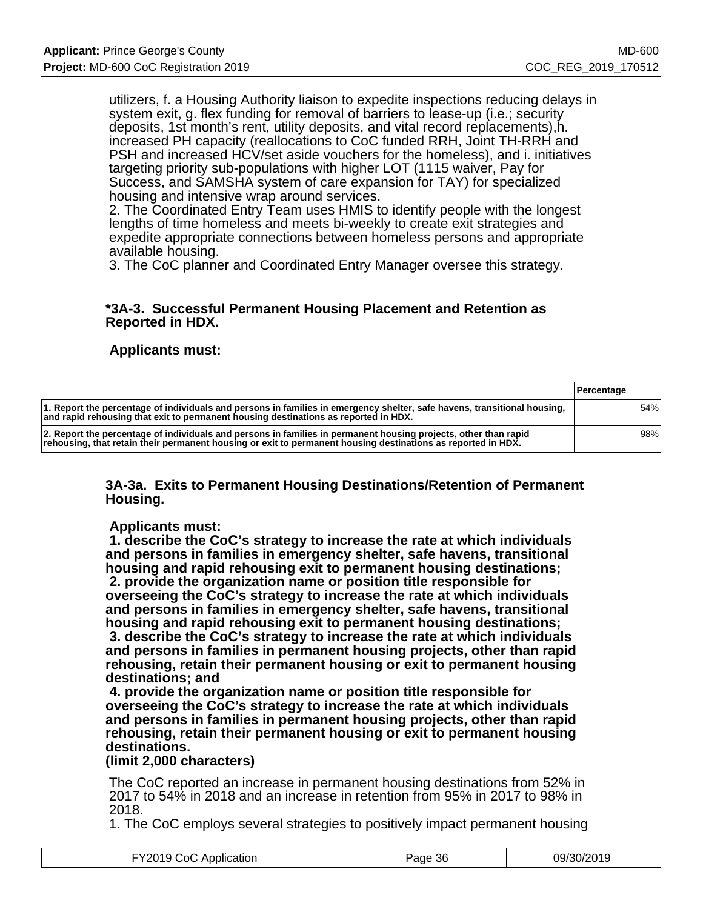utilizers, f. a Housing Authority liaison to expedite inspections reducing delays in system exit, g. flex funding for removal of barriers to lease-up (i.e.; security deposits, 1st month's rent, utility deposits, and vital record replacements),h. increased PH capacity (reallocations to CoC funded RRH, Joint TH-RRH and PSH and increased HCV/set aside vouchers for the homeless), and i. initiatives targeting priority sub-populations with higher LOT (1115 waiver, Pay for Success, and SAMSHA system of care expansion for TAY) for specialized housing and intensive wrap around services.
2. The Coordinated Entry Team uses HMIS to identify people with the longest lengths of time homeless and meets bi-weekly to create exit strategies and expedite appropriate connections between homeless persons and appropriate available housing.
3. The CoC planner and Coordinated Entry Manager oversee this strategy.

### *3A-3. Successful Permanent Housing Placement and Retention as Reported in HDX.

**Applicants must:**

| | Percentage |
|---|---|
| **1. Report the percentage of individuals and persons in families in emergency shelter, safe havens, transitional housing, and rapid rehousing that exit to permanent housing destinations as reported in HDX.** | 54% |
| **2. Report the percentage of individuals and persons in families in permanent housing projects, other than rapid rehousing, that retain their permanent housing or exit to permanent housing destinations as reported in HDX.** | 98% |

### 3A-3a. Exits to Permanent Housing Destinations/Retention of Permanent Housing.

**Applicants must:**
**1. describe the CoC's strategy to increase the rate at which individuals and persons in families in emergency shelter, safe havens, transitional housing and rapid rehousing exit to permanent housing destinations;**
**2. provide the organization name or position title responsible for overseeing the CoC's strategy to increase the rate at which individuals and persons in families in emergency shelter, safe havens, transitional housing and rapid rehousing exit to permanent housing destinations;**
**3. describe the CoC's strategy to increase the rate at which individuals and persons in families in permanent housing projects, other than rapid rehousing, retain their permanent housing or exit to permanent housing destinations; and**
**4. provide the organization name or position title responsible for overseeing the CoC's strategy to increase the rate at which individuals and persons in families in permanent housing projects, other than rapid rehousing, retain their permanent housing or exit to permanent housing destinations.**
**(limit 2,000 characters)**

The CoC reported an increase in permanent housing destinations from 52% in 2017 to 54% in 2018 and an increase in retention from 95% in 2017 to 98% in 2018.
1. The CoC employs several strategies to positively impact permanent housing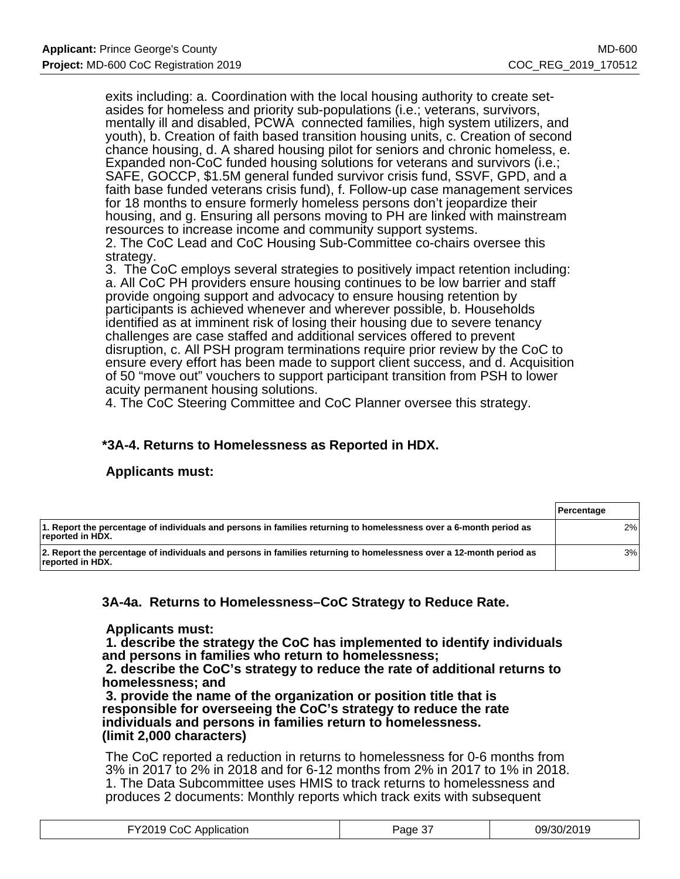exits including: a. Coordination with the local housing authority to create set-asides for homeless and priority sub-populations (i.e.; veterans, survivors, mentally ill and disabled, PCWA connected families, high system utilizers, and youth), b. Creation of faith based transition housing units, c. Creation of second chance housing, d. A shared housing pilot for seniors and chronic homeless, e. Expanded non-CoC funded housing solutions for veterans and survivors (i.e.; SAFE, GOCCP, $1.5M general funded survivor crisis fund, SSVF, GPD, and a faith base funded veterans crisis fund), f. Follow-up case management services for 18 months to ensure formerly homeless persons don't jeopardize their housing, and g. Ensuring all persons moving to PH are linked with mainstream resources to increase income and community support systems.
2. The CoC Lead and CoC Housing Sub-Committee co-chairs oversee this strategy.
3. The CoC employs several strategies to positively impact retention including: a. All CoC PH providers ensure housing continues to be low barrier and staff provide ongoing support and advocacy to ensure housing retention by participants is achieved whenever and wherever possible, b. Households identified as at imminent risk of losing their housing due to severe tenancy challenges are case staffed and additional services offered to prevent disruption, c. All PSH program terminations require prior review by the CoC to ensure every effort has been made to support client success, and d. Acquisition of 50 "move out" vouchers to support participant transition from PSH to lower acuity permanent housing solutions.
4. The CoC Steering Committee and CoC Planner oversee this strategy.

### *3A-4. Returns to Homelessness as Reported in HDX.

**Applicants must:**

| | Percentage |
|---|---|
| **1. Report the percentage of individuals and persons in families returning to homelessness over a 6-month period as reported in HDX.** | 2% |
| **2. Report the percentage of individuals and persons in families returning to homelessness over a 12-month period as reported in HDX.** | 3% |

### 3A-4a. Returns to Homelessness–CoC Strategy to Reduce Rate.

**Applicants must:**
**1. describe the strategy the CoC has implemented to identify individuals and persons in families who return to homelessness;**
**2. describe the CoC's strategy to reduce the rate of additional returns to homelessness; and**
**3. provide the name of the organization or position title that is responsible for overseeing the CoC's strategy to reduce the rate individuals and persons in families return to homelessness.**
**(limit 2,000 characters)**

The CoC reported a reduction in returns to homelessness for 0-6 months from 3% in 2017 to 2% in 2018 and for 6-12 months from 2% in 2017 to 1% in 2018.
1. The Data Subcommittee uses HMIS to track returns to homelessness and produces 2 documents: Monthly reports which track exits with subsequent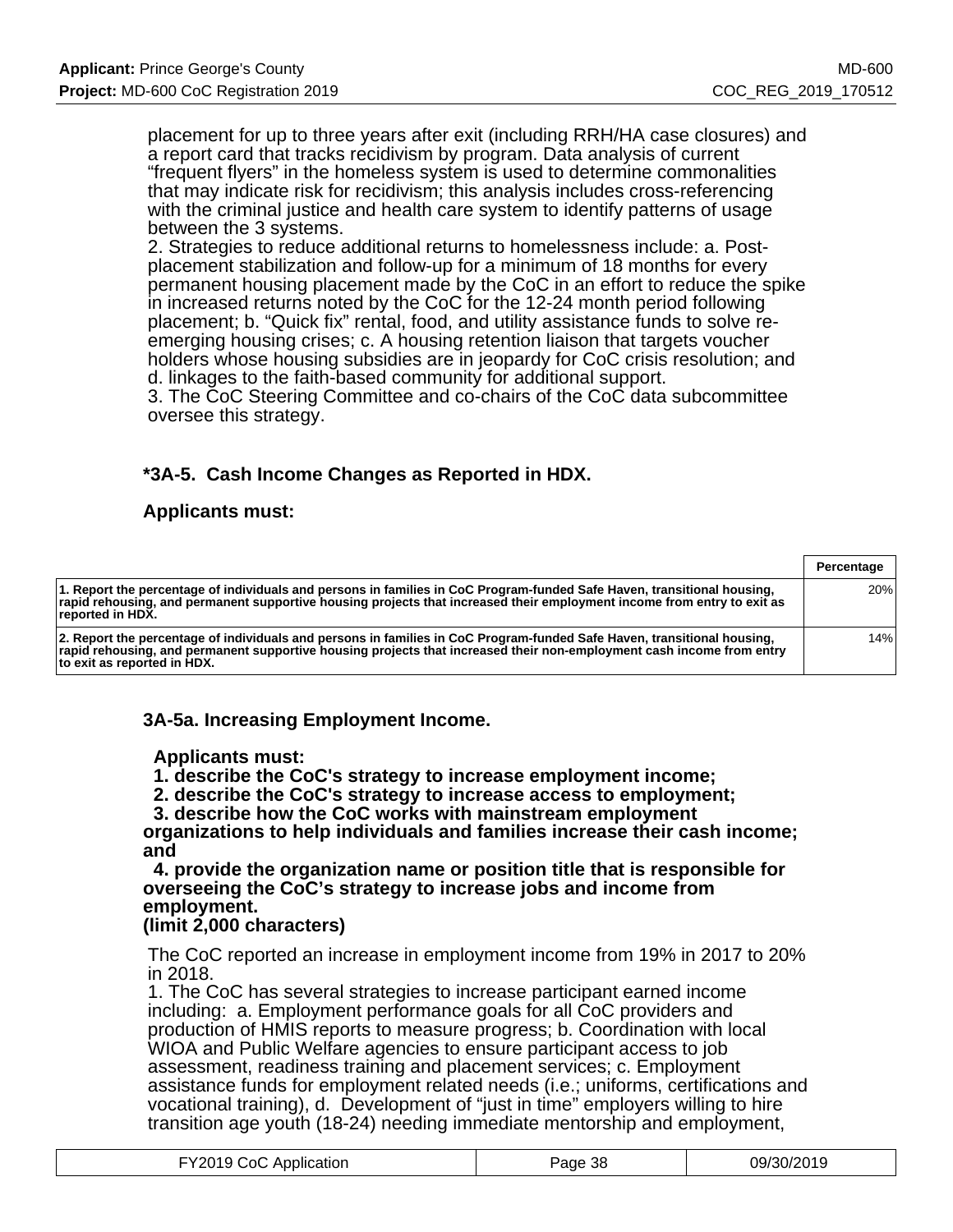placement for up to three years after exit (including RRH/HA case closures) and a report card that tracks recidivism by program. Data analysis of current "frequent flyers" in the homeless system is used to determine commonalities that may indicate risk for recidivism; this analysis includes cross-referencing with the criminal justice and health care system to identify patterns of usage between the 3 systems.
2. Strategies to reduce additional returns to homelessness include: a. Post-placement stabilization and follow-up for a minimum of 18 months for every permanent housing placement made by the CoC in an effort to reduce the spike in increased returns noted by the CoC for the 12-24 month period following placement; b. "Quick fix" rental, food, and utility assistance funds to solve re-emerging housing crises; c. A housing retention liaison that targets voucher holders whose housing subsidies are in jeopardy for CoC crisis resolution; and d. linkages to the faith-based community for additional support.
3. The CoC Steering Committee and co-chairs of the CoC data subcommittee oversee this strategy.

### *3A-5. Cash Income Changes as Reported in HDX.

**Applicants must:**

| | Percentage |
|---|---|
| **1. Report the percentage of individuals and persons in families in CoC Program-funded Safe Haven, transitional housing, rapid rehousing, and permanent supportive housing projects that increased their employment income from entry to exit as reported in HDX.** | 20% |
| **2. Report the percentage of individuals and persons in families in CoC Program-funded Safe Haven, transitional housing, rapid rehousing, and permanent supportive housing projects that increased their non-employment cash income from entry to exit as reported in HDX.** | 14% |

### 3A-5a. Increasing Employment Income.

**Applicants must:**
**1. describe the CoC's strategy to increase employment income;**
**2. describe the CoC's strategy to increase access to employment;**
**3. describe how the CoC works with mainstream employment organizations to help individuals and families increase their cash income; and**
**4. provide the organization name or position title that is responsible for overseeing the CoC's strategy to increase jobs and income from employment.**
**(limit 2,000 characters)**

The CoC reported an increase in employment income from 19% in 2017 to 20% in 2018.
1. The CoC has several strategies to increase participant earned income including: a. Employment performance goals for all CoC providers and production of HMIS reports to measure progress; b. Coordination with local WIOA and Public Welfare agencies to ensure participant access to job assessment, readiness training and placement services; c. Employment assistance funds for employment related needs (i.e.; uniforms, certifications and vocational training), d. Development of "just in time" employers willing to hire transition age youth (18-24) needing immediate mentorship and employment,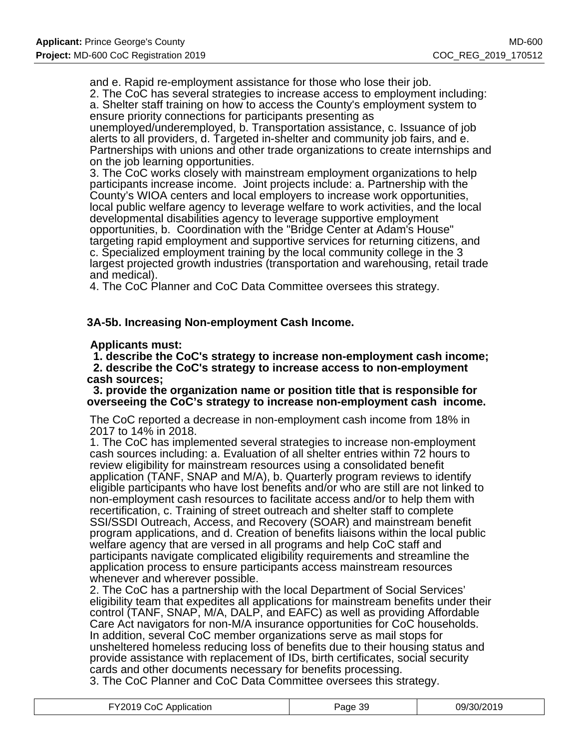and e. Rapid re-employment assistance for those who lose their job.
2. The CoC has several strategies to increase access to employment including: a. Shelter staff training on how to access the County's employment system to ensure priority connections for participants presenting as unemployed/underemployed, b. Transportation assistance, c. Issuance of job alerts to all providers, d. Targeted in-shelter and community job fairs, and e. Partnerships with unions and other trade organizations to create internships and on the job learning opportunities.
3. The CoC works closely with mainstream employment organizations to help participants increase income. Joint projects include: a. Partnership with the County's WIOA centers and local employers to increase work opportunities, local public welfare agency to leverage welfare to work activities, and the local developmental disabilities agency to leverage supportive employment opportunities, b. Coordination with the "Bridge Center at Adam's House" targeting rapid employment and supportive services for returning citizens, and c. Specialized employment training by the local community college in the 3 largest projected growth industries (transportation and warehousing, retail trade and medical).
4. The CoC Planner and CoC Data Committee oversees this strategy.

### 3A-5b. Increasing Non-employment Cash Income.

**Applicants must:**
**1. describe the CoC's strategy to increase non-employment cash income;**
**2. describe the CoC's strategy to increase access to non-employment cash sources;**
**3. provide the organization name or position title that is responsible for overseeing the CoC's strategy to increase non-employment cash income.**

The CoC reported a decrease in non-employment cash income from 18% in 2017 to 14% in 2018.
1. The CoC has implemented several strategies to increase non-employment cash sources including: a. Evaluation of all shelter entries within 72 hours to review eligibility for mainstream resources using a consolidated benefit application (TANF, SNAP and M/A), b. Quarterly program reviews to identify eligible participants who have lost benefits and/or who are still are not linked to non-employment cash resources to facilitate access and/or to help them with recertification, c. Training of street outreach and shelter staff to complete SSI/SSDI Outreach, Access, and Recovery (SOAR) and mainstream benefit program applications, and d. Creation of benefits liaisons within the local public welfare agency that are versed in all programs and help CoC staff and participants navigate complicated eligibility requirements and streamline the application process to ensure participants access mainstream resources whenever and wherever possible.
2. The CoC has a partnership with the local Department of Social Services' eligibility team that expedites all applications for mainstream benefits under their control (TANF, SNAP, M/A, DALP, and EAFC) as well as providing Affordable Care Act navigators for non-M/A insurance opportunities for CoC households. In addition, several CoC member organizations serve as mail stops for unsheltered homeless reducing loss of benefits due to their housing status and provide assistance with replacement of IDs, birth certificates, social security cards and other documents necessary for benefits processing.
3. The CoC Planner and CoC Data Committee oversees this strategy.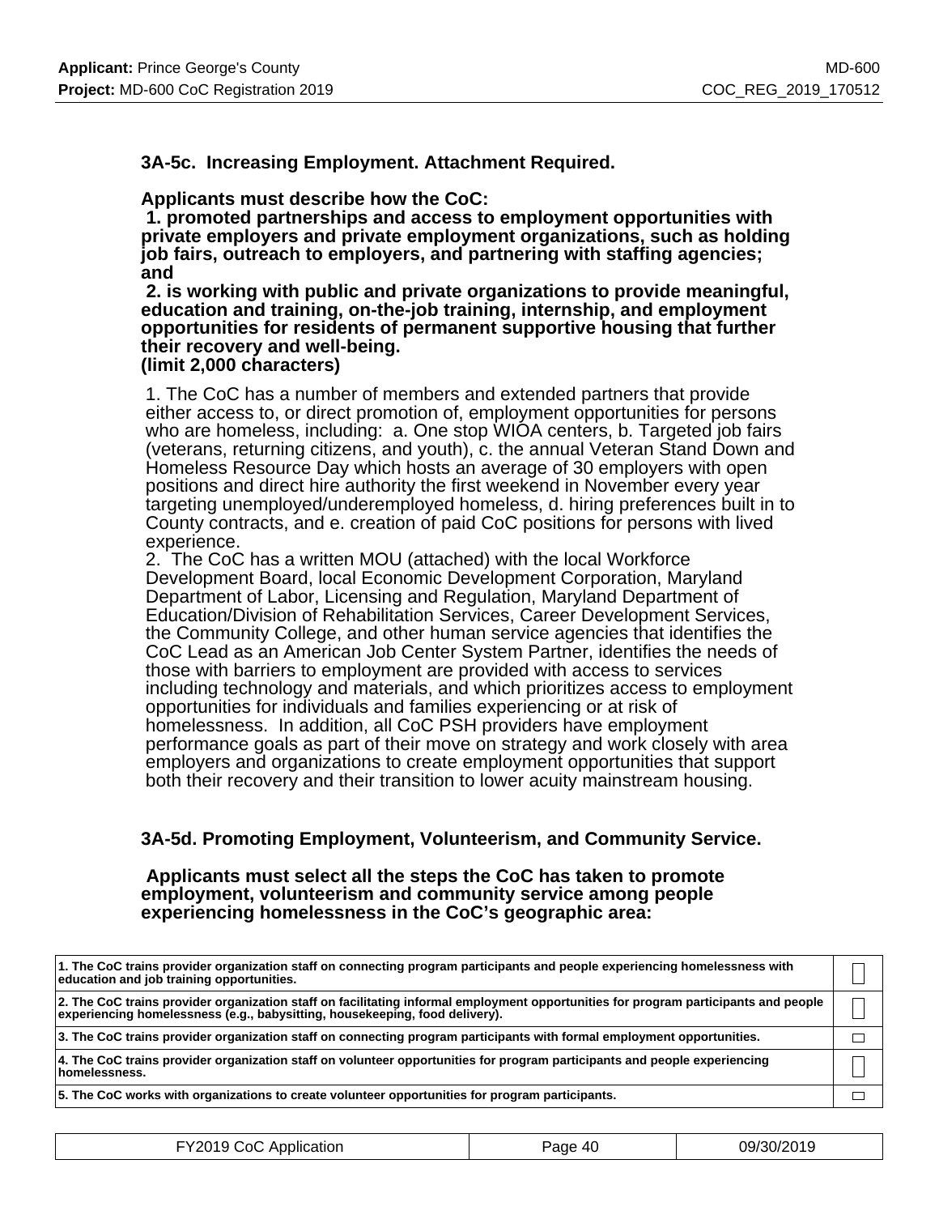### 3A-5c. Increasing Employment. Attachment Required.

**Applicants must describe how the CoC:**
**1. promoted partnerships and access to employment opportunities with private employers and private employment organizations, such as holding job fairs, outreach to employers, and partnering with staffing agencies; and**
**2. is working with public and private organizations to provide meaningful, education and training, on-the-job training, internship, and employment opportunities for residents of permanent supportive housing that further their recovery and well-being.**
**(limit 2,000 characters)**

1. The CoC has a number of members and extended partners that provide either access to, or direct promotion of, employment opportunities for persons who are homeless, including: a. One stop WIOA centers, b. Targeted job fairs (veterans, returning citizens, and youth), c. the annual Veteran Stand Down and Homeless Resource Day which hosts an average of 30 employers with open positions and direct hire authority the first weekend in November every year targeting unemployed/underemployed homeless, d. hiring preferences built in to County contracts, and e. creation of paid CoC positions for persons with lived experience.
2. The CoC has a written MOU (attached) with the local Workforce Development Board, local Economic Development Corporation, Maryland Department of Labor, Licensing and Regulation, Maryland Department of Education/Division of Rehabilitation Services, Career Development Services, the Community College, and other human service agencies that identifies the CoC Lead as an American Job Center System Partner, identifies the needs of those with barriers to employment are provided with access to services including technology and materials, and which prioritizes access to employment opportunities for individuals and families experiencing or at risk of homelessness. In addition, all CoC PSH providers have employment performance goals as part of their move on strategy and work closely with area employers and organizations to create employment opportunities that support both their recovery and their transition to lower acuity mainstream housing.

### 3A-5d. Promoting Employment, Volunteerism, and Community Service.

**Applicants must select all the steps the CoC has taken to promote employment, volunteerism and community service among people experiencing homelessness in the CoC's geographic area:**

| | |
|---|---|
| 1. The CoC trains provider organization staff on connecting program participants and people experiencing homelessness with education and job training opportunities. | |
| 2. The CoC trains provider organization staff on facilitating informal employment opportunities for program participants and people experiencing homelessness (e.g., babysitting, housekeeping, food delivery). | |
| 3. The CoC trains provider organization staff on connecting program participants with formal employment opportunities. | |
| 4. The CoC trains provider organization staff on volunteer opportunities for program participants and people experiencing homelessness. | |
| 5. The CoC works with organizations to create volunteer opportunities for program participants. | |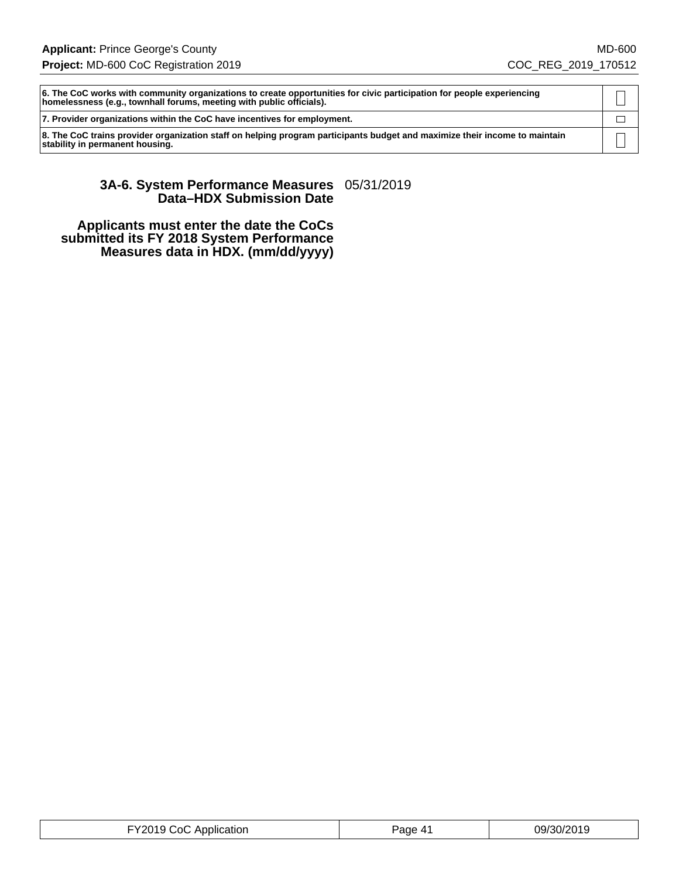| | |
|---|---|
| **6. The CoC works with community organizations to create opportunities for civic participation for people experiencing homelessness (e.g., townhall forums, meeting with public officials).** | ☐ |
| **7. Provider organizations within the CoC have incentives for employment.** | ☐ |
| **8. The CoC trains provider organization staff on helping program participants budget and maximize their income to maintain stability in permanent housing.** | ☐ |

**3A-6. System Performance Measures Data–HDX Submission Date** 05/31/2019

**Applicants must enter the date the CoCs submitted its FY 2018 System Performance Measures data in HDX. (mm/dd/yyyy)**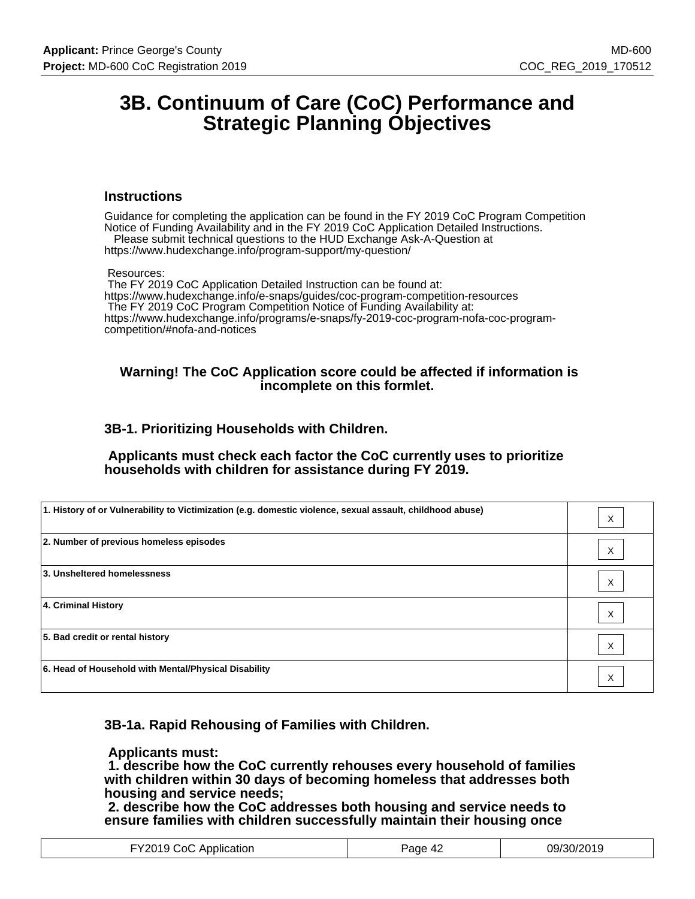# 3B. Continuum of Care (CoC) Performance and Strategic Planning Objectives

### Instructions

Guidance for completing the application can be found in the FY 2019 CoC Program Competition Notice of Funding Availability and in the FY 2019 CoC Application Detailed Instructions.
Please submit technical questions to the HUD Exchange Ask-A-Question at https://www.hudexchange.info/program-support/my-question/

Resources:
The FY 2019 CoC Application Detailed Instruction can be found at: https://www.hudexchange.info/e-snaps/guides/coc-program-competition-resources
The FY 2019 CoC Program Competition Notice of Funding Availability at: https://www.hudexchange.info/programs/e-snaps/fy-2019-coc-program-nofa-coc-program-competition/#nofa-and-notices

**Warning! The CoC Application score could be affected if information is incomplete on this formlet.**

### 3B-1. Prioritizing Households with Children.

**Applicants must check each factor the CoC currently uses to prioritize households with children for assistance during FY 2019.**

| | |
|---|---|
| 1. History of or Vulnerability to Victimization (e.g. domestic violence, sexual assault, childhood abuse) | X |
| 2. Number of previous homeless episodes | X |
| 3. Unsheltered homelessness | X |
| 4. Criminal History | X |
| 5. Bad credit or rental history | X |
| 6. Head of Household with Mental/Physical Disability | X |

### 3B-1a. Rapid Rehousing of Families with Children.

**Applicants must:**
**1. describe how the CoC currently rehouses every household of families with children within 30 days of becoming homeless that addresses both housing and service needs;**
**2. describe how the CoC addresses both housing and service needs to ensure families with children successfully maintain their housing once**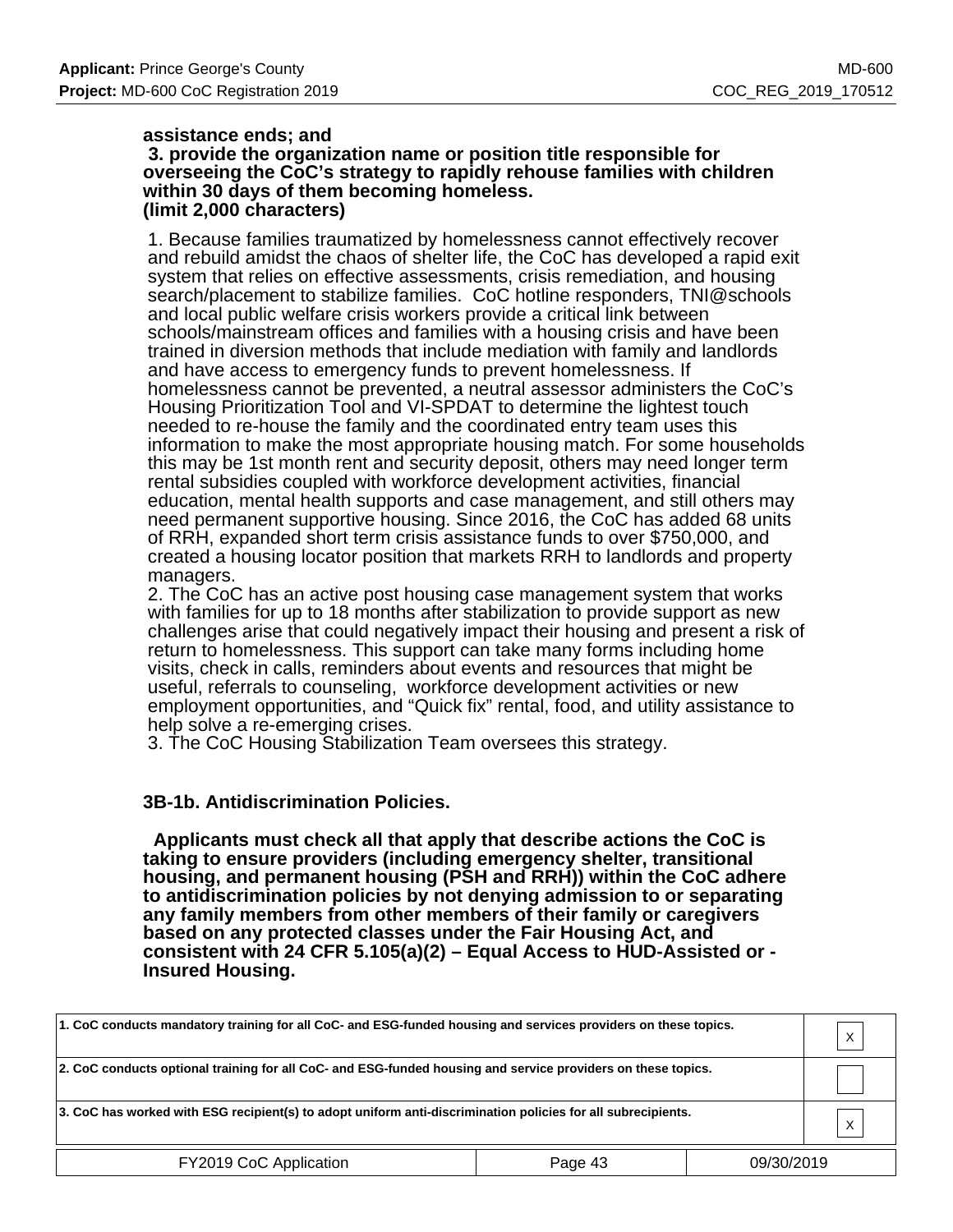**assistance ends; and**
**3. provide the organization name or position title responsible for overseeing the CoC's strategy to rapidly rehouse families with children within 30 days of them becoming homeless.**
**(limit 2,000 characters)**

1. Because families traumatized by homelessness cannot effectively recover and rebuild amidst the chaos of shelter life, the CoC has developed a rapid exit system that relies on effective assessments, crisis remediation, and housing search/placement to stabilize families. CoC hotline responders, TNI@schools and local public welfare crisis workers provide a critical link between schools/mainstream offices and families with a housing crisis and have been trained in diversion methods that include mediation with family and landlords and have access to emergency funds to prevent homelessness. If homelessness cannot be prevented, a neutral assessor administers the CoC's Housing Prioritization Tool and VI-SPDAT to determine the lightest touch needed to re-house the family and the coordinated entry team uses this information to make the most appropriate housing match. For some households this may be 1st month rent and security deposit, others may need longer term rental subsidies coupled with workforce development activities, financial education, mental health supports and case management, and still others may need permanent supportive housing. Since 2016, the CoC has added 68 units of RRH, expanded short term crisis assistance funds to over $750,000, and created a housing locator position that markets RRH to landlords and property managers.
2. The CoC has an active post housing case management system that works with families for up to 18 months after stabilization to provide support as new challenges arise that could negatively impact their housing and present a risk of return to homelessness. This support can take many forms including home visits, check in calls, reminders about events and resources that might be useful, referrals to counseling, workforce development activities or new employment opportunities, and "Quick fix" rental, food, and utility assistance to help solve a re-emerging crises.
3. The CoC Housing Stabilization Team oversees this strategy.

### 3B-1b. Antidiscrimination Policies.

**Applicants must check all that apply that describe actions the CoC is taking to ensure providers (including emergency shelter, transitional housing, and permanent housing (PSH and RRH)) within the CoC adhere to antidiscrimination policies by not denying admission to or separating any family members from other members of their family or caregivers based on any protected classes under the Fair Housing Act, and consistent with 24 CFR 5.105(a)(2) – Equal Access to HUD-Assisted or -Insured Housing.**

| | |
|---|---|
| 1. CoC conducts mandatory training for all CoC- and ESG-funded housing and services providers on these topics. | X |
| 2. CoC conducts optional training for all CoC- and ESG-funded housing and service providers on these topics. | |
| 3. CoC has worked with ESG recipient(s) to adopt uniform anti-discrimination policies for all subrecipients. | X |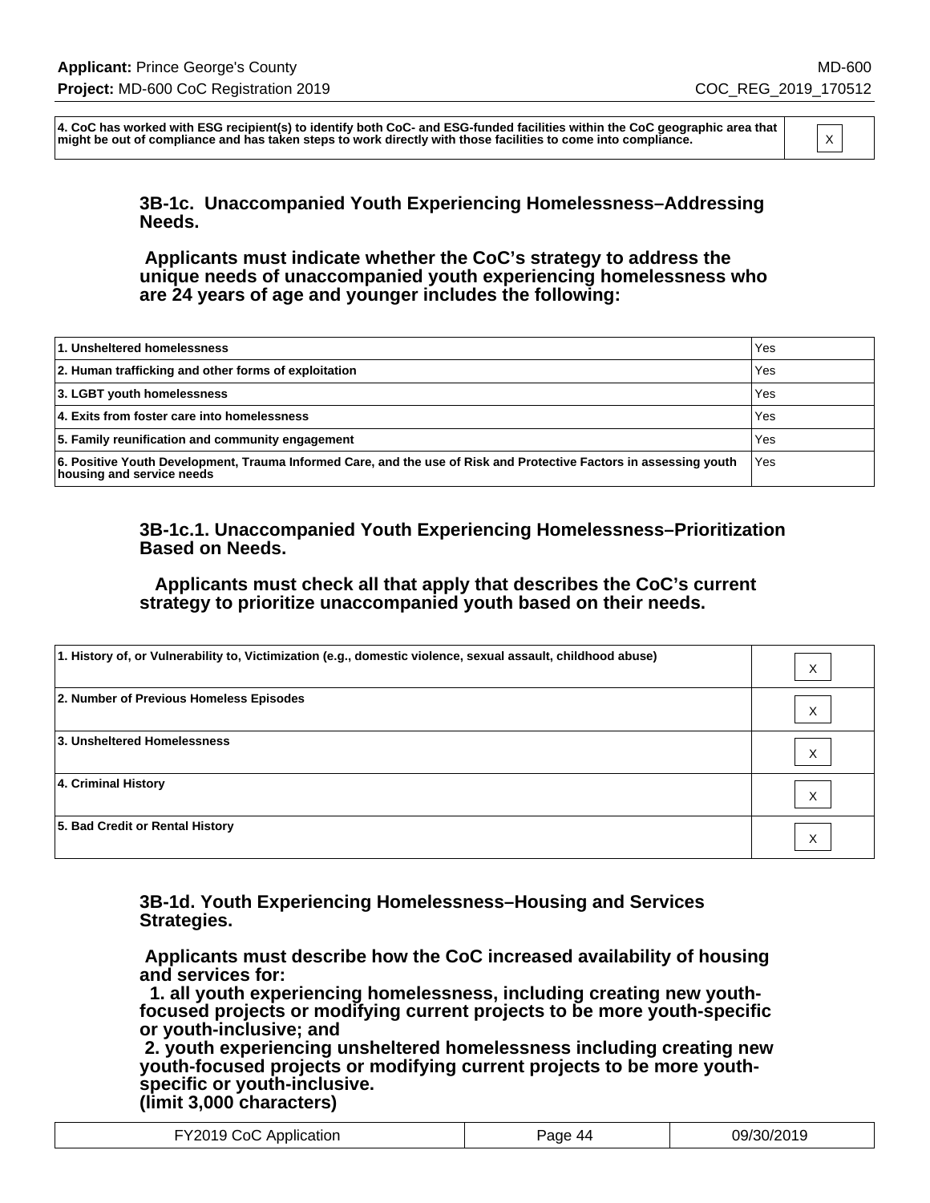| | |
|---|---|
| 4. CoC has worked with ESG recipient(s) to identify both CoC- and ESG-funded facilities within the CoC geographic area that might be out of compliance and has taken steps to work directly with those facilities to come into compliance. | X |

### 3B-1c. Unaccompanied Youth Experiencing Homelessness–Addressing Needs.

**Applicants must indicate whether the CoC's strategy to address the unique needs of unaccompanied youth experiencing homelessness who are 24 years of age and younger includes the following:**

| | |
|---|---|
| 1. Unsheltered homelessness | Yes |
| 2. Human trafficking and other forms of exploitation | Yes |
| 3. LGBT youth homelessness | Yes |
| 4. Exits from foster care into homelessness | Yes |
| 5. Family reunification and community engagement | Yes |
| 6. Positive Youth Development, Trauma Informed Care, and the use of Risk and Protective Factors in assessing youth housing and service needs | Yes |

### 3B-1c.1. Unaccompanied Youth Experiencing Homelessness–Prioritization Based on Needs.

**Applicants must check all that apply that describes the CoC's current strategy to prioritize unaccompanied youth based on their needs.**

| | |
|---|---|
| 1. History of, or Vulnerability to, Victimization (e.g., domestic violence, sexual assault, childhood abuse) | X |
| 2. Number of Previous Homeless Episodes | X |
| 3. Unsheltered Homelessness | X |
| 4. Criminal History | X |
| 5. Bad Credit or Rental History | X |

### 3B-1d. Youth Experiencing Homelessness–Housing and Services Strategies.

**Applicants must describe how the CoC increased availability of housing and services for:**
**1. all youth experiencing homelessness, including creating new youth-focused projects or modifying current projects to be more youth-specific or youth-inclusive; and**
**2. youth experiencing unsheltered homelessness including creating new youth-focused projects or modifying current projects to be more youth-specific or youth-inclusive.**
**(limit 3,000 characters)**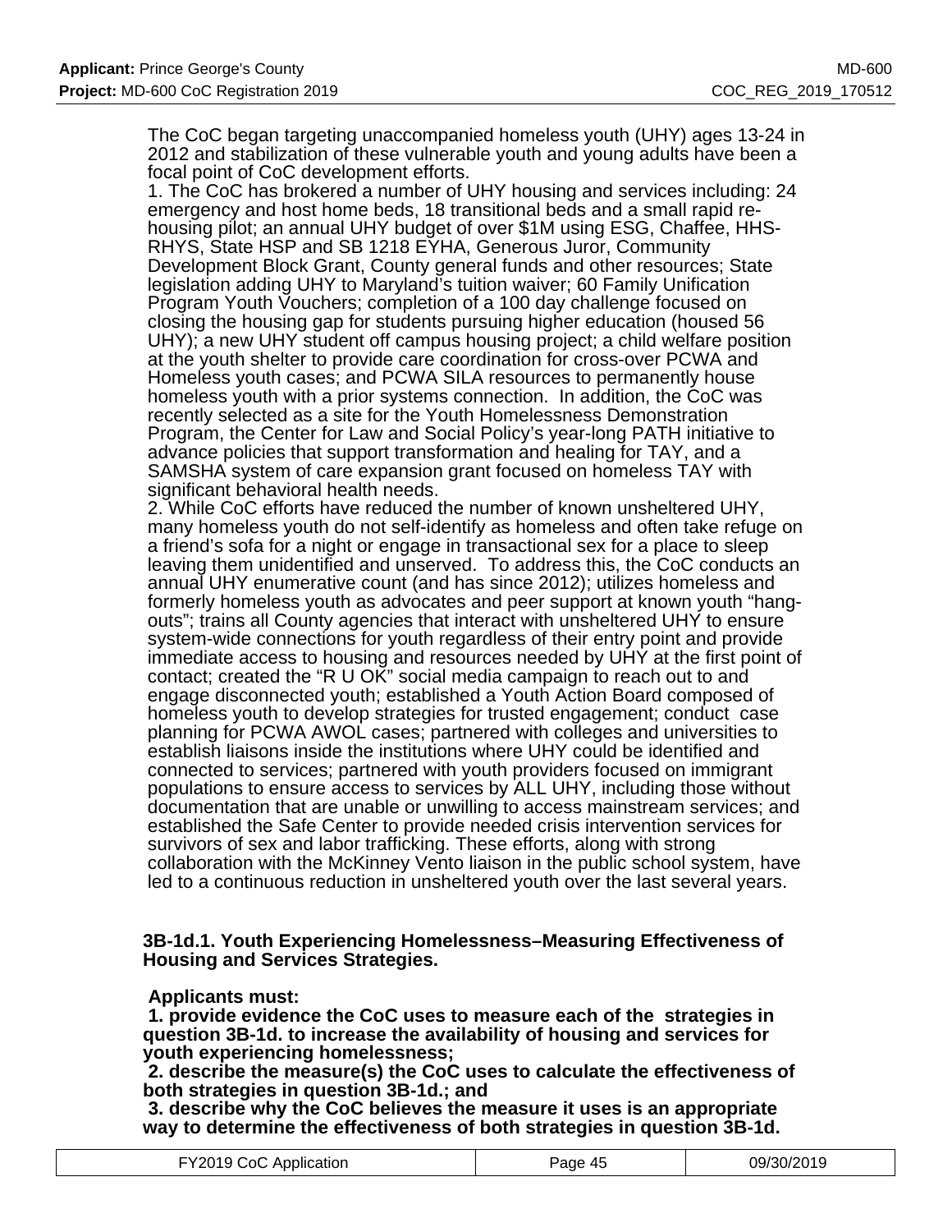The CoC began targeting unaccompanied homeless youth (UHY) ages 13-24 in 2012 and stabilization of these vulnerable youth and young adults have been a focal point of CoC development efforts.

1. The CoC has brokered a number of UHY housing and services including: 24 emergency and host home beds, 18 transitional beds and a small rapid re-housing pilot; an annual UHY budget of over $1M using ESG, Chaffee, HHS-RHYS, State HSP and SB 1218 EYHA, Generous Juror, Community Development Block Grant, County general funds and other resources; State legislation adding UHY to Maryland's tuition waiver; 60 Family Unification Program Youth Vouchers; completion of a 100 day challenge focused on closing the housing gap for students pursuing higher education (housed 56 UHY); a new UHY student off campus housing project; a child welfare position at the youth shelter to provide care coordination for cross-over PCWA and Homeless youth cases; and PCWA SILA resources to permanently house homeless youth with a prior systems connection. In addition, the CoC was recently selected as a site for the Youth Homelessness Demonstration Program, the Center for Law and Social Policy's year-long PATH initiative to advance policies that support transformation and healing for TAY, and a SAMSHA system of care expansion grant focused on homeless TAY with significant behavioral health needs.
2. While CoC efforts have reduced the number of known unsheltered UHY, many homeless youth do not self-identify as homeless and often take refuge on a friend's sofa for a night or engage in transactional sex for a place to sleep leaving them unidentified and unserved. To address this, the CoC conducts an annual UHY enumerative count (and has since 2012); utilizes homeless and formerly homeless youth as advocates and peer support at known youth "hang-outs"; trains all County agencies that interact with unsheltered UHY to ensure system-wide connections for youth regardless of their entry point and provide immediate access to housing and resources needed by UHY at the first point of contact; created the "R U OK" social media campaign to reach out to and engage disconnected youth; established a Youth Action Board composed of homeless youth to develop strategies for trusted engagement; conduct case planning for PCWA AWOL cases; partnered with colleges and universities to establish liaisons inside the institutions where UHY could be identified and connected to services; partnered with youth providers focused on immigrant populations to ensure access to services by ALL UHY, including those without documentation that are unable or unwilling to access mainstream services; and established the Safe Center to provide needed crisis intervention services for survivors of sex and labor trafficking. These efforts, along with strong collaboration with the McKinney Vento liaison in the public school system, have led to a continuous reduction in unsheltered youth over the last several years.

**3B-1d.1. Youth Experiencing Homelessness–Measuring Effectiveness of Housing and Services Strategies.**

**Applicants must:**

**1. provide evidence the CoC uses to measure each of the strategies in question 3B-1d. to increase the availability of housing and services for youth experiencing homelessness;**

**2. describe the measure(s) the CoC uses to calculate the effectiveness of both strategies in question 3B-1d.; and**

**3. describe why the CoC believes the measure it uses is an appropriate way to determine the effectiveness of both strategies in question 3B-1d.**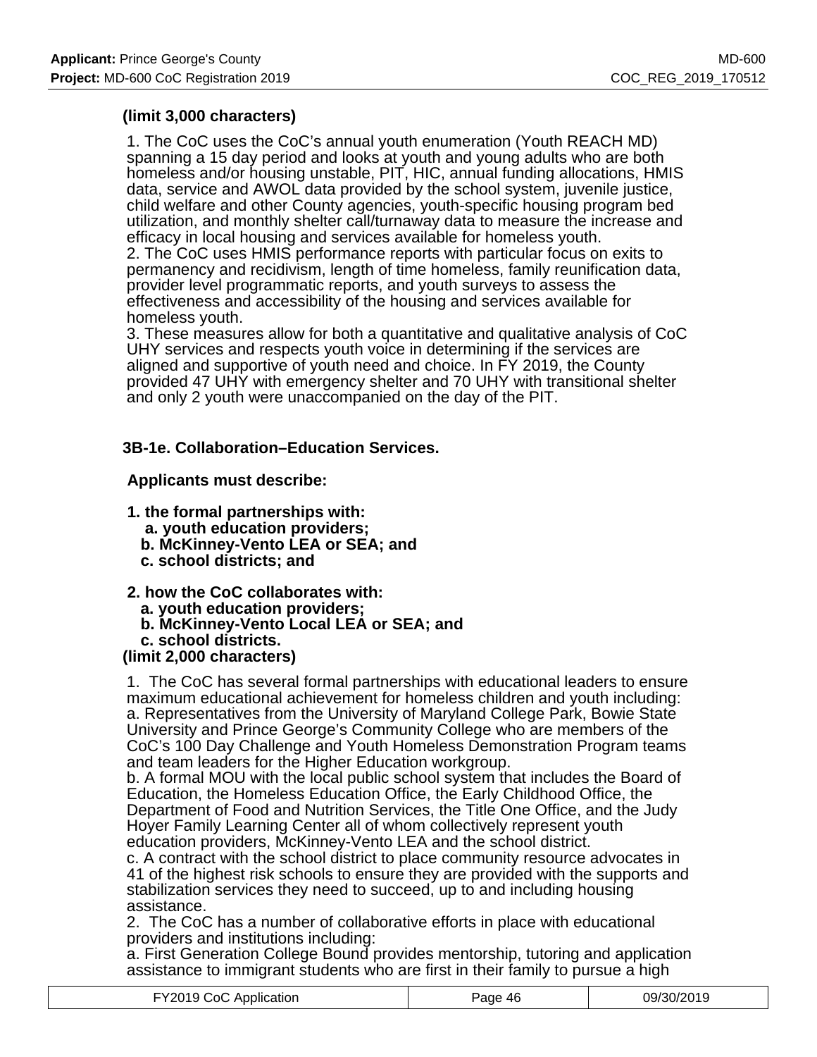**(limit 3,000 characters)**

1. The CoC uses the CoC's annual youth enumeration (Youth REACH MD) spanning a 15 day period and looks at youth and young adults who are both homeless and/or housing unstable, PIT, HIC, annual funding allocations, HMIS data, service and AWOL data provided by the school system, juvenile justice, child welfare and other County agencies, youth-specific housing program bed utilization, and monthly shelter call/turnaway data to measure the increase and efficacy in local housing and services available for homeless youth.
2. The CoC uses HMIS performance reports with particular focus on exits to permanency and recidivism, length of time homeless, family reunification data, provider level programmatic reports, and youth surveys to assess the effectiveness and accessibility of the housing and services available for homeless youth.
3. These measures allow for both a quantitative and qualitative analysis of CoC UHY services and respects youth voice in determining if the services are aligned and supportive of youth need and choice. In FY 2019, the County provided 47 UHY with emergency shelter and 70 UHY with transitional shelter and only 2 youth were unaccompanied on the day of the PIT.

**3B-1e. Collaboration–Education Services.**

**Applicants must describe:**

**1. the formal partnerships with:**
**a. youth education providers;**
**b. McKinney-Vento LEA or SEA; and**
**c. school districts; and**

**2. how the CoC collaborates with:**
**a. youth education providers;**
**b. McKinney-Vento Local LEA or SEA; and**
**c. school districts.**
**(limit 2,000 characters)**

1. The CoC has several formal partnerships with educational leaders to ensure maximum educational achievement for homeless children and youth including:
a. Representatives from the University of Maryland College Park, Bowie State University and Prince George's Community College who are members of the CoC's 100 Day Challenge and Youth Homeless Demonstration Program teams and team leaders for the Higher Education workgroup.
b. A formal MOU with the local public school system that includes the Board of Education, the Homeless Education Office, the Early Childhood Office, the Department of Food and Nutrition Services, the Title One Office, and the Judy Hoyer Family Learning Center all of whom collectively represent youth education providers, McKinney-Vento LEA and the school district.
c. A contract with the school district to place community resource advocates in 41 of the highest risk schools to ensure they are provided with the supports and stabilization services they need to succeed, up to and including housing assistance.
2. The CoC has a number of collaborative efforts in place with educational providers and institutions including:
a. First Generation College Bound provides mentorship, tutoring and application assistance to immigrant students who are first in their family to pursue a high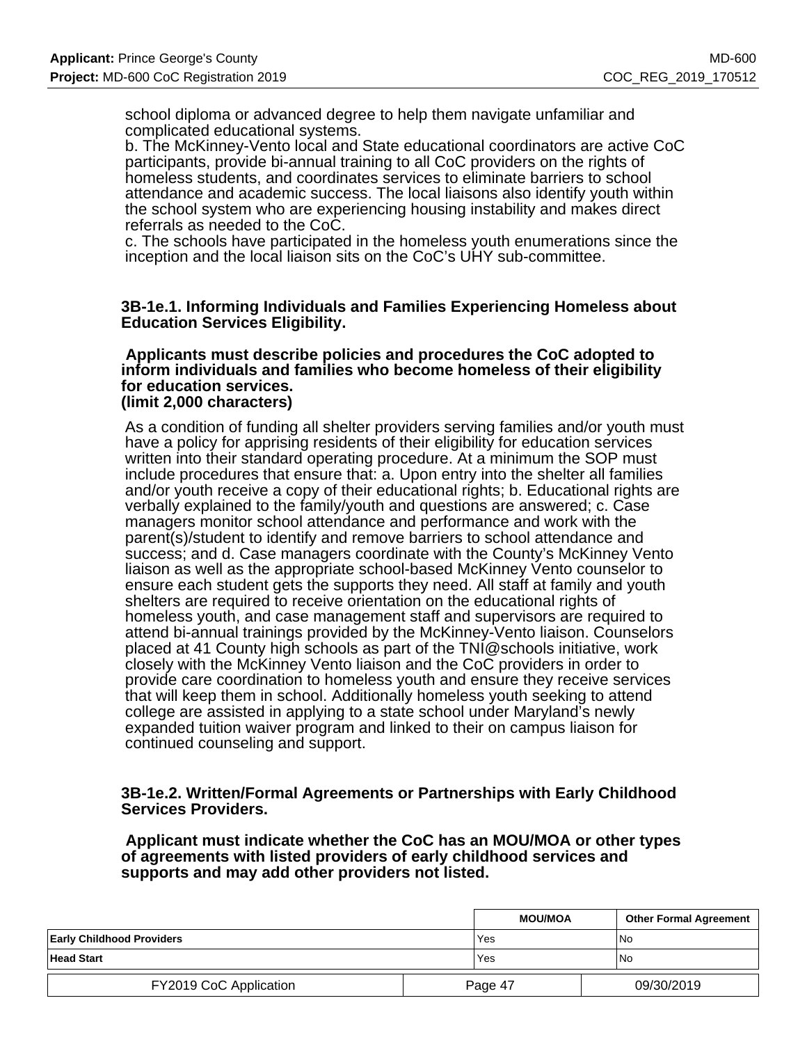school diploma or advanced degree to help them navigate unfamiliar and complicated educational systems.
b. The McKinney-Vento local and State educational coordinators are active CoC participants, provide bi-annual training to all CoC providers on the rights of homeless students, and coordinates services to eliminate barriers to school attendance and academic success. The local liaisons also identify youth within the school system who are experiencing housing instability and makes direct referrals as needed to the CoC.
c. The schools have participated in the homeless youth enumerations since the inception and the local liaison sits on the CoC's UHY sub-committee.

**3B-1e.1. Informing Individuals and Families Experiencing Homeless about Education Services Eligibility.**

**Applicants must describe policies and procedures the CoC adopted to inform individuals and families who become homeless of their eligibility for education services.**
**(limit 2,000 characters)**

As a condition of funding all shelter providers serving families and/or youth must have a policy for apprising residents of their eligibility for education services written into their standard operating procedure. At a minimum the SOP must include procedures that ensure that: a. Upon entry into the shelter all families and/or youth receive a copy of their educational rights; b. Educational rights are verbally explained to the family/youth and questions are answered; c. Case managers monitor school attendance and performance and work with the parent(s)/student to identify and remove barriers to school attendance and success; and d. Case managers coordinate with the County's McKinney Vento liaison as well as the appropriate school-based McKinney Vento counselor to ensure each student gets the supports they need. All staff at family and youth shelters are required to receive orientation on the educational rights of homeless youth, and case management staff and supervisors are required to attend bi-annual trainings provided by the McKinney-Vento liaison. Counselors placed at 41 County high schools as part of the TNI@schools initiative, work closely with the McKinney Vento liaison and the CoC providers in order to provide care coordination to homeless youth and ensure they receive services that will keep them in school. Additionally homeless youth seeking to attend college are assisted in applying to a state school under Maryland's newly expanded tuition waiver program and linked to their on campus liaison for continued counseling and support.

**3B-1e.2. Written/Formal Agreements or Partnerships with Early Childhood Services Providers.**

**Applicant must indicate whether the CoC has an MOU/MOA or other types of agreements with listed providers of early childhood services and supports and may add other providers not listed.**

| | MOU/MOA | Other Formal Agreement |
|---|---|---|
| **Early Childhood Providers** | Yes | No |
| **Head Start** | Yes | No |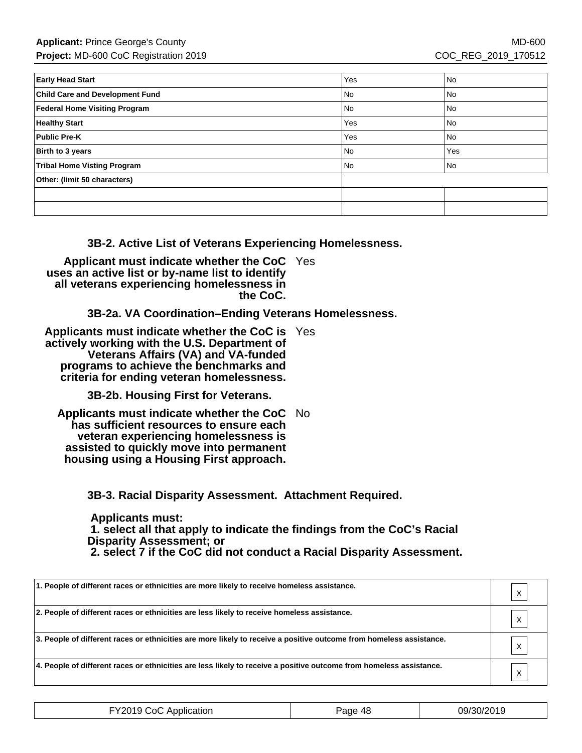| | | |
|---|---|---|
| **Early Head Start** | Yes | No |
| **Child Care and Development Fund** | No | No |
| **Federal Home Visiting Program** | No | No |
| **Healthy Start** | Yes | No |
| **Public Pre-K** | Yes | No |
| **Birth to 3 years** | No | Yes |
| **Tribal Home Visting Program** | No | No |
| **Other: (limit 50 characters)** | | |
| | | |
| | | |

### 3B-2. Active List of Veterans Experiencing Homelessness.

**Applicant must indicate whether the CoC uses an active list or by-name list to identify all veterans experiencing homelessness in the CoC.** Yes

### 3B-2a. VA Coordination–Ending Veterans Homelessness.

**Applicants must indicate whether the CoC is actively working with the U.S. Department of Veterans Affairs (VA) and VA-funded programs to achieve the benchmarks and criteria for ending veteran homelessness.** Yes

### 3B-2b. Housing First for Veterans.

**Applicants must indicate whether the CoC has sufficient resources to ensure each veteran experiencing homelessness is assisted to quickly move into permanent housing using a Housing First approach.** No

### 3B-3. Racial Disparity Assessment. Attachment Required.

**Applicants must:**
**1. select all that apply to indicate the findings from the CoC's Racial Disparity Assessment; or**
**2. select 7 if the CoC did not conduct a Racial Disparity Assessment.**

| | |
|---|---|
| **1. People of different races or ethnicities are more likely to receive homeless assistance.** | X |
| **2. People of different races or ethnicities are less likely to receive homeless assistance.** | X |
| **3. People of different races or ethnicities are more likely to receive a positive outcome from homeless assistance.** | X |
| **4. People of different races or ethnicities are less likely to receive a positive outcome from homeless assistance.** | X |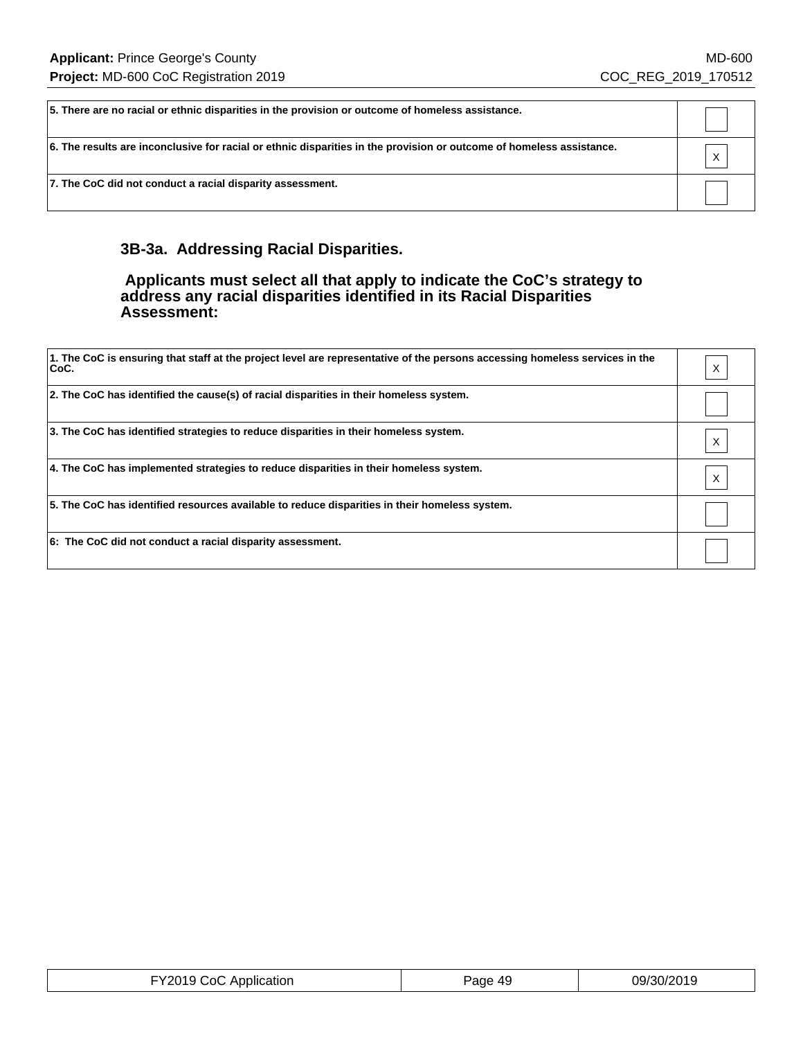| | |
|---|---|
| 5. There are no racial or ethnic disparities in the provision or outcome of homeless assistance. | |
| 6. The results are inconclusive for racial or ethnic disparities in the provision or outcome of homeless assistance. | X |
| 7. The CoC did not conduct a racial disparity assessment. | |

### 3B-3a. Addressing Racial Disparities.

**Applicants must select all that apply to indicate the CoC's strategy to address any racial disparities identified in its Racial Disparities Assessment:**

| | |
|---|---|
| 1. The CoC is ensuring that staff at the project level are representative of the persons accessing homeless services in the CoC. | X |
| 2. The CoC has identified the cause(s) of racial disparities in their homeless system. | |
| 3. The CoC has identified strategies to reduce disparities in their homeless system. | X |
| 4. The CoC has implemented strategies to reduce disparities in their homeless system. | X |
| 5. The CoC has identified resources available to reduce disparities in their homeless system. | |
| 6: The CoC did not conduct a racial disparity assessment. | |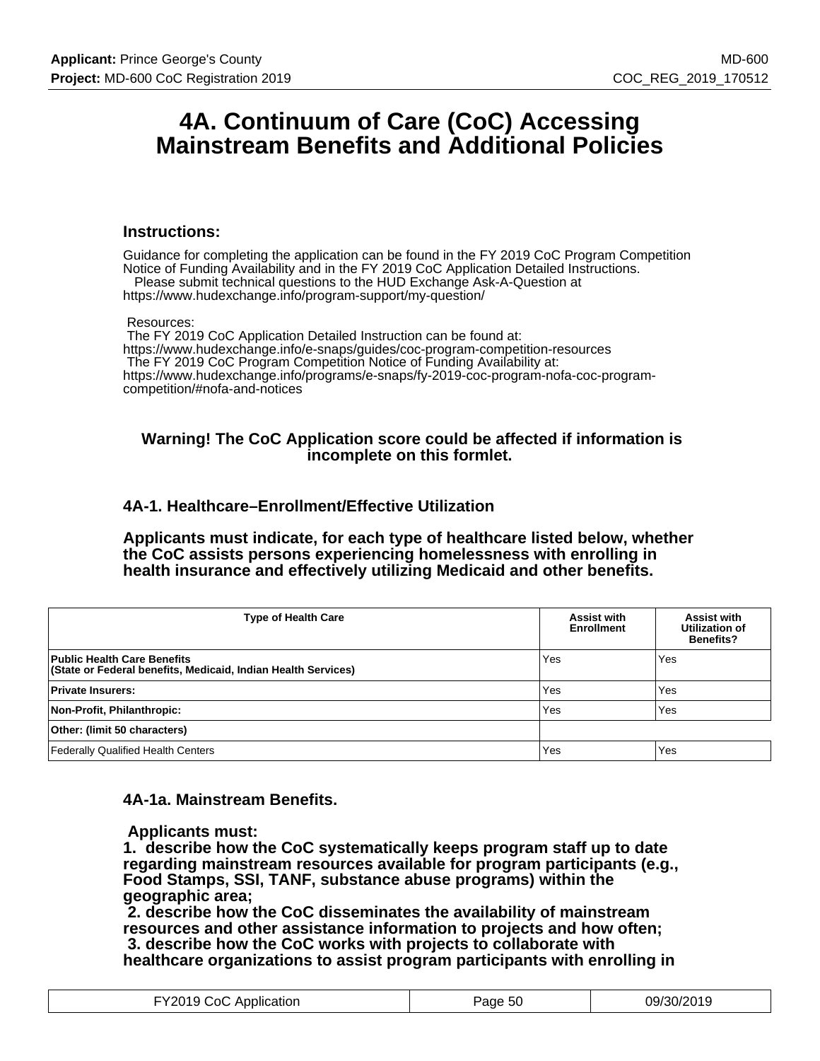# 4A. Continuum of Care (CoC) Accessing Mainstream Benefits and Additional Policies

### Instructions:

Guidance for completing the application can be found in the FY 2019 CoC Program Competition Notice of Funding Availability and in the FY 2019 CoC Application Detailed Instructions.
Please submit technical questions to the HUD Exchange Ask-A-Question at https://www.hudexchange.info/program-support/my-question/

Resources:
The FY 2019 CoC Application Detailed Instruction can be found at: https://www.hudexchange.info/e-snaps/guides/coc-program-competition-resources
The FY 2019 CoC Program Competition Notice of Funding Availability at: https://www.hudexchange.info/programs/e-snaps/fy-2019-coc-program-nofa-coc-program-competition/#nofa-and-notices

**Warning! The CoC Application score could be affected if information is incomplete on this formlet.**

### 4A-1. Healthcare–Enrollment/Effective Utilization

**Applicants must indicate, for each type of healthcare listed below, whether the CoC assists persons experiencing homelessness with enrolling in health insurance and effectively utilizing Medicaid and other benefits.**

| Type of Health Care | Assist with Enrollment | Assist with Utilization of Benefits? |
|---|---|---|
| **Public Health Care Benefits (State or Federal benefits, Medicaid, Indian Health Services)** | Yes | Yes |
| **Private Insurers:** | Yes | Yes |
| **Non-Profit, Philanthropic:** | Yes | Yes |
| **Other: (limit 50 characters)** | | |
| Federally Qualified Health Centers | Yes | Yes |

### 4A-1a. Mainstream Benefits.

**Applicants must:**
**1. describe how the CoC systematically keeps program staff up to date regarding mainstream resources available for program participants (e.g., Food Stamps, SSI, TANF, substance abuse programs) within the geographic area;**
**2. describe how the CoC disseminates the availability of mainstream resources and other assistance information to projects and how often;**
**3. describe how the CoC works with projects to collaborate with healthcare organizations to assist program participants with enrolling in**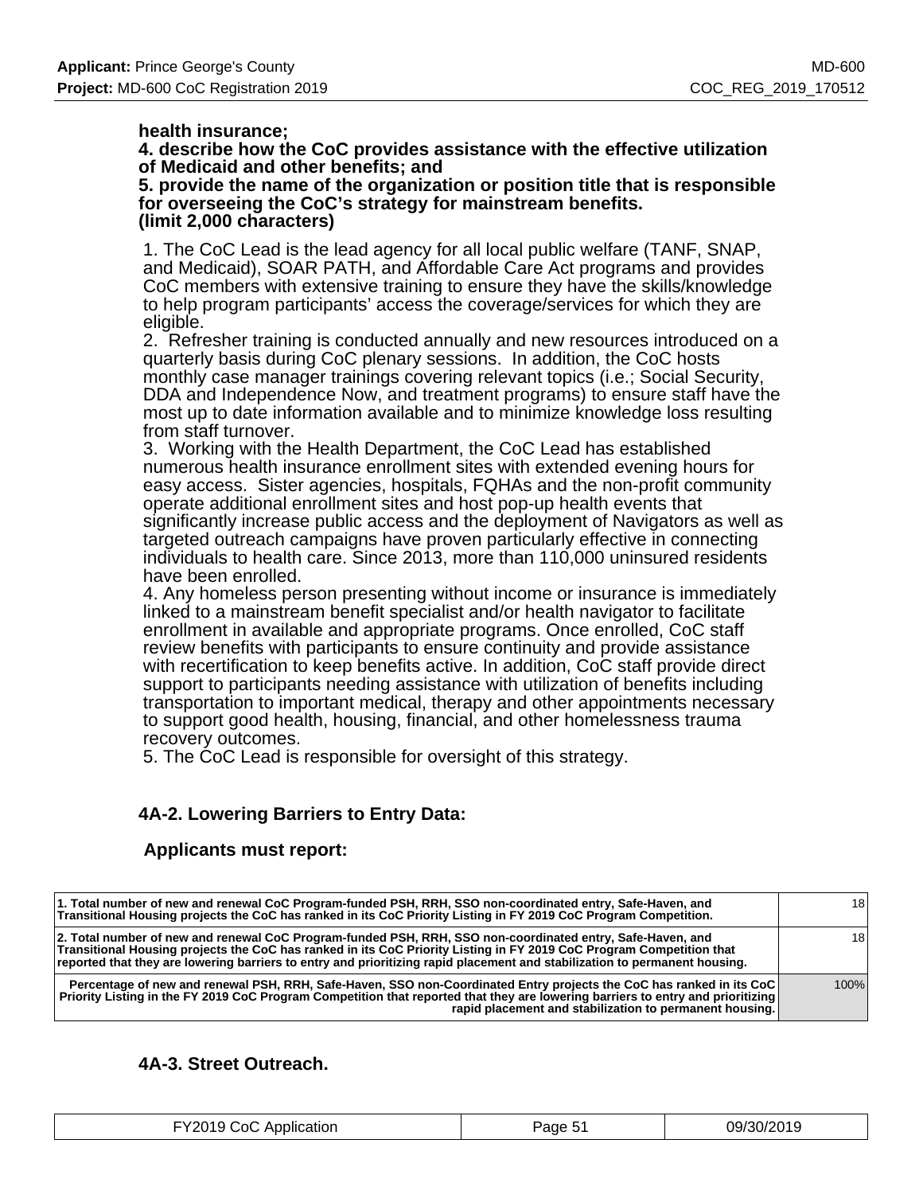**health insurance;**
**4. describe how the CoC provides assistance with the effective utilization of Medicaid and other benefits; and**
**5. provide the name of the organization or position title that is responsible for overseeing the CoC's strategy for mainstream benefits.**
**(limit 2,000 characters)**

1. The CoC Lead is the lead agency for all local public welfare (TANF, SNAP, and Medicaid), SOAR PATH, and Affordable Care Act programs and provides CoC members with extensive training to ensure they have the skills/knowledge to help program participants' access the coverage/services for which they are eligible.
2. Refresher training is conducted annually and new resources introduced on a quarterly basis during CoC plenary sessions. In addition, the CoC hosts monthly case manager trainings covering relevant topics (i.e.; Social Security, DDA and Independence Now, and treatment programs) to ensure staff have the most up to date information available and to minimize knowledge loss resulting from staff turnover.
3. Working with the Health Department, the CoC Lead has established numerous health insurance enrollment sites with extended evening hours for easy access. Sister agencies, hospitals, FQHAs and the non-profit community operate additional enrollment sites and host pop-up health events that significantly increase public access and the deployment of Navigators as well as targeted outreach campaigns have proven particularly effective in connecting individuals to health care. Since 2013, more than 110,000 uninsured residents have been enrolled.
4. Any homeless person presenting without income or insurance is immediately linked to a mainstream benefit specialist and/or health navigator to facilitate enrollment in available and appropriate programs. Once enrolled, CoC staff review benefits with participants to ensure continuity and provide assistance with recertification to keep benefits active. In addition, CoC staff provide direct support to participants needing assistance with utilization of benefits including transportation to important medical, therapy and other appointments necessary to support good health, housing, financial, and other homelessness trauma recovery outcomes.
5. The CoC Lead is responsible for oversight of this strategy.

### 4A-2. Lowering Barriers to Entry Data:

**Applicants must report:**

| | |
|---|---|
| **1. Total number of new and renewal CoC Program-funded PSH, RRH, SSO non-coordinated entry, Safe-Haven, and Transitional Housing projects the CoC has ranked in its CoC Priority Listing in FY 2019 CoC Program Competition.** | 18 |
| **2. Total number of new and renewal CoC Program-funded PSH, RRH, SSO non-coordinated entry, Safe-Haven, and Transitional Housing projects the CoC has ranked in its CoC Priority Listing in FY 2019 CoC Program Competition that reported that they are lowering barriers to entry and prioritizing rapid placement and stabilization to permanent housing.** | 18 |
| **Percentage of new and renewal PSH, RRH, Safe-Haven, SSO non-Coordinated Entry projects the CoC has ranked in its CoC Priority Listing in the FY 2019 CoC Program Competition that reported that they are lowering barriers to entry and prioritizing rapid placement and stabilization to permanent housing.** | 100% |

### 4A-3. Street Outreach.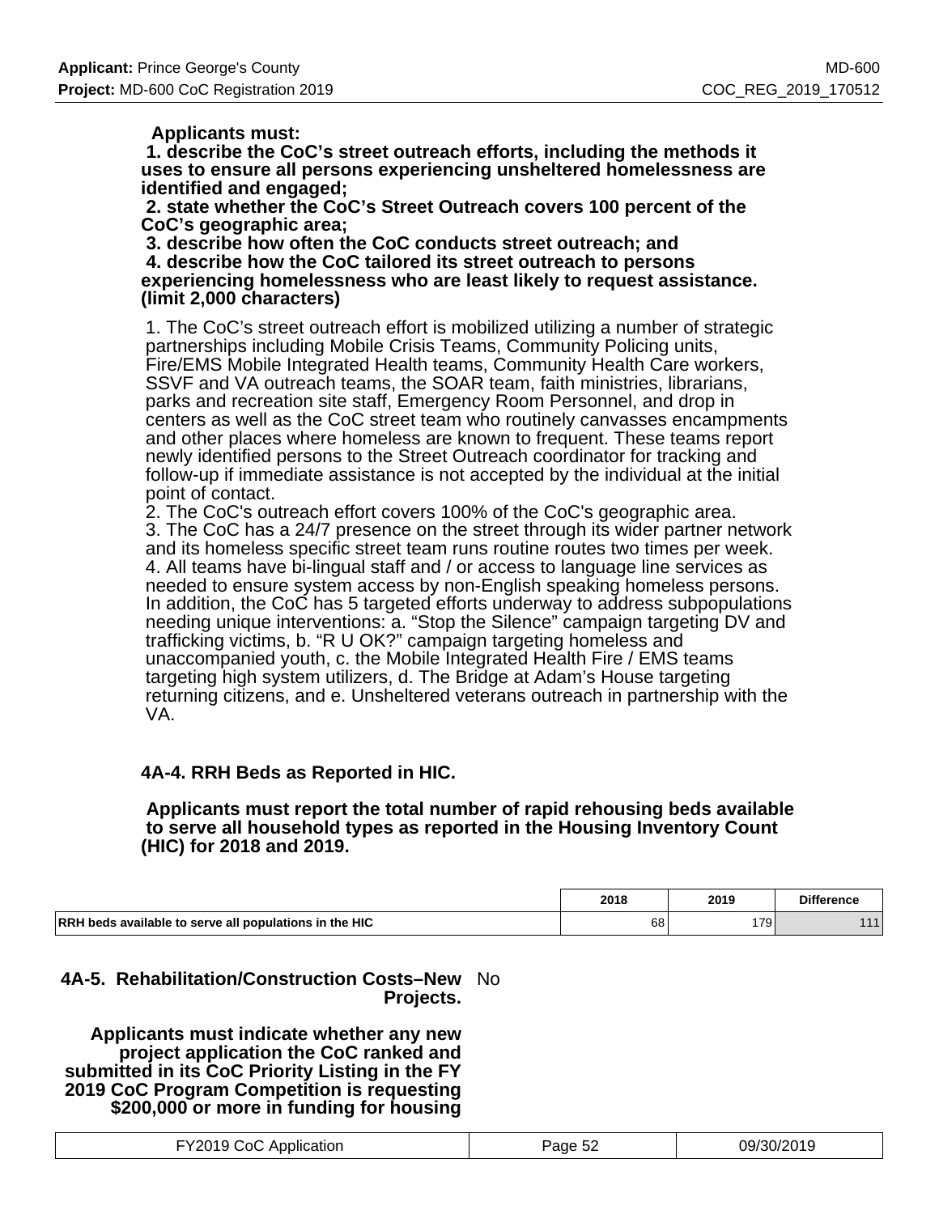**Applicants must:**
**1. describe the CoC's street outreach efforts, including the methods it uses to ensure all persons experiencing unsheltered homelessness are identified and engaged;**
**2. state whether the CoC's Street Outreach covers 100 percent of the CoC's geographic area;**
**3. describe how often the CoC conducts street outreach; and**
**4. describe how the CoC tailored its street outreach to persons experiencing homelessness who are least likely to request assistance. (limit 2,000 characters)**

1. The CoC's street outreach effort is mobilized utilizing a number of strategic partnerships including Mobile Crisis Teams, Community Policing units, Fire/EMS Mobile Integrated Health teams, Community Health Care workers, SSVF and VA outreach teams, the SOAR team, faith ministries, librarians, parks and recreation site staff, Emergency Room Personnel, and drop in centers as well as the CoC street team who routinely canvasses encampments and other places where homeless are known to frequent. These teams report newly identified persons to the Street Outreach coordinator for tracking and follow-up if immediate assistance is not accepted by the individual at the initial point of contact.
2. The CoC's outreach effort covers 100% of the CoC's geographic area.
3. The CoC has a 24/7 presence on the street through its wider partner network and its homeless specific street team runs routine routes two times per week.
4. All teams have bi-lingual staff and / or access to language line services as needed to ensure system access by non-English speaking homeless persons. In addition, the CoC has 5 targeted efforts underway to address subpopulations needing unique interventions: a. "Stop the Silence" campaign targeting DV and trafficking victims, b. "R U OK?" campaign targeting homeless and unaccompanied youth, c. the Mobile Integrated Health Fire / EMS teams targeting high system utilizers, d. The Bridge at Adam's House targeting returning citizens, and e. Unsheltered veterans outreach in partnership with the VA.

### 4A-4. RRH Beds as Reported in HIC.

**Applicants must report the total number of rapid rehousing beds available to serve all household types as reported in the Housing Inventory Count (HIC) for 2018 and 2019.**

| | 2018 | 2019 | Difference |
|---|---|---|---|
| RRH beds available to serve all populations in the HIC | 68 | 179 | 111 |

**4A-5. Rehabilitation/Construction Costs–New Projects.** No

**Applicants must indicate whether any new project application the CoC ranked and submitted in its CoC Priority Listing in the FY 2019 CoC Program Competition is requesting $200,000 or more in funding for housing**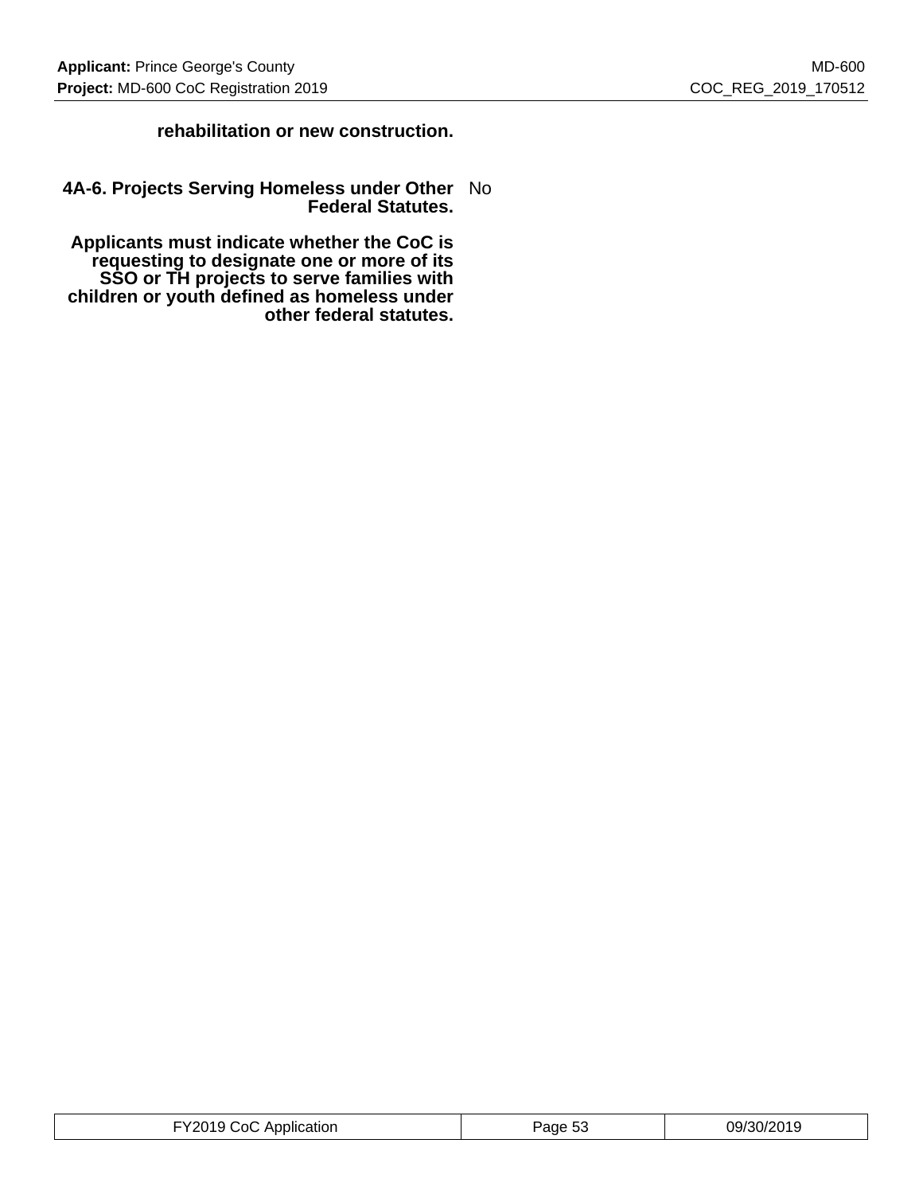**rehabilitation or new construction.**

**4A-6. Projects Serving Homeless under Other Federal Statutes.** No

**Applicants must indicate whether the CoC is requesting to designate one or more of its SSO or TH projects to serve families with children or youth defined as homeless under other federal statutes.**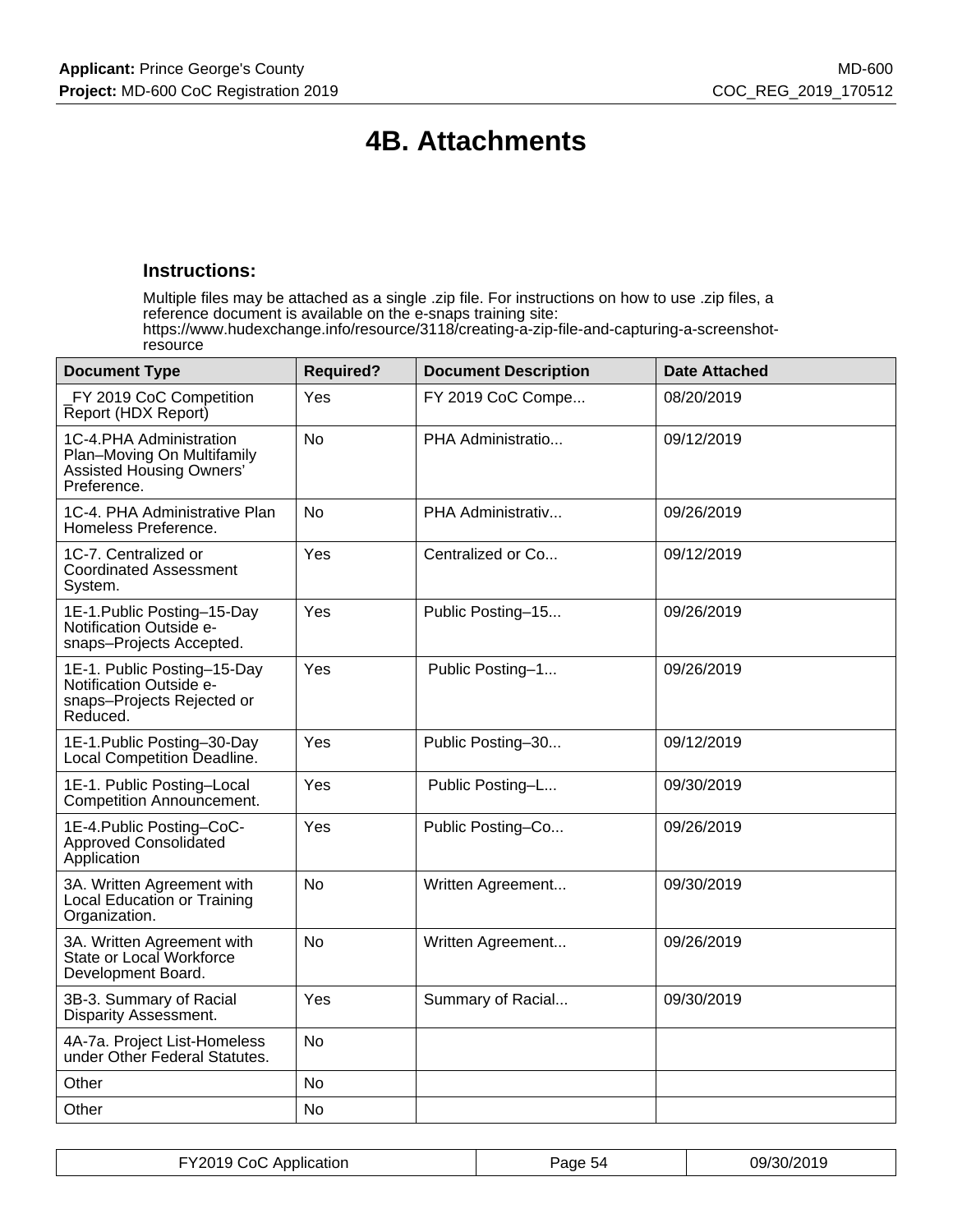# 4B. Attachments

### Instructions:

Multiple files may be attached as a single .zip file. For instructions on how to use .zip files, a reference document is available on the e-snaps training site: https://www.hudexchange.info/resource/3118/creating-a-zip-file-and-capturing-a-screenshot-resource

| Document Type | Required? | Document Description | Date Attached |
|---|---|---|---|
| _FY 2019 CoC Competition Report (HDX Report) | Yes | FY 2019 CoC Compe... | 08/20/2019 |
| 1C-4.PHA Administration Plan–Moving On Multifamily Assisted Housing Owners' Preference. | No | PHA Administratio... | 09/12/2019 |
| 1C-4. PHA Administrative Plan Homeless Preference. | No | PHA Administrativ... | 09/26/2019 |
| 1C-7. Centralized or Coordinated Assessment System. | Yes | Centralized or Co... | 09/12/2019 |
| 1E-1.Public Posting–15-Day Notification Outside e-snaps–Projects Accepted. | Yes | Public Posting–15... | 09/26/2019 |
| 1E-1. Public Posting–15-Day Notification Outside e-snaps–Projects Rejected or Reduced. | Yes | Public Posting–1... | 09/26/2019 |
| 1E-1.Public Posting–30-Day Local Competition Deadline. | Yes | Public Posting–30... | 09/12/2019 |
| 1E-1. Public Posting–Local Competition Announcement. | Yes | Public Posting–L... | 09/30/2019 |
| 1E-4.Public Posting–CoC-Approved Consolidated Application | Yes | Public Posting–Co... | 09/26/2019 |
| 3A. Written Agreement with Local Education or Training Organization. | No | Written Agreement... | 09/30/2019 |
| 3A. Written Agreement with State or Local Workforce Development Board. | No | Written Agreement... | 09/26/2019 |
| 3B-3. Summary of Racial Disparity Assessment. | Yes | Summary of Racial... | 09/30/2019 |
| 4A-7a. Project List-Homeless under Other Federal Statutes. | No | | |
| Other | No | | |
| Other | No | | |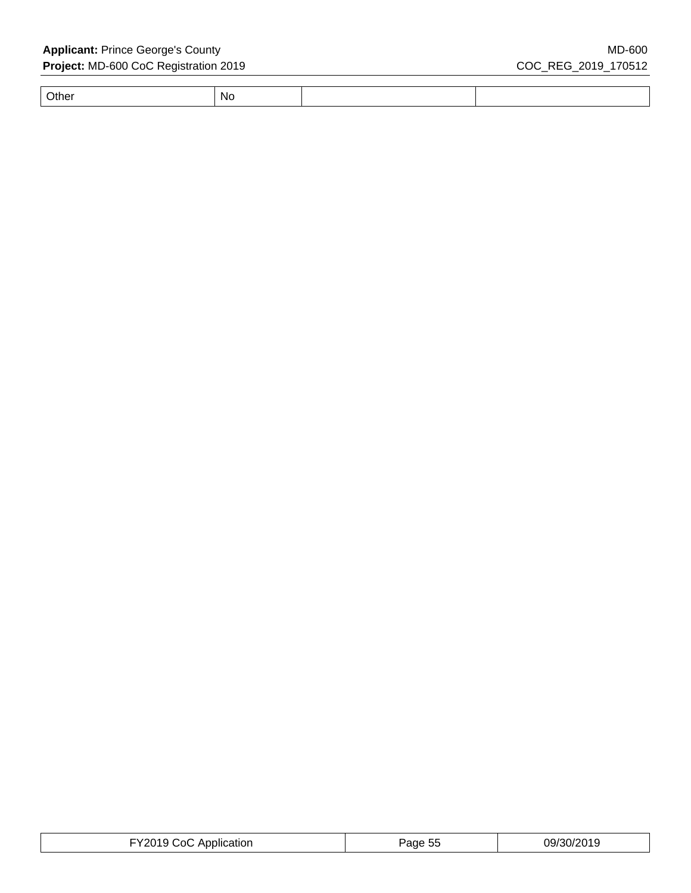| Other | No | | |
|---|---|---|---|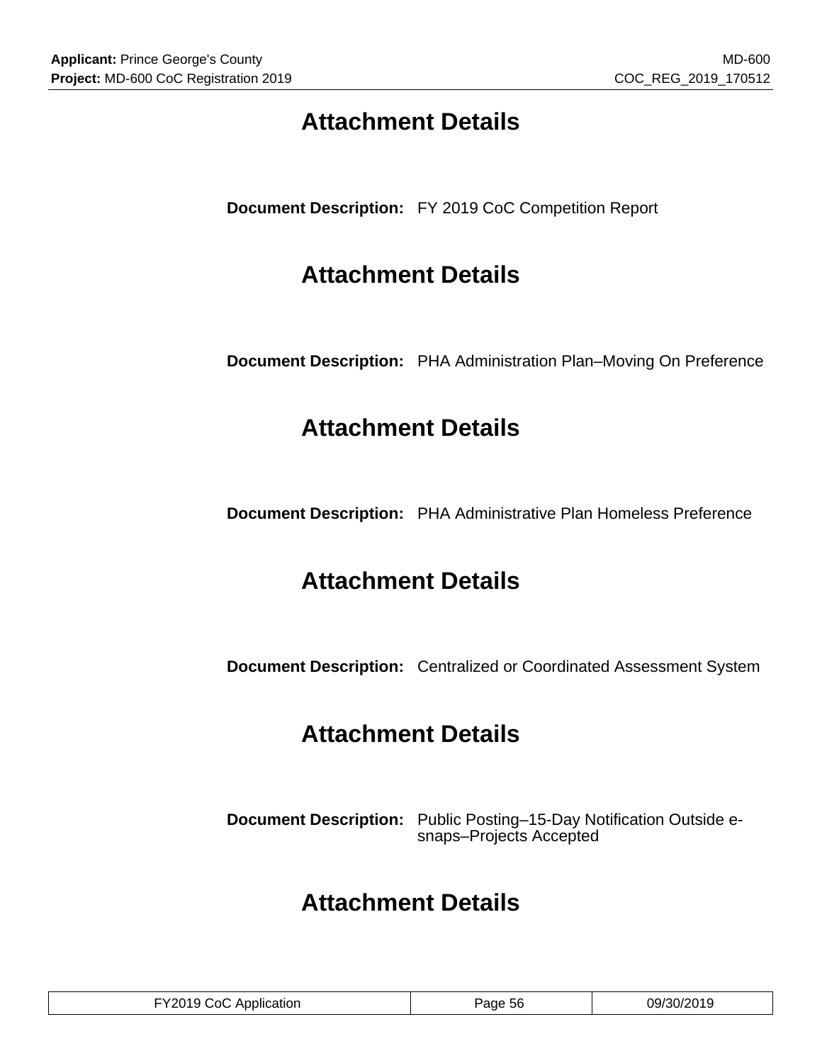## Attachment Details

**Document Description:** FY 2019 CoC Competition Report

## Attachment Details

**Document Description:** PHA Administration Plan–Moving On Preference

## Attachment Details

**Document Description:** PHA Administrative Plan Homeless Preference

## Attachment Details

**Document Description:** Centralized or Coordinated Assessment System

## Attachment Details

**Document Description:** Public Posting–15-Day Notification Outside e-snaps–Projects Accepted

## Attachment Details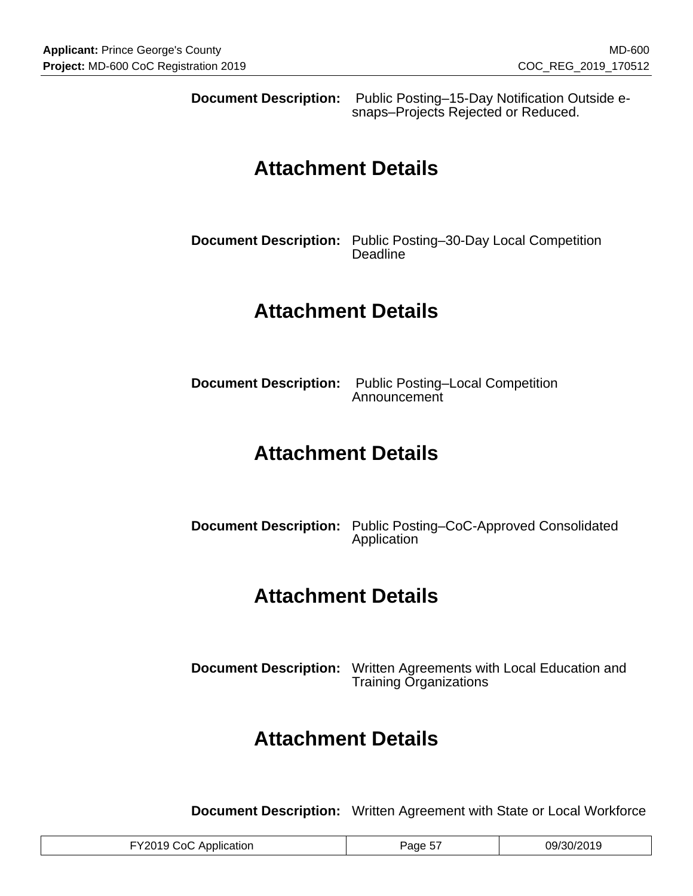**Document Description:** Public Posting–15-Day Notification Outside e-snaps–Projects Rejected or Reduced.

# Attachment Details

**Document Description:** Public Posting–30-Day Local Competition Deadline

# Attachment Details

**Document Description:** Public Posting–Local Competition Announcement

# Attachment Details

**Document Description:** Public Posting–CoC-Approved Consolidated Application

# Attachment Details

**Document Description:** Written Agreements with Local Education and Training Organizations

# Attachment Details

**Document Description:** Written Agreement with State or Local Workforce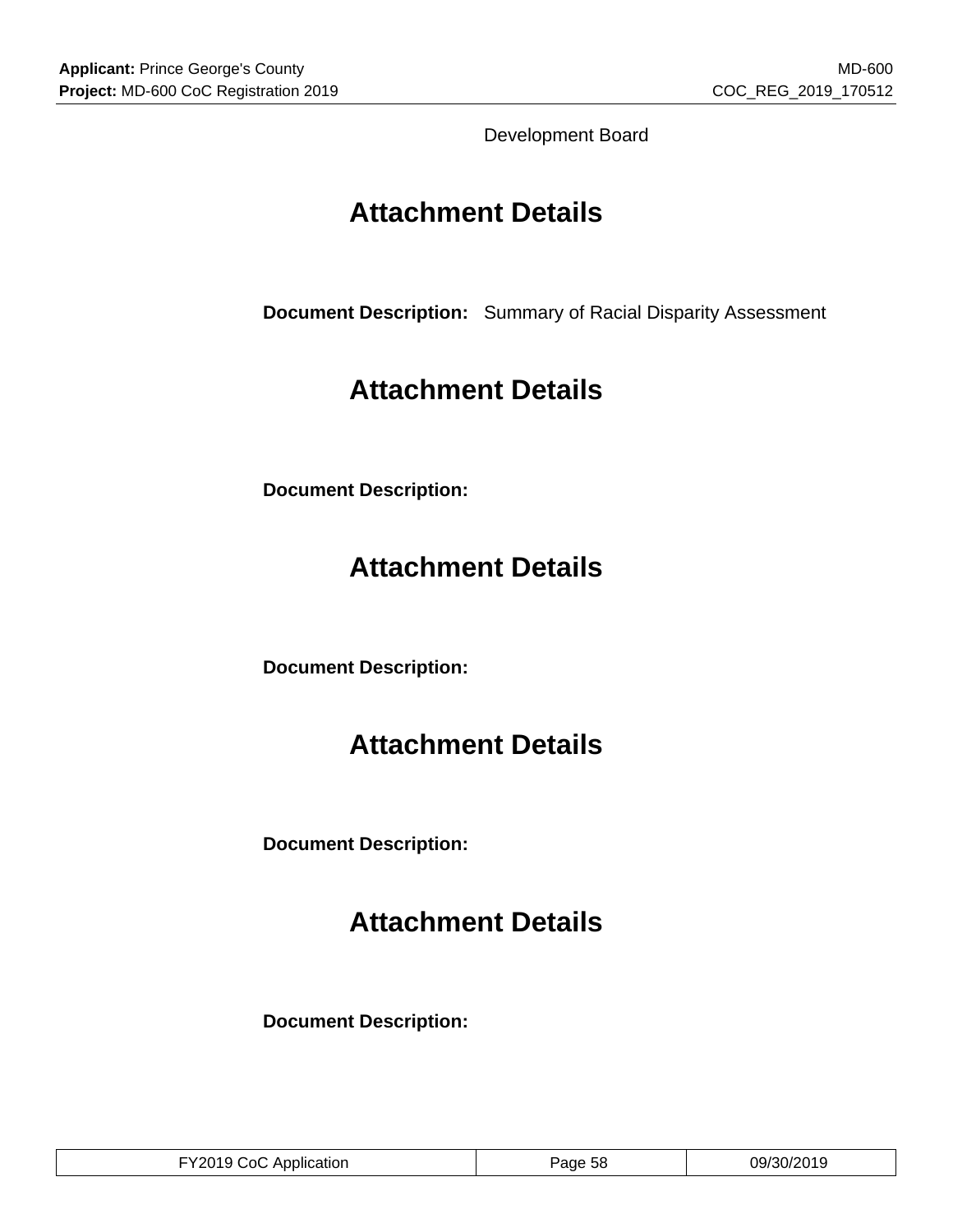Development Board

## Attachment Details

**Document Description:** Summary of Racial Disparity Assessment

## Attachment Details

**Document Description:**

## Attachment Details

**Document Description:**

## Attachment Details

**Document Description:**

## Attachment Details

**Document Description:**